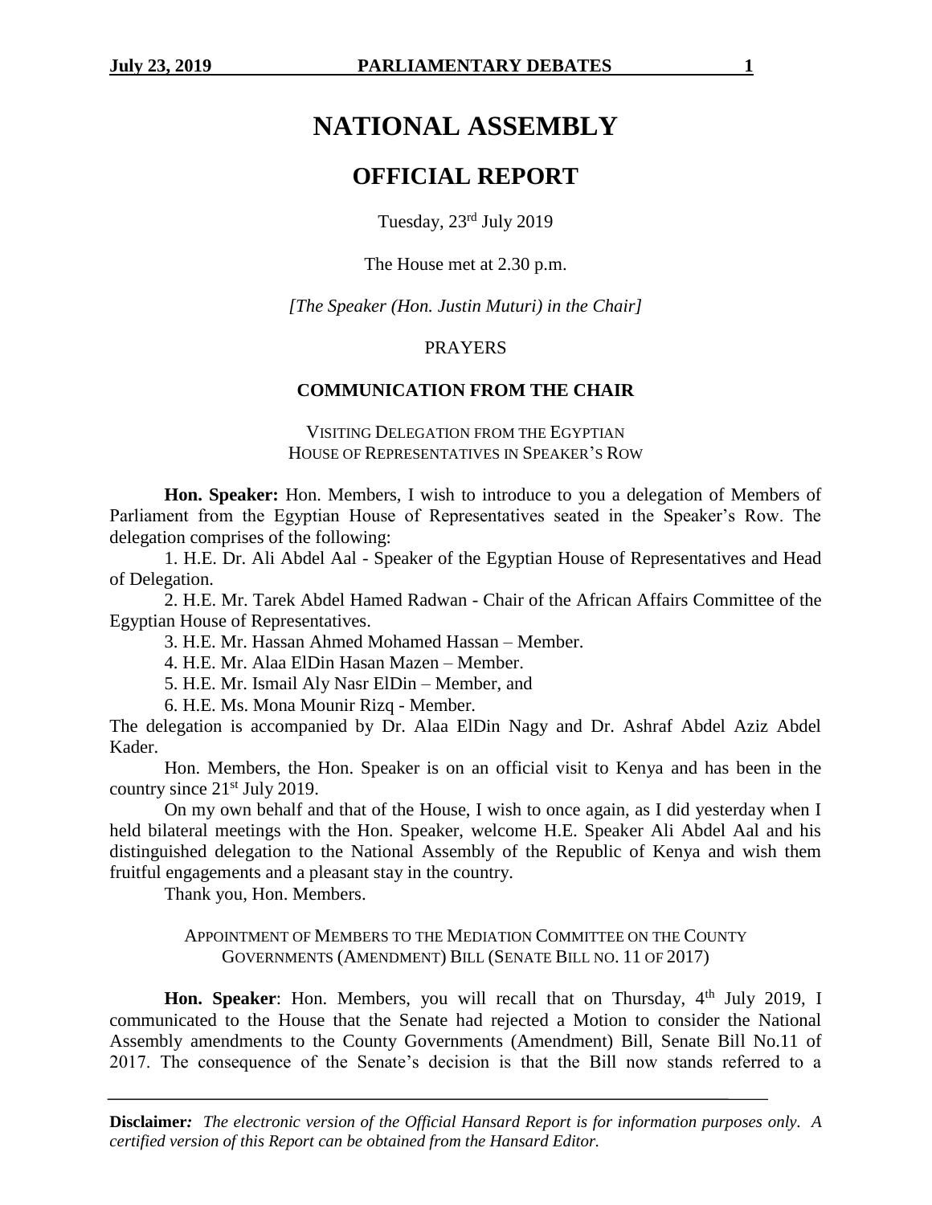# NATIONAL ASSEMBLY

# OFFICIAL REPORT

Tuesday, 23rd July 2019

The House met at 2.30 p.m.

*[The Speaker (Hon. Justin Muturi) in the Chair]*

PRAYERS

## COMMUNICATION FROM THE CHAIR

VISITING DELEGATION FROM THE EGYPTIAN HOUSE OF REPRESENTATIVES IN SPEAKER'S ROW

**Hon. Speaker:** Hon. Members, I wish to introduce to you a delegation of Members of Parliament from the Egyptian House of Representatives seated in the Speaker's Row. The delegation comprises of the following:

1. H.E. Dr. Ali Abdel Aal - Speaker of the Egyptian House of Representatives and Head of Delegation.
2. H.E. Mr. Tarek Abdel Hamed Radwan - Chair of the African Affairs Committee of the Egyptian House of Representatives.
3. H.E. Mr. Hassan Ahmed Mohamed Hassan – Member.
4. H.E. Mr. Alaa ElDin Hasan Mazen – Member.
5. H.E. Mr. Ismail Aly Nasr ElDin – Member, and
6. H.E. Ms. Mona Mounir Rizq - Member.

The delegation is accompanied by Dr. Alaa ElDin Nagy and Dr. Ashraf Abdel Aziz Abdel Kader.

Hon. Members, the Hon. Speaker is on an official visit to Kenya and has been in the country since 21st July 2019.

On my own behalf and that of the House, I wish to once again, as I did yesterday when I held bilateral meetings with the Hon. Speaker, welcome H.E. Speaker Ali Abdel Aal and his distinguished delegation to the National Assembly of the Republic of Kenya and wish them fruitful engagements and a pleasant stay in the country.

Thank you, Hon. Members.

APPOINTMENT OF MEMBERS TO THE MEDIATION COMMITTEE ON THE COUNTY GOVERNMENTS (AMENDMENT) BILL (SENATE BILL NO. 11 OF 2017)

**Hon. Speaker**: Hon. Members, you will recall that on Thursday, 4th July 2019, I communicated to the House that the Senate had rejected a Motion to consider the National Assembly amendments to the County Governments (Amendment) Bill, Senate Bill No.11 of 2017. The consequence of the Senate's decision is that the Bill now stands referred to a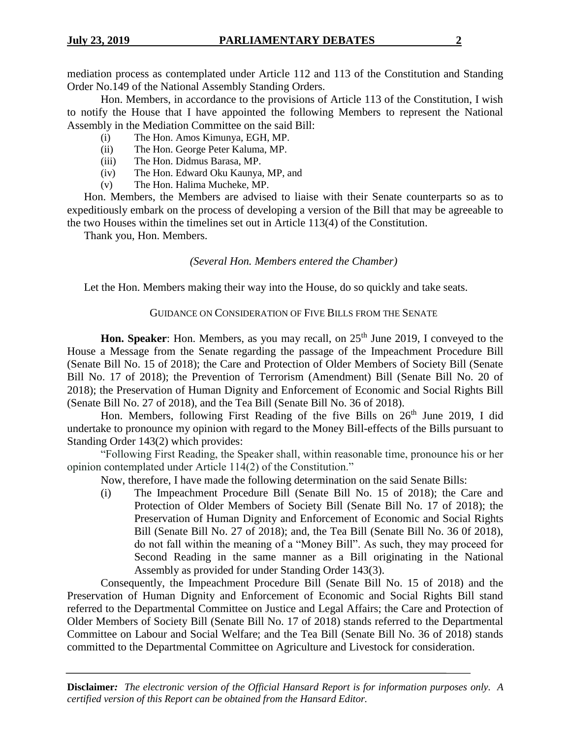mediation process as contemplated under Article 112 and 113 of the Constitution and Standing Order No.149 of the National Assembly Standing Orders.

Hon. Members, in accordance to the provisions of Article 113 of the Constitution, I wish to notify the House that I have appointed the following Members to represent the National Assembly in the Mediation Committee on the said Bill:

(i) The Hon. Amos Kimunya, EGH, MP.
(ii) The Hon. George Peter Kaluma, MP.
(iii) The Hon. Didmus Barasa, MP.
(iv) The Hon. Edward Oku Kaunya, MP, and
(v) The Hon. Halima Mucheke, MP.

Hon. Members, the Members are advised to liaise with their Senate counterparts so as to expeditiously embark on the process of developing a version of the Bill that may be agreeable to the two Houses within the timelines set out in Article 113(4) of the Constitution.

Thank you, Hon. Members.

*(Several Hon. Members entered the Chamber)*

Let the Hon. Members making their way into the House, do so quickly and take seats.

GUIDANCE ON CONSIDERATION OF FIVE BILLS FROM THE SENATE

**Hon. Speaker**: Hon. Members, as you may recall, on 25th June 2019, I conveyed to the House a Message from the Senate regarding the passage of the Impeachment Procedure Bill (Senate Bill No. 15 of 2018); the Care and Protection of Older Members of Society Bill (Senate Bill No. 17 of 2018); the Prevention of Terrorism (Amendment) Bill (Senate Bill No. 20 of 2018); the Preservation of Human Dignity and Enforcement of Economic and Social Rights Bill (Senate Bill No. 27 of 2018), and the Tea Bill (Senate Bill No. 36 of 2018).

Hon. Members, following First Reading of the five Bills on 26th June 2019, I did undertake to pronounce my opinion with regard to the Money Bill-effects of the Bills pursuant to Standing Order 143(2) which provides:

"Following First Reading, the Speaker shall, within reasonable time, pronounce his or her opinion contemplated under Article 114(2) of the Constitution."

Now, therefore, I have made the following determination on the said Senate Bills:

(i) The Impeachment Procedure Bill (Senate Bill No. 15 of 2018); the Care and Protection of Older Members of Society Bill (Senate Bill No. 17 of 2018); the Preservation of Human Dignity and Enforcement of Economic and Social Rights Bill (Senate Bill No. 27 of 2018); and, the Tea Bill (Senate Bill No. 36 0f 2018), do not fall within the meaning of a "Money Bill". As such, they may proceed for Second Reading in the same manner as a Bill originating in the National Assembly as provided for under Standing Order 143(3).

Consequently, the Impeachment Procedure Bill (Senate Bill No. 15 of 2018) and the Preservation of Human Dignity and Enforcement of Economic and Social Rights Bill stand referred to the Departmental Committee on Justice and Legal Affairs; the Care and Protection of Older Members of Society Bill (Senate Bill No. 17 of 2018) stands referred to the Departmental Committee on Labour and Social Welfare; and the Tea Bill (Senate Bill No. 36 of 2018) stands committed to the Departmental Committee on Agriculture and Livestock for consideration.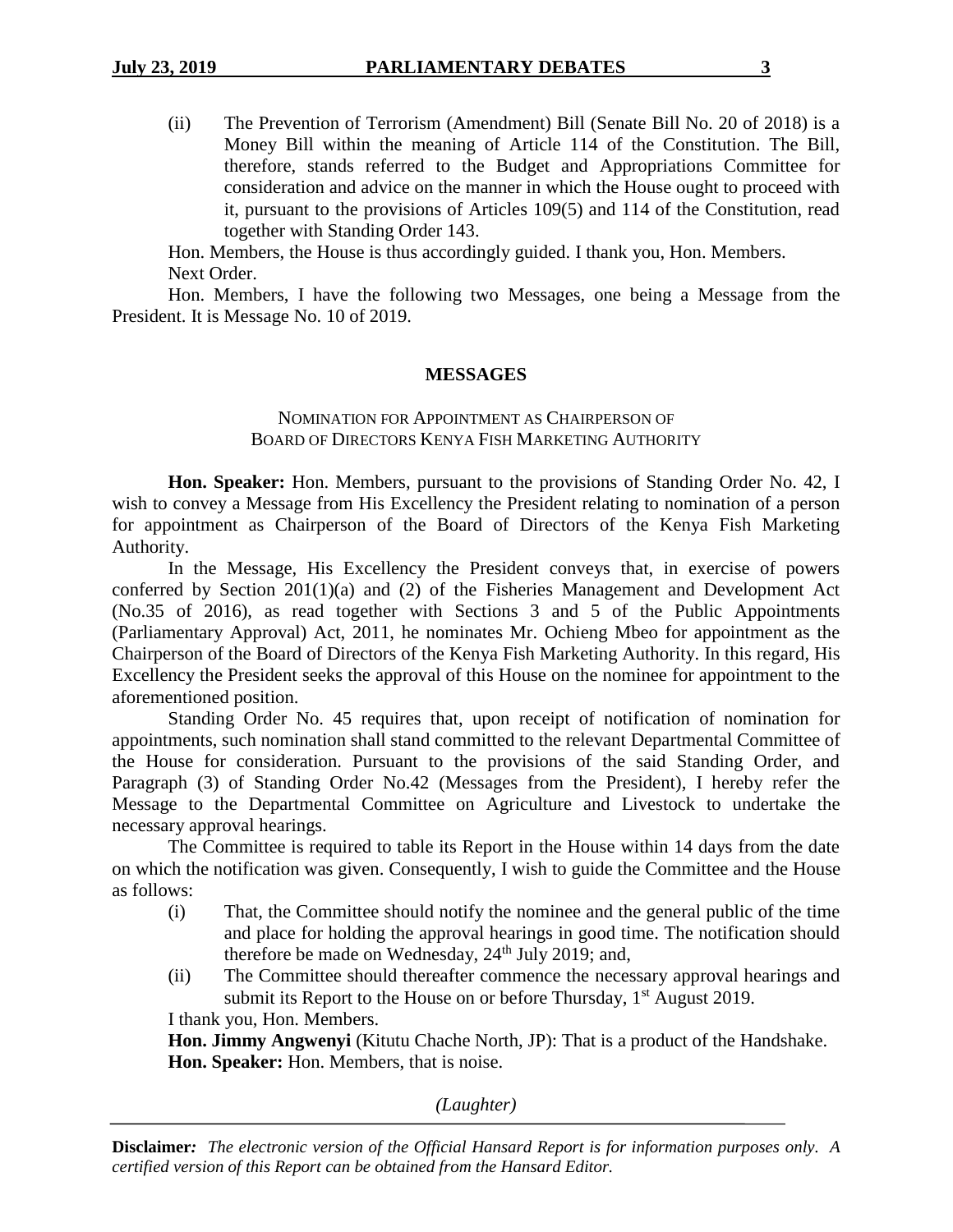(ii) The Prevention of Terrorism (Amendment) Bill (Senate Bill No. 20 of 2018) is a Money Bill within the meaning of Article 114 of the Constitution. The Bill, therefore, stands referred to the Budget and Appropriations Committee for consideration and advice on the manner in which the House ought to proceed with it, pursuant to the provisions of Articles 109(5) and 114 of the Constitution, read together with Standing Order 143.

Hon. Members, the House is thus accordingly guided. I thank you, Hon. Members.

Next Order.

Hon. Members, I have the following two Messages, one being a Message from the President. It is Message No. 10 of 2019.

## MESSAGES

### NOMINATION FOR APPOINTMENT AS CHAIRPERSON OF BOARD OF DIRECTORS KENYA FISH MARKETING AUTHORITY

**Hon. Speaker:** Hon. Members, pursuant to the provisions of Standing Order No. 42, I wish to convey a Message from His Excellency the President relating to nomination of a person for appointment as Chairperson of the Board of Directors of the Kenya Fish Marketing Authority.

In the Message, His Excellency the President conveys that, in exercise of powers conferred by Section 201(1)(a) and (2) of the Fisheries Management and Development Act (No.35 of 2016), as read together with Sections 3 and 5 of the Public Appointments (Parliamentary Approval) Act, 2011, he nominates Mr. Ochieng Mbeo for appointment as the Chairperson of the Board of Directors of the Kenya Fish Marketing Authority. In this regard, His Excellency the President seeks the approval of this House on the nominee for appointment to the aforementioned position.

Standing Order No. 45 requires that, upon receipt of notification of nomination for appointments, such nomination shall stand committed to the relevant Departmental Committee of the House for consideration. Pursuant to the provisions of the said Standing Order, and Paragraph (3) of Standing Order No.42 (Messages from the President), I hereby refer the Message to the Departmental Committee on Agriculture and Livestock to undertake the necessary approval hearings.

The Committee is required to table its Report in the House within 14 days from the date on which the notification was given. Consequently, I wish to guide the Committee and the House as follows:

(i) That, the Committee should notify the nominee and the general public of the time and place for holding the approval hearings in good time. The notification should therefore be made on Wednesday, 24th July 2019; and,

(ii) The Committee should thereafter commence the necessary approval hearings and submit its Report to the House on or before Thursday, 1st August 2019.

I thank you, Hon. Members.

**Hon. Jimmy Angwenyi** (Kitutu Chache North, JP): That is a product of the Handshake.

**Hon. Speaker:** Hon. Members, that is noise.

*(Laughter)*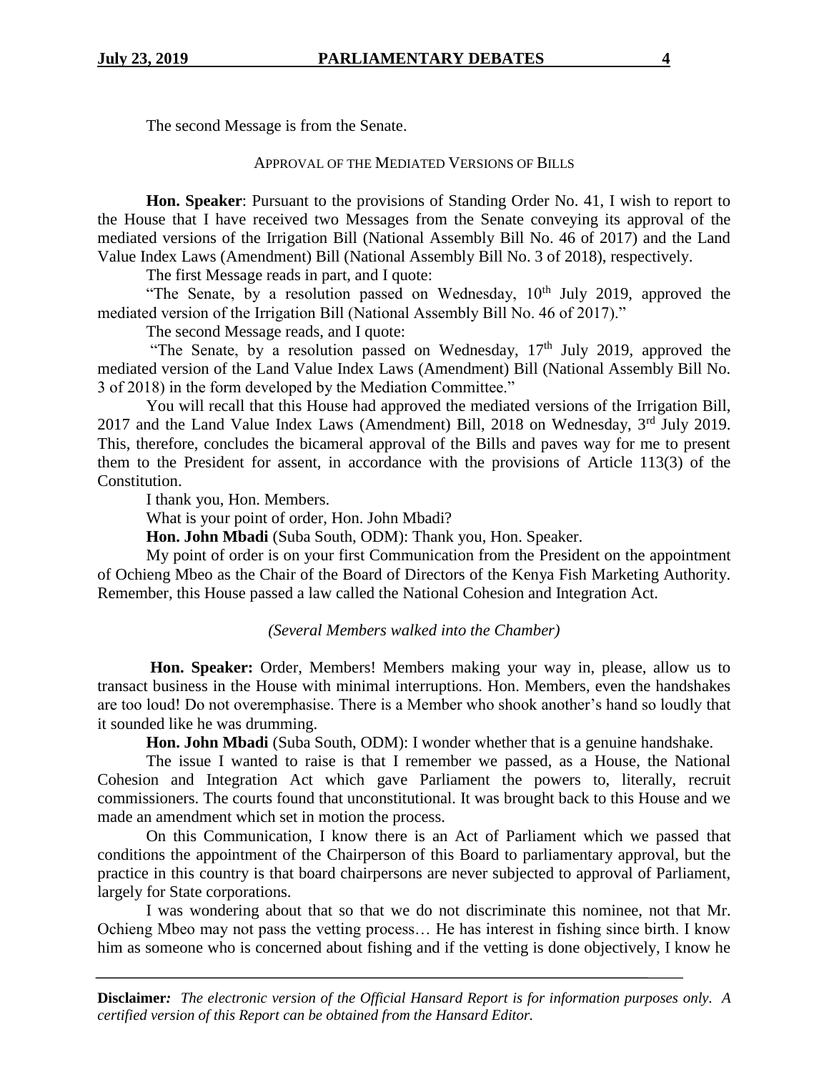The second Message is from the Senate.

APPROVAL OF THE MEDIATED VERSIONS OF BILLS

**Hon. Speaker**: Pursuant to the provisions of Standing Order No. 41, I wish to report to the House that I have received two Messages from the Senate conveying its approval of the mediated versions of the Irrigation Bill (National Assembly Bill No. 46 of 2017) and the Land Value Index Laws (Amendment) Bill (National Assembly Bill No. 3 of 2018), respectively.

The first Message reads in part, and I quote:

"The Senate, by a resolution passed on Wednesday, 10th July 2019, approved the mediated version of the Irrigation Bill (National Assembly Bill No. 46 of 2017)."

The second Message reads, and I quote:

"The Senate, by a resolution passed on Wednesday, 17th July 2019, approved the mediated version of the Land Value Index Laws (Amendment) Bill (National Assembly Bill No. 3 of 2018) in the form developed by the Mediation Committee."

You will recall that this House had approved the mediated versions of the Irrigation Bill, 2017 and the Land Value Index Laws (Amendment) Bill, 2018 on Wednesday, 3rd July 2019. This, therefore, concludes the bicameral approval of the Bills and paves way for me to present them to the President for assent, in accordance with the provisions of Article 113(3) of the Constitution.

I thank you, Hon. Members.

What is your point of order, Hon. John Mbadi?

**Hon. John Mbadi** (Suba South, ODM): Thank you, Hon. Speaker.

My point of order is on your first Communication from the President on the appointment of Ochieng Mbeo as the Chair of the Board of Directors of the Kenya Fish Marketing Authority. Remember, this House passed a law called the National Cohesion and Integration Act.

*(Several Members walked into the Chamber)*

**Hon. Speaker:** Order, Members! Members making your way in, please, allow us to transact business in the House with minimal interruptions. Hon. Members, even the handshakes are too loud! Do not overemphasise. There is a Member who shook another's hand so loudly that it sounded like he was drumming.

**Hon. John Mbadi** (Suba South, ODM): I wonder whether that is a genuine handshake.

The issue I wanted to raise is that I remember we passed, as a House, the National Cohesion and Integration Act which gave Parliament the powers to, literally, recruit commissioners. The courts found that unconstitutional. It was brought back to this House and we made an amendment which set in motion the process.

On this Communication, I know there is an Act of Parliament which we passed that conditions the appointment of the Chairperson of this Board to parliamentary approval, but the practice in this country is that board chairpersons are never subjected to approval of Parliament, largely for State corporations.

I was wondering about that so that we do not discriminate this nominee, not that Mr. Ochieng Mbeo may not pass the vetting process… He has interest in fishing since birth. I know him as someone who is concerned about fishing and if the vetting is done objectively, I know he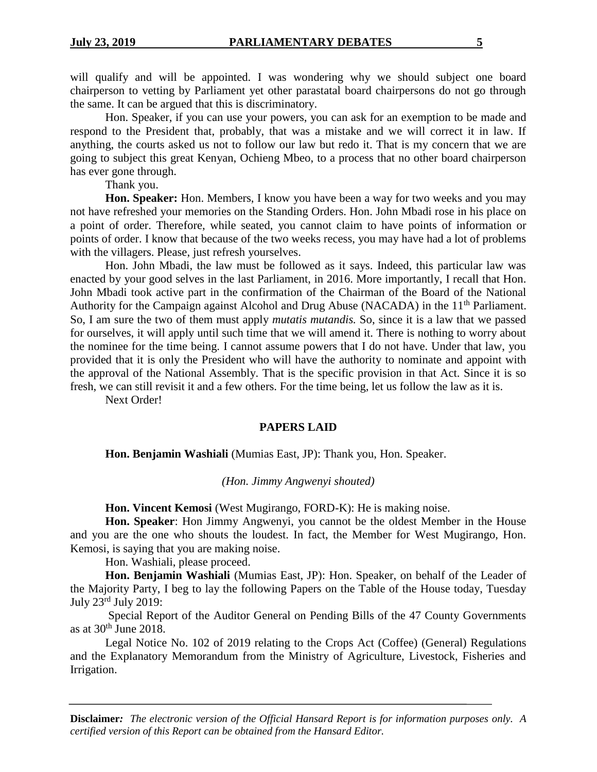will qualify and will be appointed. I was wondering why we should subject one board chairperson to vetting by Parliament yet other parastatal board chairpersons do not go through the same. It can be argued that this is discriminatory.

Hon. Speaker, if you can use your powers, you can ask for an exemption to be made and respond to the President that, probably, that was a mistake and we will correct it in law. If anything, the courts asked us not to follow our law but redo it. That is my concern that we are going to subject this great Kenyan, Ochieng Mbeo, to a process that no other board chairperson has ever gone through.

Thank you.

**Hon. Speaker:** Hon. Members, I know you have been a way for two weeks and you may not have refreshed your memories on the Standing Orders. Hon. John Mbadi rose in his place on a point of order. Therefore, while seated, you cannot claim to have points of information or points of order. I know that because of the two weeks recess, you may have had a lot of problems with the villagers. Please, just refresh yourselves.

Hon. John Mbadi, the law must be followed as it says. Indeed, this particular law was enacted by your good selves in the last Parliament, in 2016. More importantly, I recall that Hon. John Mbadi took active part in the confirmation of the Chairman of the Board of the National Authority for the Campaign against Alcohol and Drug Abuse (NACADA) in the 11th Parliament. So, I am sure the two of them must apply *mutatis mutandis.* So, since it is a law that we passed for ourselves, it will apply until such time that we will amend it. There is nothing to worry about the nominee for the time being. I cannot assume powers that I do not have. Under that law, you provided that it is only the President who will have the authority to nominate and appoint with the approval of the National Assembly. That is the specific provision in that Act. Since it is so fresh, we can still revisit it and a few others. For the time being, let us follow the law as it is.

Next Order!

## PAPERS LAID

**Hon. Benjamin Washiali** (Mumias East, JP): Thank you, Hon. Speaker.

*(Hon. Jimmy Angwenyi shouted)*

**Hon. Vincent Kemosi** (West Mugirango, FORD-K): He is making noise.

**Hon. Speaker**: Hon Jimmy Angwenyi, you cannot be the oldest Member in the House and you are the one who shouts the loudest. In fact, the Member for West Mugirango, Hon. Kemosi, is saying that you are making noise.

Hon. Washiali, please proceed.

**Hon. Benjamin Washiali** (Mumias East, JP): Hon. Speaker, on behalf of the Leader of the Majority Party, I beg to lay the following Papers on the Table of the House today, Tuesday July 23rd July 2019:

Special Report of the Auditor General on Pending Bills of the 47 County Governments as at 30th June 2018.

Legal Notice No. 102 of 2019 relating to the Crops Act (Coffee) (General) Regulations and the Explanatory Memorandum from the Ministry of Agriculture, Livestock, Fisheries and Irrigation.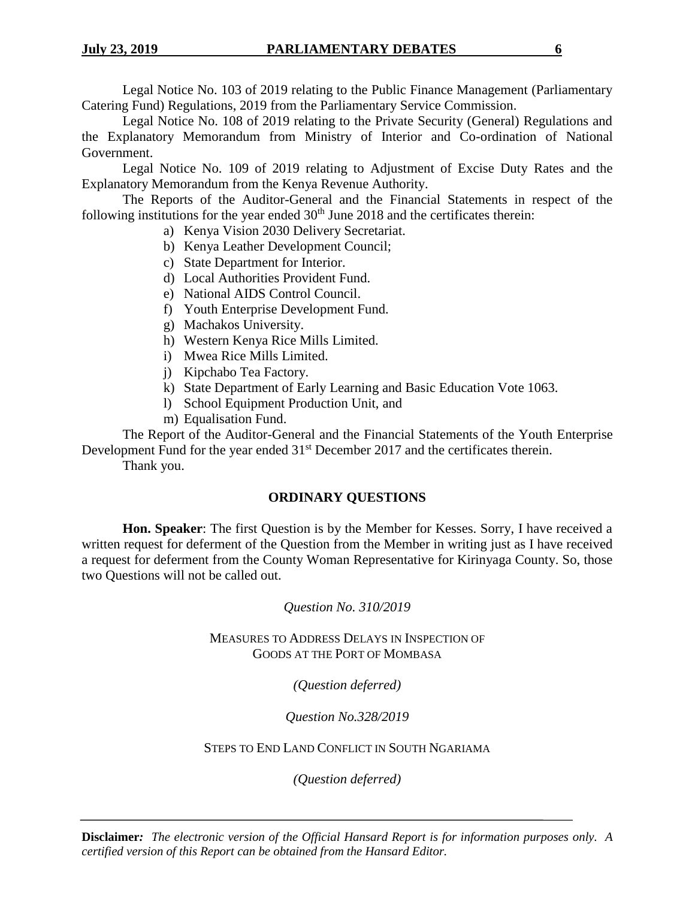Legal Notice No. 103 of 2019 relating to the Public Finance Management (Parliamentary Catering Fund) Regulations, 2019 from the Parliamentary Service Commission.

Legal Notice No. 108 of 2019 relating to the Private Security (General) Regulations and the Explanatory Memorandum from Ministry of Interior and Co-ordination of National Government.

Legal Notice No. 109 of 2019 relating to Adjustment of Excise Duty Rates and the Explanatory Memorandum from the Kenya Revenue Authority.

The Reports of the Auditor-General and the Financial Statements in respect of the following institutions for the year ended 30th June 2018 and the certificates therein:

a) Kenya Vision 2030 Delivery Secretariat.
b) Kenya Leather Development Council;
c) State Department for Interior.
d) Local Authorities Provident Fund.
e) National AIDS Control Council.
f) Youth Enterprise Development Fund.
g) Machakos University.
h) Western Kenya Rice Mills Limited.
i) Mwea Rice Mills Limited.
j) Kipchabo Tea Factory.
k) State Department of Early Learning and Basic Education Vote 1063.
l) School Equipment Production Unit, and
m) Equalisation Fund.

The Report of the Auditor-General and the Financial Statements of the Youth Enterprise Development Fund for the year ended 31st December 2017 and the certificates therein.

Thank you.

## ORDINARY QUESTIONS

**Hon. Speaker**: The first Question is by the Member for Kesses. Sorry, I have received a written request for deferment of the Question from the Member in writing just as I have received a request for deferment from the County Woman Representative for Kirinyaga County. So, those two Questions will not be called out.

*Question No. 310/2019*

MEASURES TO ADDRESS DELAYS IN INSPECTION OF GOODS AT THE PORT OF MOMBASA

*(Question deferred)*

*Question No.328/2019*

STEPS TO END LAND CONFLICT IN SOUTH NGARIAMA

*(Question deferred)*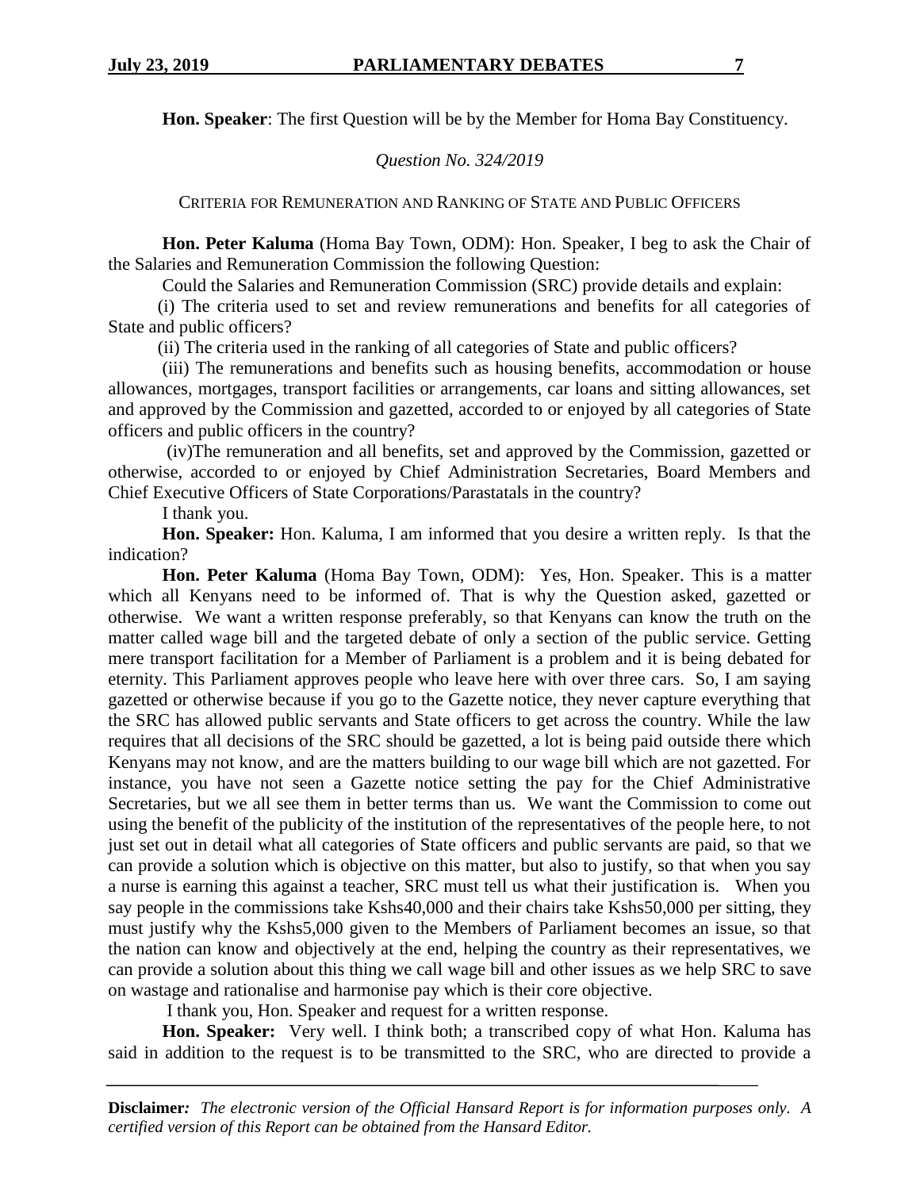**Hon. Speaker**: The first Question will be by the Member for Homa Bay Constituency.

*Question No. 324/2019*

CRITERIA FOR REMUNERATION AND RANKING OF STATE AND PUBLIC OFFICERS

**Hon. Peter Kaluma** (Homa Bay Town, ODM): Hon. Speaker, I beg to ask the Chair of the Salaries and Remuneration Commission the following Question:

Could the Salaries and Remuneration Commission (SRC) provide details and explain:

(i) The criteria used to set and review remunerations and benefits for all categories of State and public officers?

(ii) The criteria used in the ranking of all categories of State and public officers?

(iii) The remunerations and benefits such as housing benefits, accommodation or house allowances, mortgages, transport facilities or arrangements, car loans and sitting allowances, set and approved by the Commission and gazetted, accorded to or enjoyed by all categories of State officers and public officers in the country?

(iv)The remuneration and all benefits, set and approved by the Commission, gazetted or otherwise, accorded to or enjoyed by Chief Administration Secretaries, Board Members and Chief Executive Officers of State Corporations/Parastatals in the country?

I thank you.

**Hon. Speaker:** Hon. Kaluma, I am informed that you desire a written reply. Is that the indication?

**Hon. Peter Kaluma** (Homa Bay Town, ODM): Yes, Hon. Speaker. This is a matter which all Kenyans need to be informed of. That is why the Question asked, gazetted or otherwise. We want a written response preferably, so that Kenyans can know the truth on the matter called wage bill and the targeted debate of only a section of the public service. Getting mere transport facilitation for a Member of Parliament is a problem and it is being debated for eternity. This Parliament approves people who leave here with over three cars. So, I am saying gazetted or otherwise because if you go to the Gazette notice, they never capture everything that the SRC has allowed public servants and State officers to get across the country. While the law requires that all decisions of the SRC should be gazetted, a lot is being paid outside there which Kenyans may not know, and are the matters building to our wage bill which are not gazetted. For instance, you have not seen a Gazette notice setting the pay for the Chief Administrative Secretaries, but we all see them in better terms than us. We want the Commission to come out using the benefit of the publicity of the institution of the representatives of the people here, to not just set out in detail what all categories of State officers and public servants are paid, so that we can provide a solution which is objective on this matter, but also to justify, so that when you say a nurse is earning this against a teacher, SRC must tell us what their justification is. When you say people in the commissions take Kshs40,000 and their chairs take Kshs50,000 per sitting, they must justify why the Kshs5,000 given to the Members of Parliament becomes an issue, so that the nation can know and objectively at the end, helping the country as their representatives, we can provide a solution about this thing we call wage bill and other issues as we help SRC to save on wastage and rationalise and harmonise pay which is their core objective.

I thank you, Hon. Speaker and request for a written response.

**Hon. Speaker:** Very well. I think both; a transcribed copy of what Hon. Kaluma has said in addition to the request is to be transmitted to the SRC, who are directed to provide a

**Disclaimer***:* *The electronic version of the Official Hansard Report is for information purposes only. A certified version of this Report can be obtained from the Hansard Editor.*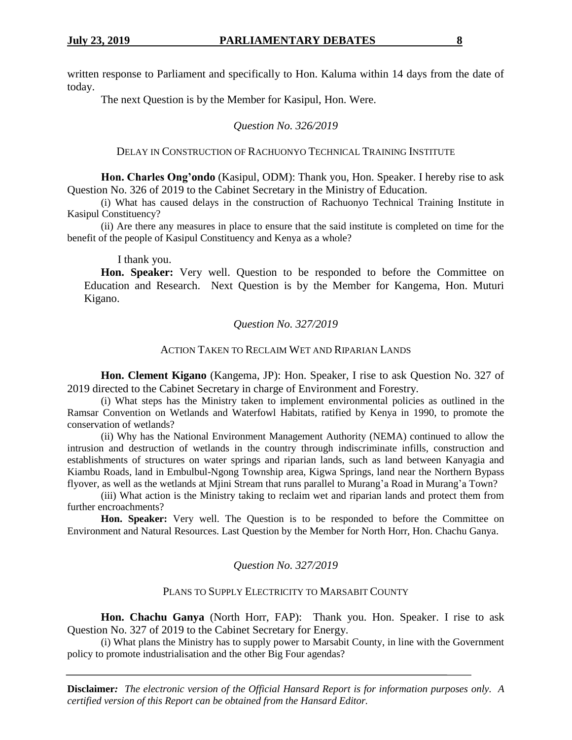written response to Parliament and specifically to Hon. Kaluma within 14 days from the date of today.

The next Question is by the Member for Kasipul, Hon. Were.

*Question No. 326/2019*

DELAY IN CONSTRUCTION OF RACHUONYO TECHNICAL TRAINING INSTITUTE

**Hon. Charles Ong'ondo** (Kasipul, ODM): Thank you, Hon. Speaker. I hereby rise to ask Question No. 326 of 2019 to the Cabinet Secretary in the Ministry of Education.

(i) What has caused delays in the construction of Rachuonyo Technical Training Institute in Kasipul Constituency?

(ii) Are there any measures in place to ensure that the said institute is completed on time for the benefit of the people of Kasipul Constituency and Kenya as a whole?

I thank you.

**Hon. Speaker:** Very well. Question to be responded to before the Committee on Education and Research. Next Question is by the Member for Kangema, Hon. Muturi Kigano.

*Question No. 327/2019*

ACTION TAKEN TO RECLAIM WET AND RIPARIAN LANDS

**Hon. Clement Kigano** (Kangema, JP): Hon. Speaker, I rise to ask Question No. 327 of 2019 directed to the Cabinet Secretary in charge of Environment and Forestry.

(i) What steps has the Ministry taken to implement environmental policies as outlined in the Ramsar Convention on Wetlands and Waterfowl Habitats, ratified by Kenya in 1990, to promote the conservation of wetlands?

(ii) Why has the National Environment Management Authority (NEMA) continued to allow the intrusion and destruction of wetlands in the country through indiscriminate infills, construction and establishments of structures on water springs and riparian lands, such as land between Kanyagia and Kiambu Roads, land in Embulbul-Ngong Township area, Kigwa Springs, land near the Northern Bypass flyover, as well as the wetlands at Mjini Stream that runs parallel to Murang'a Road in Murang'a Town?

(iii) What action is the Ministry taking to reclaim wet and riparian lands and protect them from further encroachments?

**Hon. Speaker:** Very well. The Question is to be responded to before the Committee on Environment and Natural Resources. Last Question by the Member for North Horr, Hon. Chachu Ganya.

*Question No. 327/2019*

PLANS TO SUPPLY ELECTRICITY TO MARSABIT COUNTY

**Hon. Chachu Ganya** (North Horr, FAP): Thank you. Hon. Speaker. I rise to ask Question No. 327 of 2019 to the Cabinet Secretary for Energy.

(i) What plans the Ministry has to supply power to Marsabit County, in line with the Government policy to promote industrialisation and the other Big Four agendas?

**Disclaimer***:* *The electronic version of the Official Hansard Report is for information purposes only. A certified version of this Report can be obtained from the Hansard Editor.*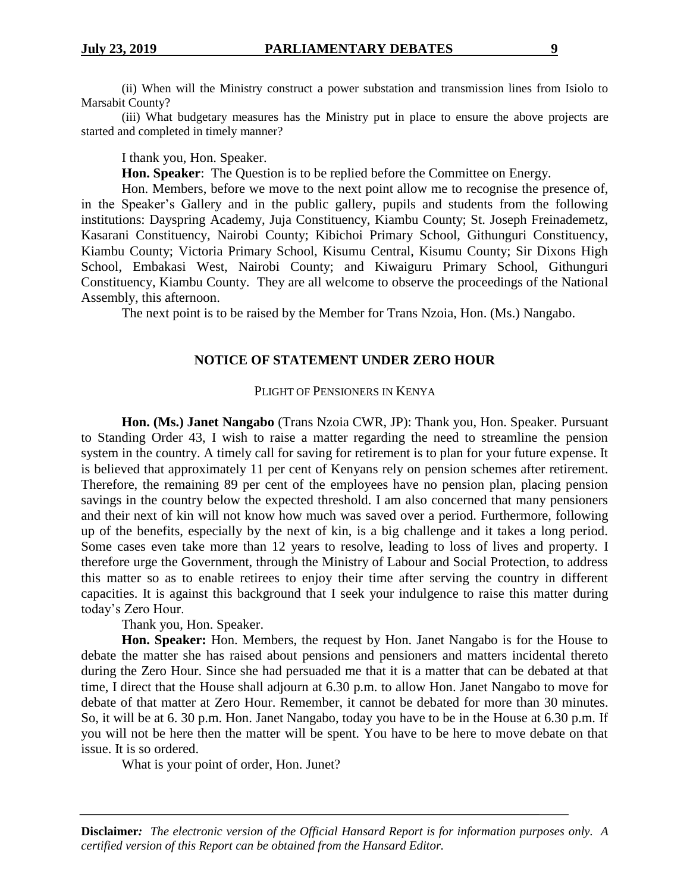(ii) When will the Ministry construct a power substation and transmission lines from Isiolo to Marsabit County?

(iii) What budgetary measures has the Ministry put in place to ensure the above projects are started and completed in timely manner?

I thank you, Hon. Speaker.

**Hon. Speaker**: The Question is to be replied before the Committee on Energy.

Hon. Members, before we move to the next point allow me to recognise the presence of, in the Speaker's Gallery and in the public gallery, pupils and students from the following institutions: Dayspring Academy, Juja Constituency, Kiambu County; St. Joseph Freinademetz, Kasarani Constituency, Nairobi County; Kibichoi Primary School, Githunguri Constituency, Kiambu County; Victoria Primary School, Kisumu Central, Kisumu County; Sir Dixons High School, Embakasi West, Nairobi County; and Kiwaiguru Primary School, Githunguri Constituency, Kiambu County. They are all welcome to observe the proceedings of the National Assembly, this afternoon.

The next point is to be raised by the Member for Trans Nzoia, Hon. (Ms.) Nangabo.

## NOTICE OF STATEMENT UNDER ZERO HOUR

### PLIGHT OF PENSIONERS IN KENYA

**Hon. (Ms.) Janet Nangabo** (Trans Nzoia CWR, JP): Thank you, Hon. Speaker. Pursuant to Standing Order 43, I wish to raise a matter regarding the need to streamline the pension system in the country. A timely call for saving for retirement is to plan for your future expense. It is believed that approximately 11 per cent of Kenyans rely on pension schemes after retirement. Therefore, the remaining 89 per cent of the employees have no pension plan, placing pension savings in the country below the expected threshold. I am also concerned that many pensioners and their next of kin will not know how much was saved over a period. Furthermore, following up of the benefits, especially by the next of kin, is a big challenge and it takes a long period. Some cases even take more than 12 years to resolve, leading to loss of lives and property. I therefore urge the Government, through the Ministry of Labour and Social Protection, to address this matter so as to enable retirees to enjoy their time after serving the country in different capacities. It is against this background that I seek your indulgence to raise this matter during today's Zero Hour.

Thank you, Hon. Speaker.

**Hon. Speaker:** Hon. Members, the request by Hon. Janet Nangabo is for the House to debate the matter she has raised about pensions and pensioners and matters incidental thereto during the Zero Hour. Since she had persuaded me that it is a matter that can be debated at that time, I direct that the House shall adjourn at 6.30 p.m. to allow Hon. Janet Nangabo to move for debate of that matter at Zero Hour. Remember, it cannot be debated for more than 30 minutes. So, it will be at 6. 30 p.m. Hon. Janet Nangabo, today you have to be in the House at 6.30 p.m. If you will not be here then the matter will be spent. You have to be here to move debate on that issue. It is so ordered.

What is your point of order, Hon. Junet?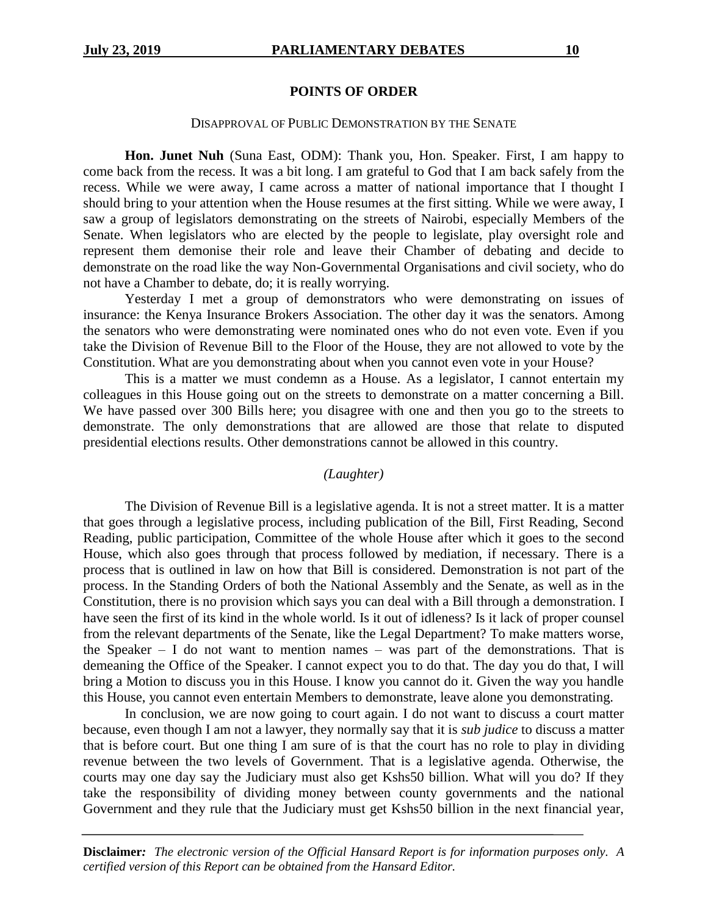## POINTS OF ORDER

DISAPPROVAL OF PUBLIC DEMONSTRATION BY THE SENATE

**Hon. Junet Nuh** (Suna East, ODM): Thank you, Hon. Speaker. First, I am happy to come back from the recess. It was a bit long. I am grateful to God that I am back safely from the recess. While we were away, I came across a matter of national importance that I thought I should bring to your attention when the House resumes at the first sitting. While we were away, I saw a group of legislators demonstrating on the streets of Nairobi, especially Members of the Senate. When legislators who are elected by the people to legislate, play oversight role and represent them demonise their role and leave their Chamber of debating and decide to demonstrate on the road like the way Non-Governmental Organisations and civil society, who do not have a Chamber to debate, do; it is really worrying.

Yesterday I met a group of demonstrators who were demonstrating on issues of insurance: the Kenya Insurance Brokers Association. The other day it was the senators. Among the senators who were demonstrating were nominated ones who do not even vote. Even if you take the Division of Revenue Bill to the Floor of the House, they are not allowed to vote by the Constitution. What are you demonstrating about when you cannot even vote in your House?

This is a matter we must condemn as a House. As a legislator, I cannot entertain my colleagues in this House going out on the streets to demonstrate on a matter concerning a Bill. We have passed over 300 Bills here; you disagree with one and then you go to the streets to demonstrate. The only demonstrations that are allowed are those that relate to disputed presidential elections results. Other demonstrations cannot be allowed in this country.

*(Laughter)*

The Division of Revenue Bill is a legislative agenda. It is not a street matter. It is a matter that goes through a legislative process, including publication of the Bill, First Reading, Second Reading, public participation, Committee of the whole House after which it goes to the second House, which also goes through that process followed by mediation, if necessary. There is a process that is outlined in law on how that Bill is considered. Demonstration is not part of the process. In the Standing Orders of both the National Assembly and the Senate, as well as in the Constitution, there is no provision which says you can deal with a Bill through a demonstration. I have seen the first of its kind in the whole world. Is it out of idleness? Is it lack of proper counsel from the relevant departments of the Senate, like the Legal Department? To make matters worse, the Speaker – I do not want to mention names – was part of the demonstrations. That is demeaning the Office of the Speaker. I cannot expect you to do that. The day you do that, I will bring a Motion to discuss you in this House. I know you cannot do it. Given the way you handle this House, you cannot even entertain Members to demonstrate, leave alone you demonstrating.

In conclusion, we are now going to court again. I do not want to discuss a court matter because, even though I am not a lawyer, they normally say that it is *sub judice* to discuss a matter that is before court. But one thing I am sure of is that the court has no role to play in dividing revenue between the two levels of Government. That is a legislative agenda. Otherwise, the courts may one day say the Judiciary must also get Kshs50 billion. What will you do? If they take the responsibility of dividing money between county governments and the national Government and they rule that the Judiciary must get Kshs50 billion in the next financial year,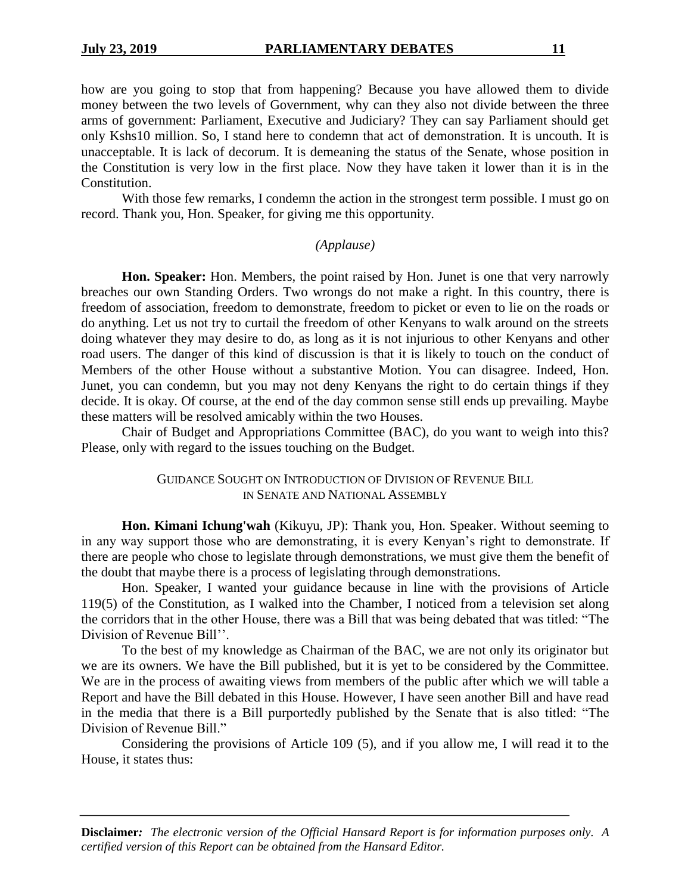how are you going to stop that from happening? Because you have allowed them to divide money between the two levels of Government, why can they also not divide between the three arms of government: Parliament, Executive and Judiciary? They can say Parliament should get only Kshs10 million. So, I stand here to condemn that act of demonstration. It is uncouth. It is unacceptable. It is lack of decorum. It is demeaning the status of the Senate, whose position in the Constitution is very low in the first place. Now they have taken it lower than it is in the Constitution.

With those few remarks, I condemn the action in the strongest term possible. I must go on record. Thank you, Hon. Speaker, for giving me this opportunity.

*(Applause)*

**Hon. Speaker:** Hon. Members, the point raised by Hon. Junet is one that very narrowly breaches our own Standing Orders. Two wrongs do not make a right. In this country, there is freedom of association, freedom to demonstrate, freedom to picket or even to lie on the roads or do anything. Let us not try to curtail the freedom of other Kenyans to walk around on the streets doing whatever they may desire to do, as long as it is not injurious to other Kenyans and other road users. The danger of this kind of discussion is that it is likely to touch on the conduct of Members of the other House without a substantive Motion. You can disagree. Indeed, Hon. Junet, you can condemn, but you may not deny Kenyans the right to do certain things if they decide. It is okay. Of course, at the end of the day common sense still ends up prevailing. Maybe these matters will be resolved amicably within the two Houses.

Chair of Budget and Appropriations Committee (BAC), do you want to weigh into this? Please, only with regard to the issues touching on the Budget.

GUIDANCE SOUGHT ON INTRODUCTION OF DIVISION OF REVENUE BILL IN SENATE AND NATIONAL ASSEMBLY

**Hon. Kimani Ichung'wah** (Kikuyu, JP): Thank you, Hon. Speaker. Without seeming to in any way support those who are demonstrating, it is every Kenyan's right to demonstrate. If there are people who chose to legislate through demonstrations, we must give them the benefit of the doubt that maybe there is a process of legislating through demonstrations.

Hon. Speaker, I wanted your guidance because in line with the provisions of Article 119(5) of the Constitution, as I walked into the Chamber, I noticed from a television set along the corridors that in the other House, there was a Bill that was being debated that was titled: "The Division of Revenue Bill''.

To the best of my knowledge as Chairman of the BAC, we are not only its originator but we are its owners. We have the Bill published, but it is yet to be considered by the Committee. We are in the process of awaiting views from members of the public after which we will table a Report and have the Bill debated in this House. However, I have seen another Bill and have read in the media that there is a Bill purportedly published by the Senate that is also titled: "The Division of Revenue Bill."

Considering the provisions of Article 109 (5), and if you allow me, I will read it to the House, it states thus: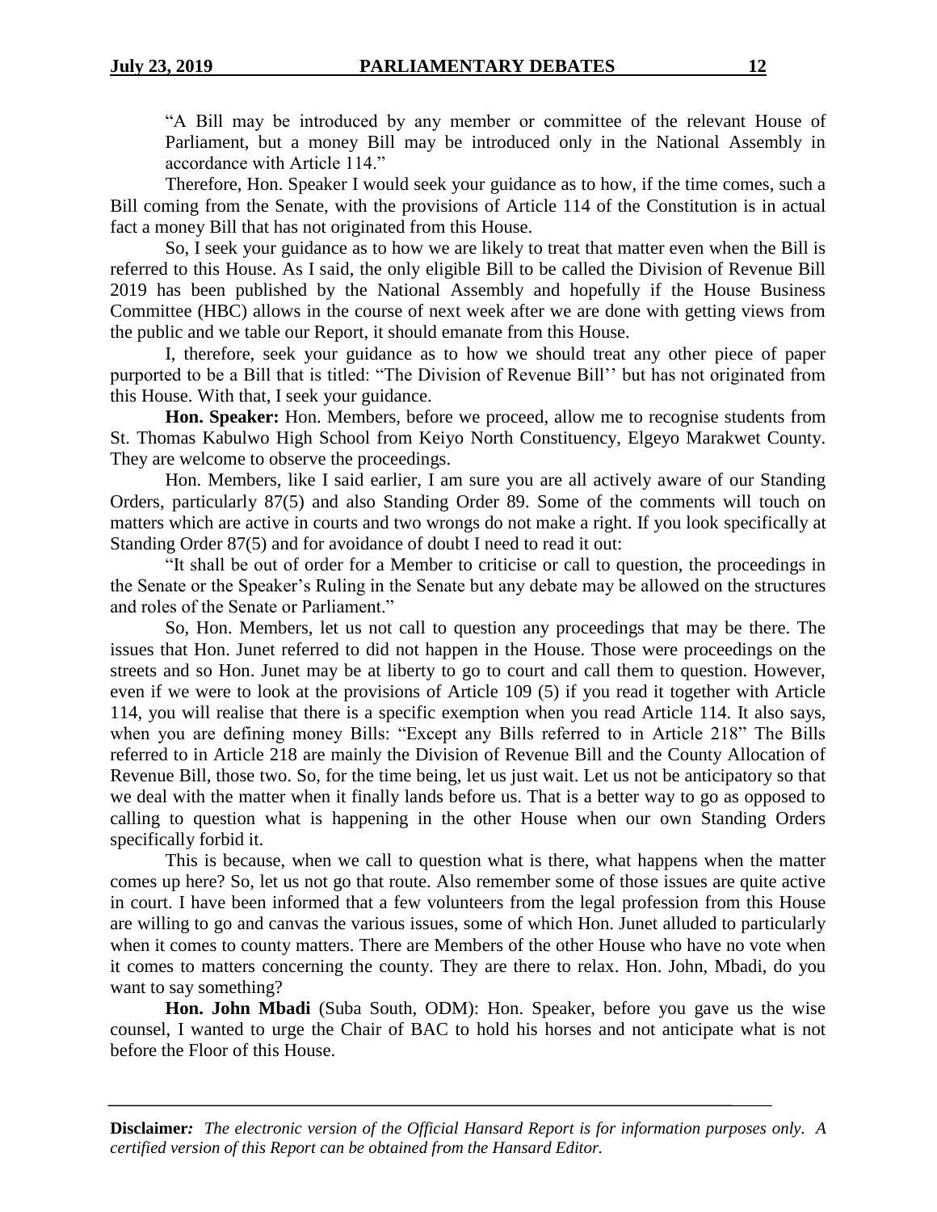"A Bill may be introduced by any member or committee of the relevant House of Parliament, but a money Bill may be introduced only in the National Assembly in accordance with Article 114."

Therefore, Hon. Speaker I would seek your guidance as to how, if the time comes, such a Bill coming from the Senate, with the provisions of Article 114 of the Constitution is in actual fact a money Bill that has not originated from this House.

So, I seek your guidance as to how we are likely to treat that matter even when the Bill is referred to this House. As I said, the only eligible Bill to be called the Division of Revenue Bill 2019 has been published by the National Assembly and hopefully if the House Business Committee (HBC) allows in the course of next week after we are done with getting views from the public and we table our Report, it should emanate from this House.

I, therefore, seek your guidance as to how we should treat any other piece of paper purported to be a Bill that is titled: "The Division of Revenue Bill'' but has not originated from this House. With that, I seek your guidance.

**Hon. Speaker:** Hon. Members, before we proceed, allow me to recognise students from St. Thomas Kabulwo High School from Keiyo North Constituency, Elgeyo Marakwet County. They are welcome to observe the proceedings.

Hon. Members, like I said earlier, I am sure you are all actively aware of our Standing Orders, particularly 87(5) and also Standing Order 89. Some of the comments will touch on matters which are active in courts and two wrongs do not make a right. If you look specifically at Standing Order 87(5) and for avoidance of doubt I need to read it out:

"It shall be out of order for a Member to criticise or call to question, the proceedings in the Senate or the Speaker's Ruling in the Senate but any debate may be allowed on the structures and roles of the Senate or Parliament."

So, Hon. Members, let us not call to question any proceedings that may be there. The issues that Hon. Junet referred to did not happen in the House. Those were proceedings on the streets and so Hon. Junet may be at liberty to go to court and call them to question. However, even if we were to look at the provisions of Article 109 (5) if you read it together with Article 114, you will realise that there is a specific exemption when you read Article 114. It also says, when you are defining money Bills: "Except any Bills referred to in Article 218" The Bills referred to in Article 218 are mainly the Division of Revenue Bill and the County Allocation of Revenue Bill, those two. So, for the time being, let us just wait. Let us not be anticipatory so that we deal with the matter when it finally lands before us. That is a better way to go as opposed to calling to question what is happening in the other House when our own Standing Orders specifically forbid it.

This is because, when we call to question what is there, what happens when the matter comes up here? So, let us not go that route. Also remember some of those issues are quite active in court. I have been informed that a few volunteers from the legal profession from this House are willing to go and canvas the various issues, some of which Hon. Junet alluded to particularly when it comes to county matters. There are Members of the other House who have no vote when it comes to matters concerning the county. They are there to relax. Hon. John, Mbadi, do you want to say something?

**Hon. John Mbadi** (Suba South, ODM): Hon. Speaker, before you gave us the wise counsel, I wanted to urge the Chair of BAC to hold his horses and not anticipate what is not before the Floor of this House.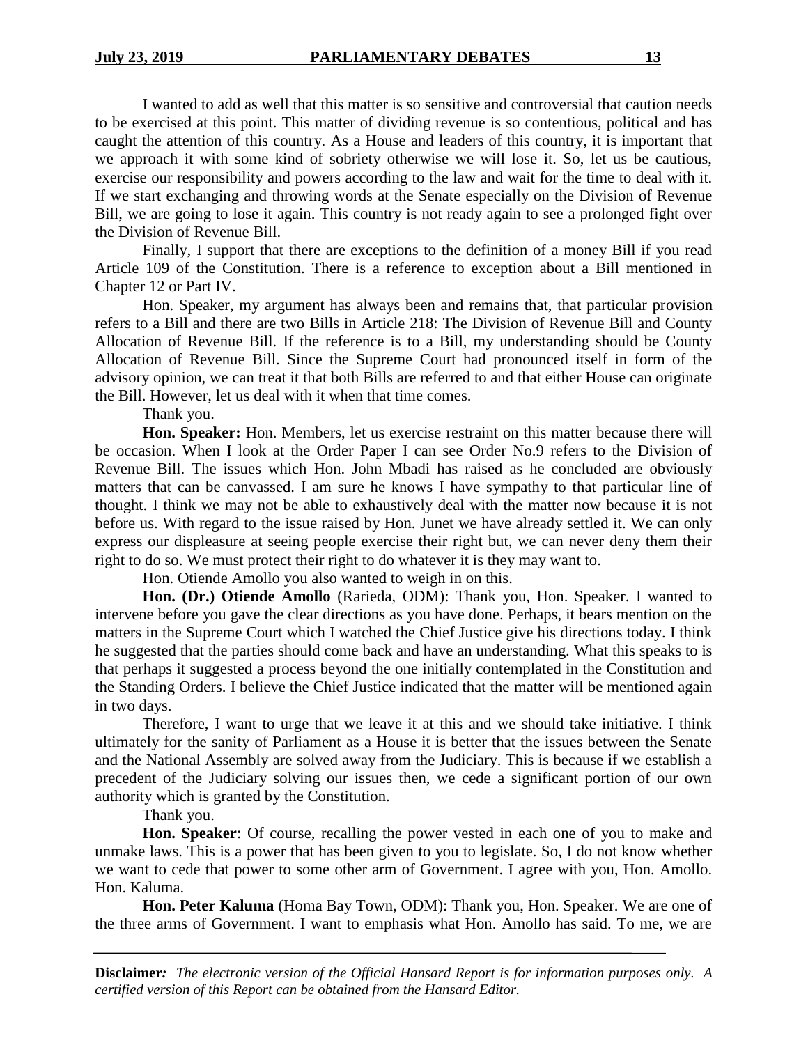I wanted to add as well that this matter is so sensitive and controversial that caution needs to be exercised at this point. This matter of dividing revenue is so contentious, political and has caught the attention of this country. As a House and leaders of this country, it is important that we approach it with some kind of sobriety otherwise we will lose it. So, let us be cautious, exercise our responsibility and powers according to the law and wait for the time to deal with it. If we start exchanging and throwing words at the Senate especially on the Division of Revenue Bill, we are going to lose it again. This country is not ready again to see a prolonged fight over the Division of Revenue Bill.

Finally, I support that there are exceptions to the definition of a money Bill if you read Article 109 of the Constitution. There is a reference to exception about a Bill mentioned in Chapter 12 or Part IV.

Hon. Speaker, my argument has always been and remains that, that particular provision refers to a Bill and there are two Bills in Article 218: The Division of Revenue Bill and County Allocation of Revenue Bill. If the reference is to a Bill, my understanding should be County Allocation of Revenue Bill. Since the Supreme Court had pronounced itself in form of the advisory opinion, we can treat it that both Bills are referred to and that either House can originate the Bill. However, let us deal with it when that time comes.

Thank you.

**Hon. Speaker:** Hon. Members, let us exercise restraint on this matter because there will be occasion. When I look at the Order Paper I can see Order No.9 refers to the Division of Revenue Bill. The issues which Hon. John Mbadi has raised as he concluded are obviously matters that can be canvassed. I am sure he knows I have sympathy to that particular line of thought. I think we may not be able to exhaustively deal with the matter now because it is not before us. With regard to the issue raised by Hon. Junet we have already settled it. We can only express our displeasure at seeing people exercise their right but, we can never deny them their right to do so. We must protect their right to do whatever it is they may want to.

Hon. Otiende Amollo you also wanted to weigh in on this.

**Hon. (Dr.) Otiende Amollo** (Rarieda, ODM): Thank you, Hon. Speaker. I wanted to intervene before you gave the clear directions as you have done. Perhaps, it bears mention on the matters in the Supreme Court which I watched the Chief Justice give his directions today. I think he suggested that the parties should come back and have an understanding. What this speaks to is that perhaps it suggested a process beyond the one initially contemplated in the Constitution and the Standing Orders. I believe the Chief Justice indicated that the matter will be mentioned again in two days.

Therefore, I want to urge that we leave it at this and we should take initiative. I think ultimately for the sanity of Parliament as a House it is better that the issues between the Senate and the National Assembly are solved away from the Judiciary. This is because if we establish a precedent of the Judiciary solving our issues then, we cede a significant portion of our own authority which is granted by the Constitution.

Thank you.

**Hon. Speaker**: Of course, recalling the power vested in each one of you to make and unmake laws. This is a power that has been given to you to legislate. So, I do not know whether we want to cede that power to some other arm of Government. I agree with you, Hon. Amollo. Hon. Kaluma.

**Hon. Peter Kaluma** (Homa Bay Town, ODM): Thank you, Hon. Speaker. We are one of the three arms of Government. I want to emphasis what Hon. Amollo has said. To me, we are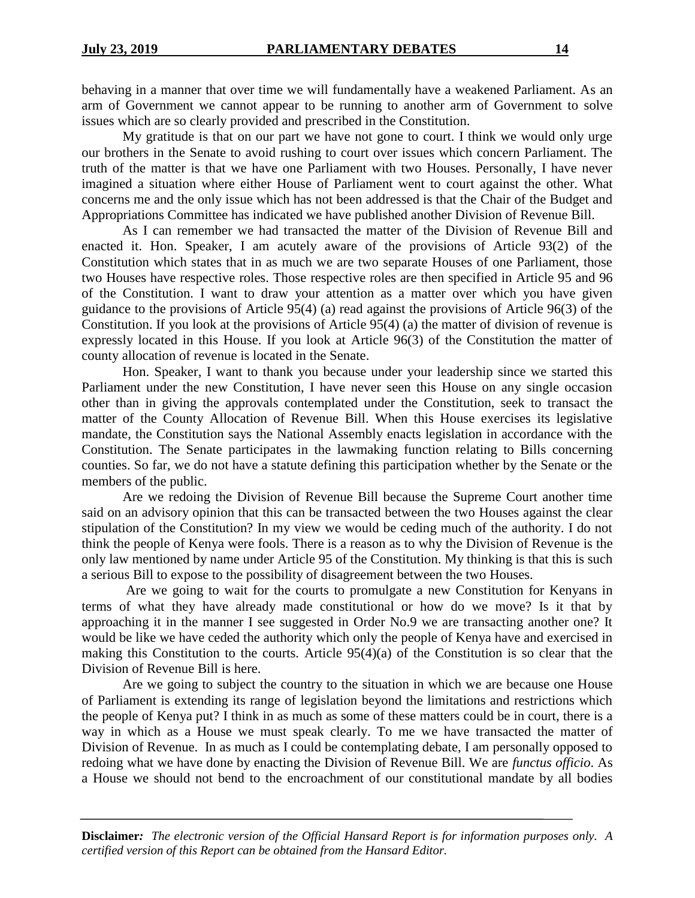behaving in a manner that over time we will fundamentally have a weakened Parliament. As an arm of Government we cannot appear to be running to another arm of Government to solve issues which are so clearly provided and prescribed in the Constitution.

My gratitude is that on our part we have not gone to court. I think we would only urge our brothers in the Senate to avoid rushing to court over issues which concern Parliament. The truth of the matter is that we have one Parliament with two Houses. Personally, I have never imagined a situation where either House of Parliament went to court against the other. What concerns me and the only issue which has not been addressed is that the Chair of the Budget and Appropriations Committee has indicated we have published another Division of Revenue Bill.

As I can remember we had transacted the matter of the Division of Revenue Bill and enacted it. Hon. Speaker, I am acutely aware of the provisions of Article 93(2) of the Constitution which states that in as much we are two separate Houses of one Parliament, those two Houses have respective roles. Those respective roles are then specified in Article 95 and 96 of the Constitution. I want to draw your attention as a matter over which you have given guidance to the provisions of Article 95(4) (a) read against the provisions of Article 96(3) of the Constitution. If you look at the provisions of Article 95(4) (a) the matter of division of revenue is expressly located in this House. If you look at Article 96(3) of the Constitution the matter of county allocation of revenue is located in the Senate.

Hon. Speaker, I want to thank you because under your leadership since we started this Parliament under the new Constitution, I have never seen this House on any single occasion other than in giving the approvals contemplated under the Constitution, seek to transact the matter of the County Allocation of Revenue Bill. When this House exercises its legislative mandate, the Constitution says the National Assembly enacts legislation in accordance with the Constitution. The Senate participates in the lawmaking function relating to Bills concerning counties. So far, we do not have a statute defining this participation whether by the Senate or the members of the public.

Are we redoing the Division of Revenue Bill because the Supreme Court another time said on an advisory opinion that this can be transacted between the two Houses against the clear stipulation of the Constitution? In my view we would be ceding much of the authority. I do not think the people of Kenya were fools. There is a reason as to why the Division of Revenue is the only law mentioned by name under Article 95 of the Constitution. My thinking is that this is such a serious Bill to expose to the possibility of disagreement between the two Houses.

Are we going to wait for the courts to promulgate a new Constitution for Kenyans in terms of what they have already made constitutional or how do we move? Is it that by approaching it in the manner I see suggested in Order No.9 we are transacting another one? It would be like we have ceded the authority which only the people of Kenya have and exercised in making this Constitution to the courts. Article 95(4)(a) of the Constitution is so clear that the Division of Revenue Bill is here.

Are we going to subject the country to the situation in which we are because one House of Parliament is extending its range of legislation beyond the limitations and restrictions which the people of Kenya put? I think in as much as some of these matters could be in court, there is a way in which as a House we must speak clearly. To me we have transacted the matter of Division of Revenue. In as much as I could be contemplating debate, I am personally opposed to redoing what we have done by enacting the Division of Revenue Bill. We are *functus officio*. As a House we should not bend to the encroachment of our constitutional mandate by all bodies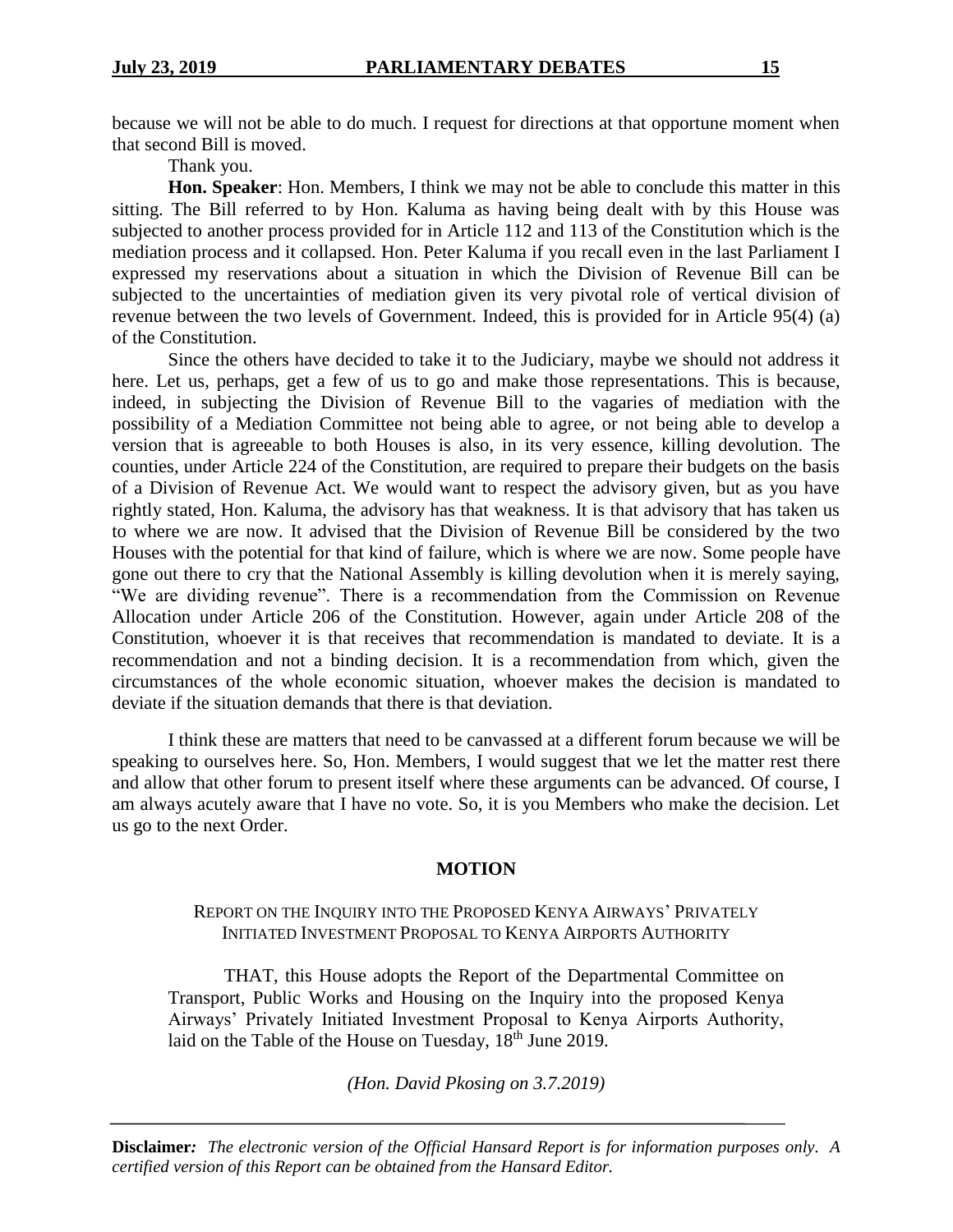because we will not be able to do much. I request for directions at that opportune moment when that second Bill is moved.

Thank you.

**Hon. Speaker**: Hon. Members, I think we may not be able to conclude this matter in this sitting. The Bill referred to by Hon. Kaluma as having being dealt with by this House was subjected to another process provided for in Article 112 and 113 of the Constitution which is the mediation process and it collapsed. Hon. Peter Kaluma if you recall even in the last Parliament I expressed my reservations about a situation in which the Division of Revenue Bill can be subjected to the uncertainties of mediation given its very pivotal role of vertical division of revenue between the two levels of Government. Indeed, this is provided for in Article 95(4) (a) of the Constitution.

Since the others have decided to take it to the Judiciary, maybe we should not address it here. Let us, perhaps, get a few of us to go and make those representations. This is because, indeed, in subjecting the Division of Revenue Bill to the vagaries of mediation with the possibility of a Mediation Committee not being able to agree, or not being able to develop a version that is agreeable to both Houses is also, in its very essence, killing devolution. The counties, under Article 224 of the Constitution, are required to prepare their budgets on the basis of a Division of Revenue Act. We would want to respect the advisory given, but as you have rightly stated, Hon. Kaluma, the advisory has that weakness. It is that advisory that has taken us to where we are now. It advised that the Division of Revenue Bill be considered by the two Houses with the potential for that kind of failure, which is where we are now. Some people have gone out there to cry that the National Assembly is killing devolution when it is merely saying, "We are dividing revenue". There is a recommendation from the Commission on Revenue Allocation under Article 206 of the Constitution. However, again under Article 208 of the Constitution, whoever it is that receives that recommendation is mandated to deviate. It is a recommendation and not a binding decision. It is a recommendation from which, given the circumstances of the whole economic situation, whoever makes the decision is mandated to deviate if the situation demands that there is that deviation.

I think these are matters that need to be canvassed at a different forum because we will be speaking to ourselves here. So, Hon. Members, I would suggest that we let the matter rest there and allow that other forum to present itself where these arguments can be advanced. Of course, I am always acutely aware that I have no vote. So, it is you Members who make the decision. Let us go to the next Order.

## MOTION

### REPORT ON THE INQUIRY INTO THE PROPOSED KENYA AIRWAYS' PRIVATELY INITIATED INVESTMENT PROPOSAL TO KENYA AIRPORTS AUTHORITY

THAT, this House adopts the Report of the Departmental Committee on Transport, Public Works and Housing on the Inquiry into the proposed Kenya Airways' Privately Initiated Investment Proposal to Kenya Airports Authority, laid on the Table of the House on Tuesday, 18th June 2019.

*(Hon. David Pkosing on 3.7.2019)*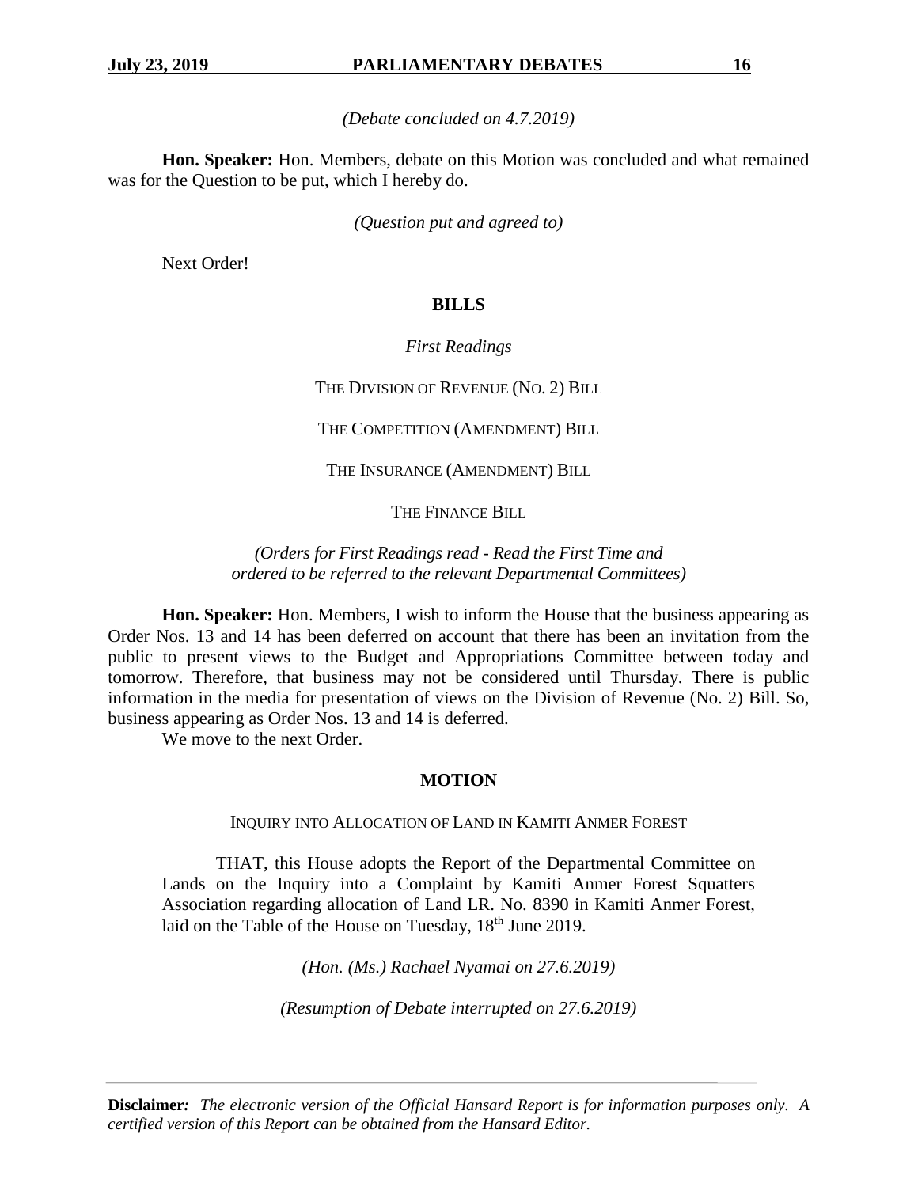*(Debate concluded on 4.7.2019)*

**Hon. Speaker:** Hon. Members, debate on this Motion was concluded and what remained was for the Question to be put, which I hereby do.

*(Question put and agreed to)*

Next Order!

## BILLS

*First Readings*

THE DIVISION OF REVENUE (NO. 2) BILL

THE COMPETITION (AMENDMENT) BILL

THE INSURANCE (AMENDMENT) BILL

THE FINANCE BILL

*(Orders for First Readings read - Read the First Time and ordered to be referred to the relevant Departmental Committees)*

**Hon. Speaker:** Hon. Members, I wish to inform the House that the business appearing as Order Nos. 13 and 14 has been deferred on account that there has been an invitation from the public to present views to the Budget and Appropriations Committee between today and tomorrow. Therefore, that business may not be considered until Thursday. There is public information in the media for presentation of views on the Division of Revenue (No. 2) Bill. So, business appearing as Order Nos. 13 and 14 is deferred.

We move to the next Order.

## MOTION

INQUIRY INTO ALLOCATION OF LAND IN KAMITI ANMER FOREST

THAT, this House adopts the Report of the Departmental Committee on Lands on the Inquiry into a Complaint by Kamiti Anmer Forest Squatters Association regarding allocation of Land LR. No. 8390 in Kamiti Anmer Forest, laid on the Table of the House on Tuesday, 18th June 2019.

*(Hon. (Ms.) Rachael Nyamai on 27.6.2019)*

*(Resumption of Debate interrupted on 27.6.2019)*

**Disclaimer:** *The electronic version of the Official Hansard Report is for information purposes only. A certified version of this Report can be obtained from the Hansard Editor.*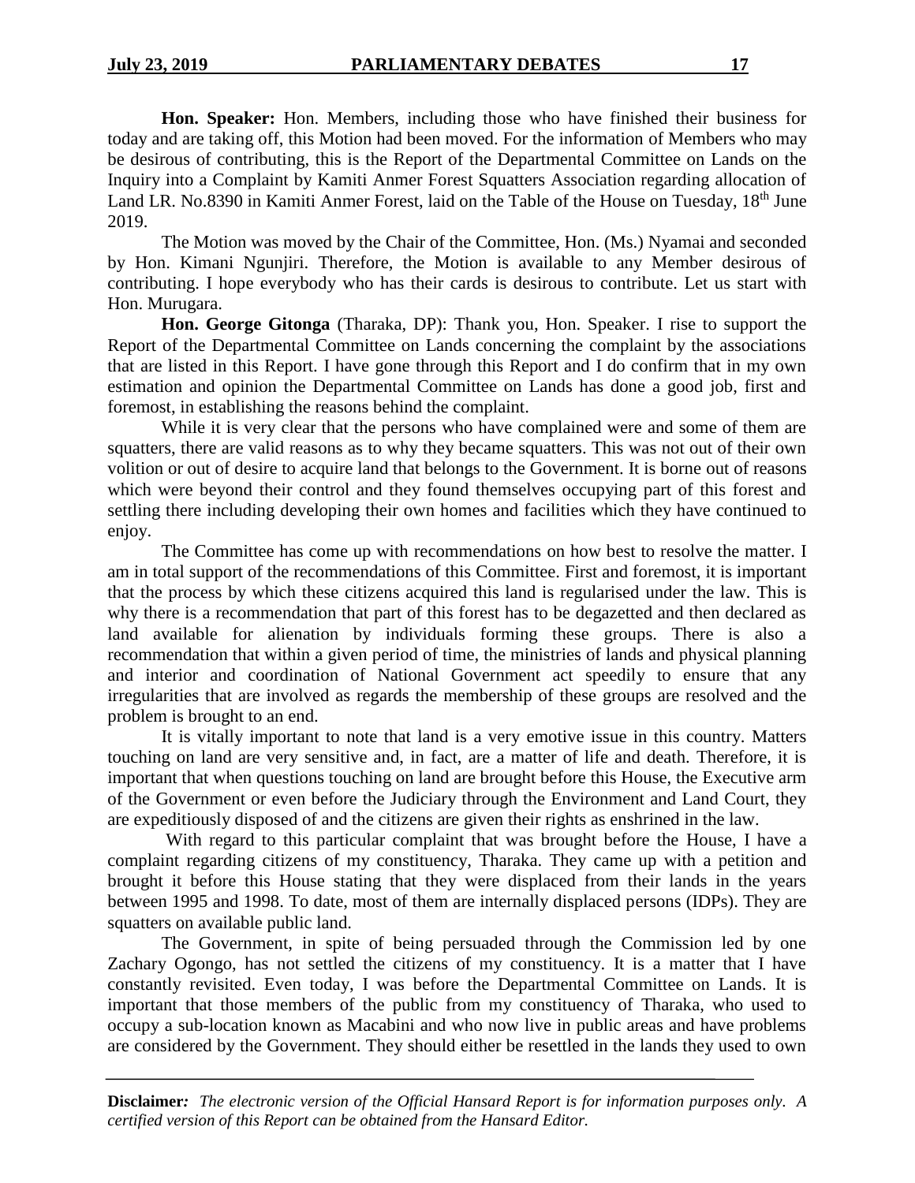**Hon. Speaker:** Hon. Members, including those who have finished their business for today and are taking off, this Motion had been moved. For the information of Members who may be desirous of contributing, this is the Report of the Departmental Committee on Lands on the Inquiry into a Complaint by Kamiti Anmer Forest Squatters Association regarding allocation of Land LR. No.8390 in Kamiti Anmer Forest, laid on the Table of the House on Tuesday, 18th June 2019.

The Motion was moved by the Chair of the Committee, Hon. (Ms.) Nyamai and seconded by Hon. Kimani Ngunjiri. Therefore, the Motion is available to any Member desirous of contributing. I hope everybody who has their cards is desirous to contribute. Let us start with Hon. Murugara.

**Hon. George Gitonga** (Tharaka, DP): Thank you, Hon. Speaker. I rise to support the Report of the Departmental Committee on Lands concerning the complaint by the associations that are listed in this Report. I have gone through this Report and I do confirm that in my own estimation and opinion the Departmental Committee on Lands has done a good job, first and foremost, in establishing the reasons behind the complaint.

While it is very clear that the persons who have complained were and some of them are squatters, there are valid reasons as to why they became squatters. This was not out of their own volition or out of desire to acquire land that belongs to the Government. It is borne out of reasons which were beyond their control and they found themselves occupying part of this forest and settling there including developing their own homes and facilities which they have continued to enjoy.

The Committee has come up with recommendations on how best to resolve the matter. I am in total support of the recommendations of this Committee. First and foremost, it is important that the process by which these citizens acquired this land is regularised under the law. This is why there is a recommendation that part of this forest has to be degazetted and then declared as land available for alienation by individuals forming these groups. There is also a recommendation that within a given period of time, the ministries of lands and physical planning and interior and coordination of National Government act speedily to ensure that any irregularities that are involved as regards the membership of these groups are resolved and the problem is brought to an end.

It is vitally important to note that land is a very emotive issue in this country. Matters touching on land are very sensitive and, in fact, are a matter of life and death. Therefore, it is important that when questions touching on land are brought before this House, the Executive arm of the Government or even before the Judiciary through the Environment and Land Court, they are expeditiously disposed of and the citizens are given their rights as enshrined in the law.

With regard to this particular complaint that was brought before the House, I have a complaint regarding citizens of my constituency, Tharaka. They came up with a petition and brought it before this House stating that they were displaced from their lands in the years between 1995 and 1998. To date, most of them are internally displaced persons (IDPs). They are squatters on available public land.

The Government, in spite of being persuaded through the Commission led by one Zachary Ogongo, has not settled the citizens of my constituency. It is a matter that I have constantly revisited. Even today, I was before the Departmental Committee on Lands. It is important that those members of the public from my constituency of Tharaka, who used to occupy a sub-location known as Macabini and who now live in public areas and have problems are considered by the Government. They should either be resettled in the lands they used to own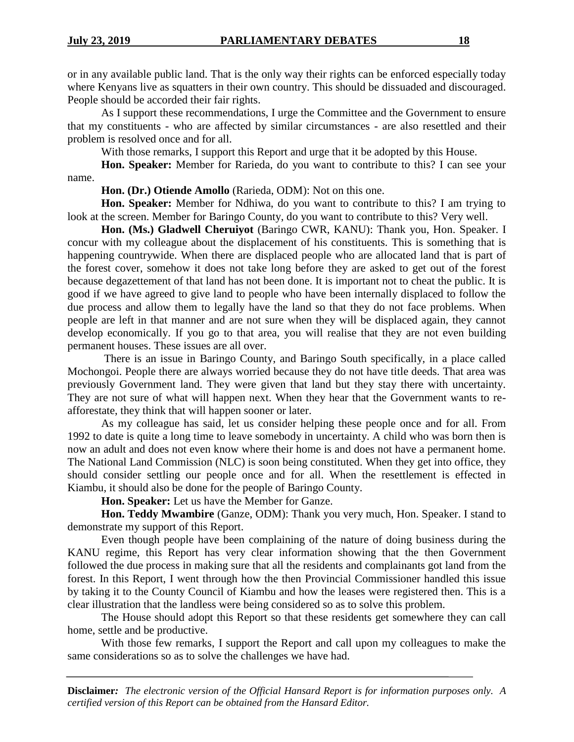or in any available public land. That is the only way their rights can be enforced especially today where Kenyans live as squatters in their own country. This should be dissuaded and discouraged. People should be accorded their fair rights.

As I support these recommendations, I urge the Committee and the Government to ensure that my constituents - who are affected by similar circumstances - are also resettled and their problem is resolved once and for all.

With those remarks, I support this Report and urge that it be adopted by this House.

**Hon. Speaker:** Member for Rarieda, do you want to contribute to this? I can see your name.

**Hon. (Dr.) Otiende Amollo** (Rarieda, ODM): Not on this one.

**Hon. Speaker:** Member for Ndhiwa, do you want to contribute to this? I am trying to look at the screen. Member for Baringo County, do you want to contribute to this? Very well.

**Hon. (Ms.) Gladwell Cheruiyot** (Baringo CWR, KANU): Thank you, Hon. Speaker. I concur with my colleague about the displacement of his constituents. This is something that is happening countrywide. When there are displaced people who are allocated land that is part of the forest cover, somehow it does not take long before they are asked to get out of the forest because degazettement of that land has not been done. It is important not to cheat the public. It is good if we have agreed to give land to people who have been internally displaced to follow the due process and allow them to legally have the land so that they do not face problems. When people are left in that manner and are not sure when they will be displaced again, they cannot develop economically. If you go to that area, you will realise that they are not even building permanent houses. These issues are all over.

There is an issue in Baringo County, and Baringo South specifically, in a place called Mochongoi. People there are always worried because they do not have title deeds. That area was previously Government land. They were given that land but they stay there with uncertainty. They are not sure of what will happen next. When they hear that the Government wants to re-afforestate, they think that will happen sooner or later.

As my colleague has said, let us consider helping these people once and for all. From 1992 to date is quite a long time to leave somebody in uncertainty. A child who was born then is now an adult and does not even know where their home is and does not have a permanent home. The National Land Commission (NLC) is soon being constituted. When they get into office, they should consider settling our people once and for all. When the resettlement is effected in Kiambu, it should also be done for the people of Baringo County.

**Hon. Speaker:** Let us have the Member for Ganze.

**Hon. Teddy Mwambire** (Ganze, ODM): Thank you very much, Hon. Speaker. I stand to demonstrate my support of this Report.

Even though people have been complaining of the nature of doing business during the KANU regime, this Report has very clear information showing that the then Government followed the due process in making sure that all the residents and complainants got land from the forest. In this Report, I went through how the then Provincial Commissioner handled this issue by taking it to the County Council of Kiambu and how the leases were registered then. This is a clear illustration that the landless were being considered so as to solve this problem.

The House should adopt this Report so that these residents get somewhere they can call home, settle and be productive.

With those few remarks, I support the Report and call upon my colleagues to make the same considerations so as to solve the challenges we have had.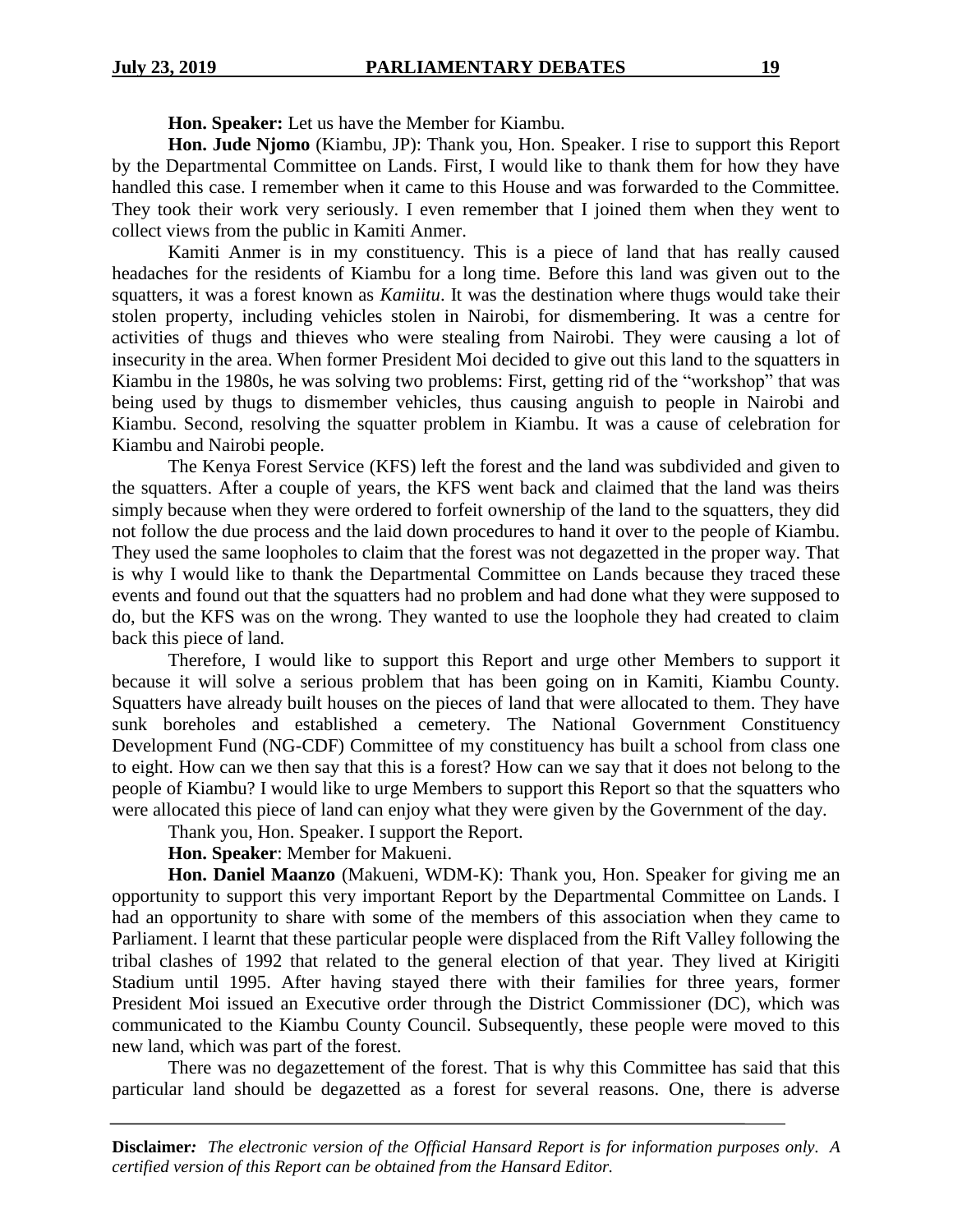**Hon. Speaker:** Let us have the Member for Kiambu.

**Hon. Jude Njomo** (Kiambu, JP): Thank you, Hon. Speaker. I rise to support this Report by the Departmental Committee on Lands. First, I would like to thank them for how they have handled this case. I remember when it came to this House and was forwarded to the Committee. They took their work very seriously. I even remember that I joined them when they went to collect views from the public in Kamiti Anmer.

Kamiti Anmer is in my constituency. This is a piece of land that has really caused headaches for the residents of Kiambu for a long time. Before this land was given out to the squatters, it was a forest known as *Kamiitu*. It was the destination where thugs would take their stolen property, including vehicles stolen in Nairobi, for dismembering. It was a centre for activities of thugs and thieves who were stealing from Nairobi. They were causing a lot of insecurity in the area. When former President Moi decided to give out this land to the squatters in Kiambu in the 1980s, he was solving two problems: First, getting rid of the "workshop" that was being used by thugs to dismember vehicles, thus causing anguish to people in Nairobi and Kiambu. Second, resolving the squatter problem in Kiambu. It was a cause of celebration for Kiambu and Nairobi people.

The Kenya Forest Service (KFS) left the forest and the land was subdivided and given to the squatters. After a couple of years, the KFS went back and claimed that the land was theirs simply because when they were ordered to forfeit ownership of the land to the squatters, they did not follow the due process and the laid down procedures to hand it over to the people of Kiambu. They used the same loopholes to claim that the forest was not degazetted in the proper way. That is why I would like to thank the Departmental Committee on Lands because they traced these events and found out that the squatters had no problem and had done what they were supposed to do, but the KFS was on the wrong. They wanted to use the loophole they had created to claim back this piece of land.

Therefore, I would like to support this Report and urge other Members to support it because it will solve a serious problem that has been going on in Kamiti, Kiambu County. Squatters have already built houses on the pieces of land that were allocated to them. They have sunk boreholes and established a cemetery. The National Government Constituency Development Fund (NG-CDF) Committee of my constituency has built a school from class one to eight. How can we then say that this is a forest? How can we say that it does not belong to the people of Kiambu? I would like to urge Members to support this Report so that the squatters who were allocated this piece of land can enjoy what they were given by the Government of the day.

Thank you, Hon. Speaker. I support the Report.

**Hon. Speaker**: Member for Makueni.

**Hon. Daniel Maanzo** (Makueni, WDM-K): Thank you, Hon. Speaker for giving me an opportunity to support this very important Report by the Departmental Committee on Lands. I had an opportunity to share with some of the members of this association when they came to Parliament. I learnt that these particular people were displaced from the Rift Valley following the tribal clashes of 1992 that related to the general election of that year. They lived at Kirigiti Stadium until 1995. After having stayed there with their families for three years, former President Moi issued an Executive order through the District Commissioner (DC), which was communicated to the Kiambu County Council. Subsequently, these people were moved to this new land, which was part of the forest.

There was no degazettement of the forest. That is why this Committee has said that this particular land should be degazetted as a forest for several reasons. One, there is adverse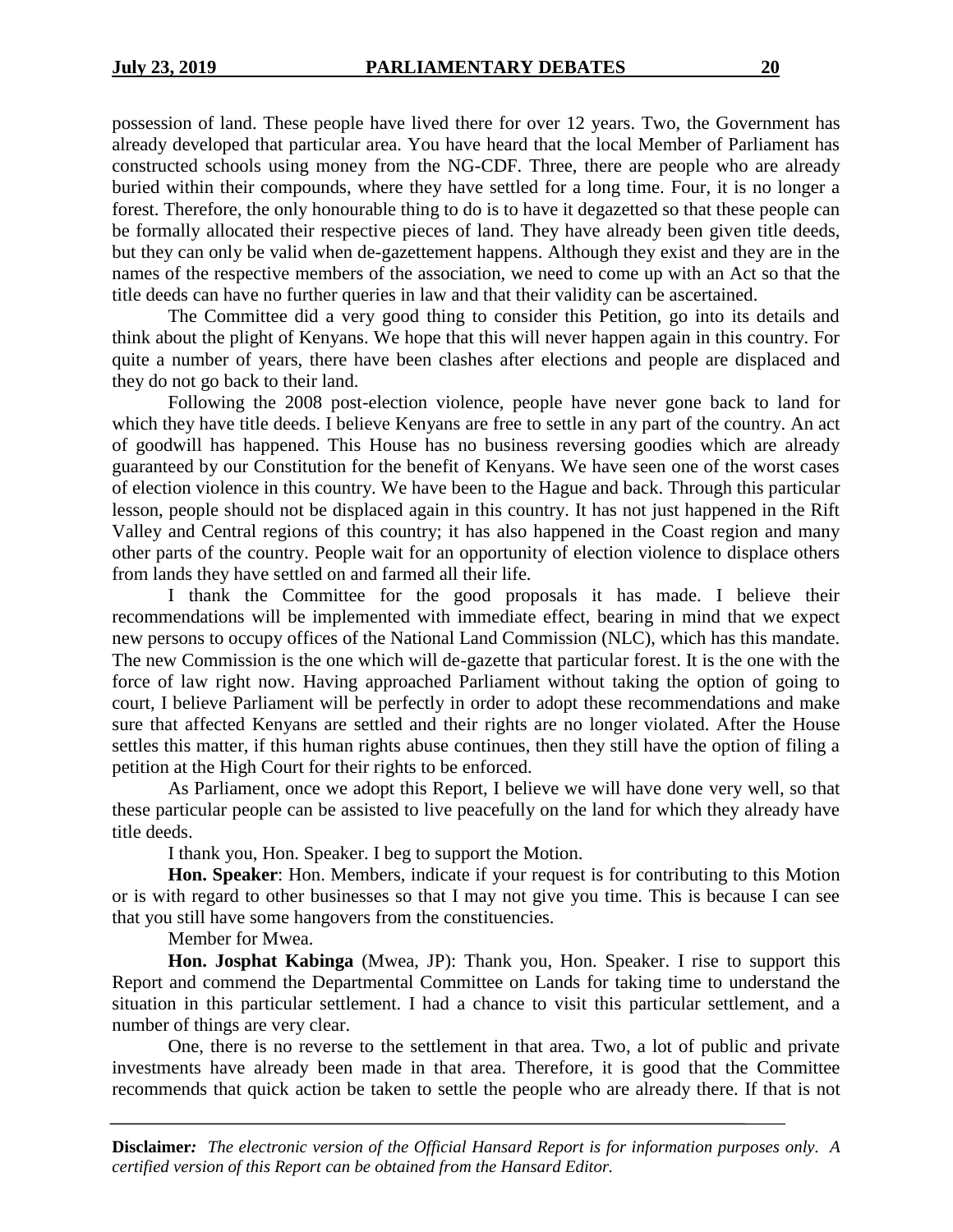possession of land. These people have lived there for over 12 years. Two, the Government has already developed that particular area. You have heard that the local Member of Parliament has constructed schools using money from the NG-CDF. Three, there are people who are already buried within their compounds, where they have settled for a long time. Four, it is no longer a forest. Therefore, the only honourable thing to do is to have it degazetted so that these people can be formally allocated their respective pieces of land. They have already been given title deeds, but they can only be valid when de-gazettement happens. Although they exist and they are in the names of the respective members of the association, we need to come up with an Act so that the title deeds can have no further queries in law and that their validity can be ascertained.

The Committee did a very good thing to consider this Petition, go into its details and think about the plight of Kenyans. We hope that this will never happen again in this country. For quite a number of years, there have been clashes after elections and people are displaced and they do not go back to their land.

Following the 2008 post-election violence, people have never gone back to land for which they have title deeds. I believe Kenyans are free to settle in any part of the country. An act of goodwill has happened. This House has no business reversing goodies which are already guaranteed by our Constitution for the benefit of Kenyans. We have seen one of the worst cases of election violence in this country. We have been to the Hague and back. Through this particular lesson, people should not be displaced again in this country. It has not just happened in the Rift Valley and Central regions of this country; it has also happened in the Coast region and many other parts of the country. People wait for an opportunity of election violence to displace others from lands they have settled on and farmed all their life.

I thank the Committee for the good proposals it has made. I believe their recommendations will be implemented with immediate effect, bearing in mind that we expect new persons to occupy offices of the National Land Commission (NLC), which has this mandate. The new Commission is the one which will de-gazette that particular forest. It is the one with the force of law right now. Having approached Parliament without taking the option of going to court, I believe Parliament will be perfectly in order to adopt these recommendations and make sure that affected Kenyans are settled and their rights are no longer violated. After the House settles this matter, if this human rights abuse continues, then they still have the option of filing a petition at the High Court for their rights to be enforced.

As Parliament, once we adopt this Report, I believe we will have done very well, so that these particular people can be assisted to live peacefully on the land for which they already have title deeds.

I thank you, Hon. Speaker. I beg to support the Motion.

**Hon. Speaker**: Hon. Members, indicate if your request is for contributing to this Motion or is with regard to other businesses so that I may not give you time. This is because I can see that you still have some hangovers from the constituencies.

Member for Mwea.

**Hon. Josphat Kabinga** (Mwea, JP): Thank you, Hon. Speaker. I rise to support this Report and commend the Departmental Committee on Lands for taking time to understand the situation in this particular settlement. I had a chance to visit this particular settlement, and a number of things are very clear.

One, there is no reverse to the settlement in that area. Two, a lot of public and private investments have already been made in that area. Therefore, it is good that the Committee recommends that quick action be taken to settle the people who are already there. If that is not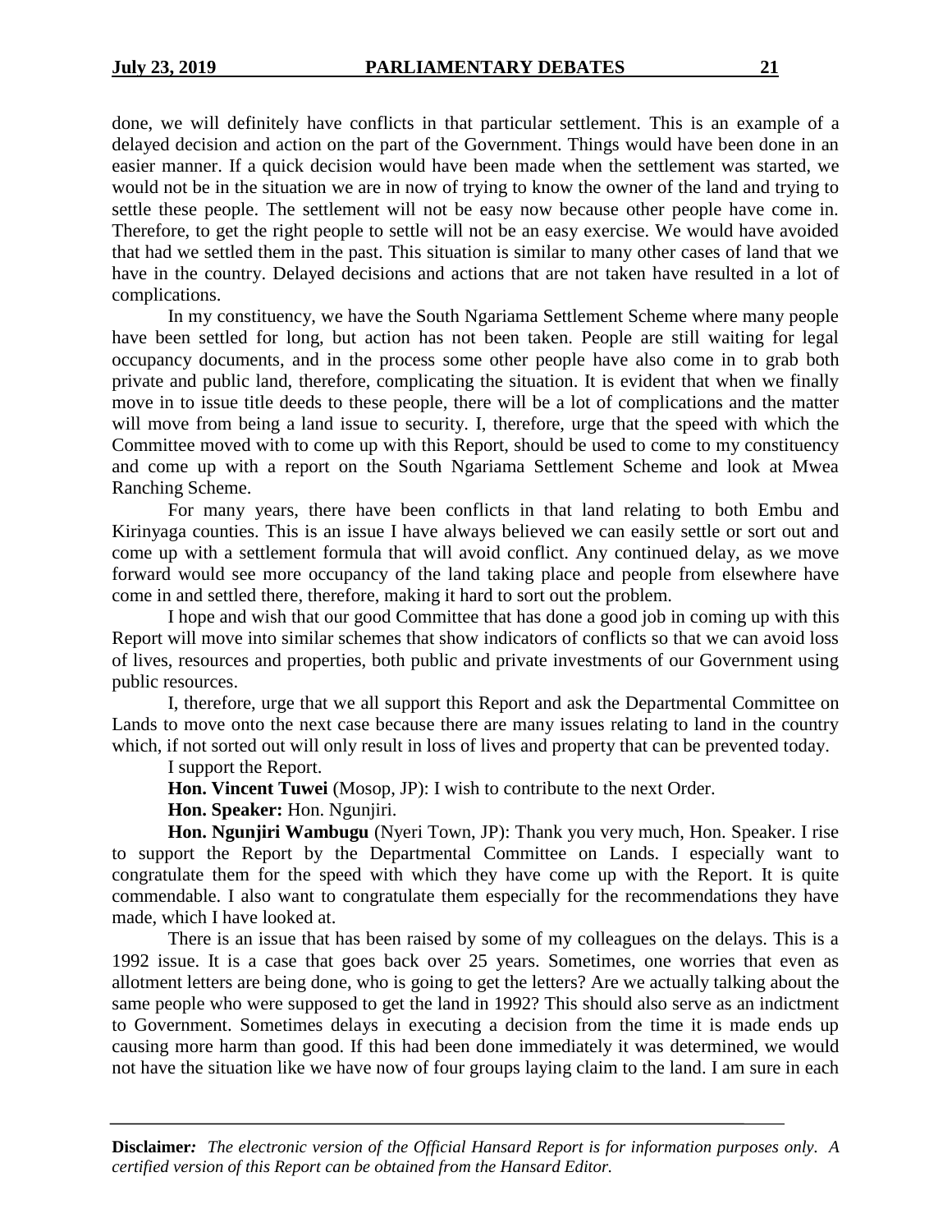done, we will definitely have conflicts in that particular settlement. This is an example of a delayed decision and action on the part of the Government. Things would have been done in an easier manner. If a quick decision would have been made when the settlement was started, we would not be in the situation we are in now of trying to know the owner of the land and trying to settle these people. The settlement will not be easy now because other people have come in. Therefore, to get the right people to settle will not be an easy exercise. We would have avoided that had we settled them in the past. This situation is similar to many other cases of land that we have in the country. Delayed decisions and actions that are not taken have resulted in a lot of complications.

In my constituency, we have the South Ngariama Settlement Scheme where many people have been settled for long, but action has not been taken. People are still waiting for legal occupancy documents, and in the process some other people have also come in to grab both private and public land, therefore, complicating the situation. It is evident that when we finally move in to issue title deeds to these people, there will be a lot of complications and the matter will move from being a land issue to security. I, therefore, urge that the speed with which the Committee moved with to come up with this Report, should be used to come to my constituency and come up with a report on the South Ngariama Settlement Scheme and look at Mwea Ranching Scheme.

For many years, there have been conflicts in that land relating to both Embu and Kirinyaga counties. This is an issue I have always believed we can easily settle or sort out and come up with a settlement formula that will avoid conflict. Any continued delay, as we move forward would see more occupancy of the land taking place and people from elsewhere have come in and settled there, therefore, making it hard to sort out the problem.

I hope and wish that our good Committee that has done a good job in coming up with this Report will move into similar schemes that show indicators of conflicts so that we can avoid loss of lives, resources and properties, both public and private investments of our Government using public resources.

I, therefore, urge that we all support this Report and ask the Departmental Committee on Lands to move onto the next case because there are many issues relating to land in the country which, if not sorted out will only result in loss of lives and property that can be prevented today.

I support the Report.

**Hon. Vincent Tuwei** (Mosop, JP): I wish to contribute to the next Order.

**Hon. Speaker:** Hon. Ngunjiri.

**Hon. Ngunjiri Wambugu** (Nyeri Town, JP): Thank you very much, Hon. Speaker. I rise to support the Report by the Departmental Committee on Lands. I especially want to congratulate them for the speed with which they have come up with the Report. It is quite commendable. I also want to congratulate them especially for the recommendations they have made, which I have looked at.

There is an issue that has been raised by some of my colleagues on the delays. This is a 1992 issue. It is a case that goes back over 25 years. Sometimes, one worries that even as allotment letters are being done, who is going to get the letters? Are we actually talking about the same people who were supposed to get the land in 1992? This should also serve as an indictment to Government. Sometimes delays in executing a decision from the time it is made ends up causing more harm than good. If this had been done immediately it was determined, we would not have the situation like we have now of four groups laying claim to the land. I am sure in each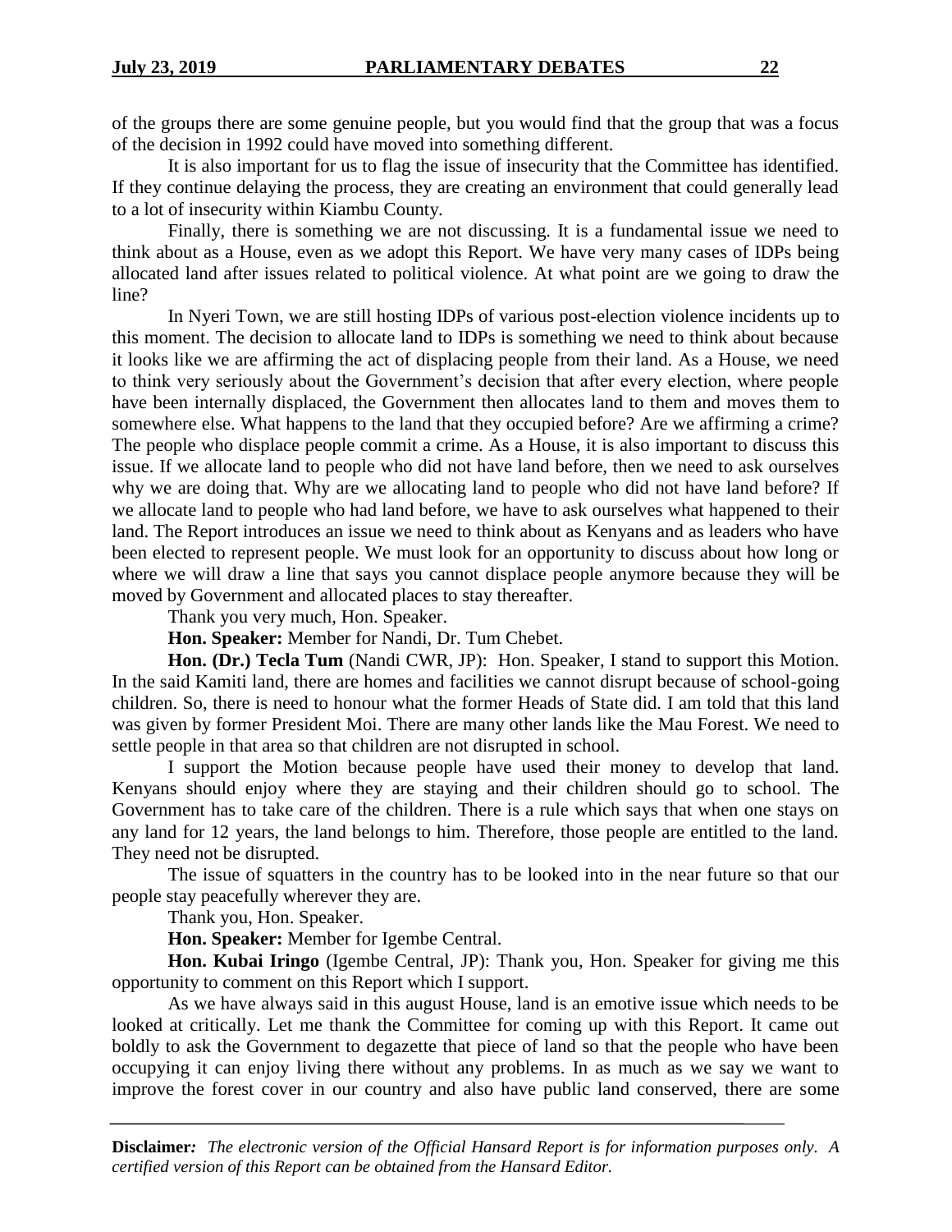of the groups there are some genuine people, but you would find that the group that was a focus of the decision in 1992 could have moved into something different.

It is also important for us to flag the issue of insecurity that the Committee has identified. If they continue delaying the process, they are creating an environment that could generally lead to a lot of insecurity within Kiambu County.

Finally, there is something we are not discussing. It is a fundamental issue we need to think about as a House, even as we adopt this Report. We have very many cases of IDPs being allocated land after issues related to political violence. At what point are we going to draw the line?

In Nyeri Town, we are still hosting IDPs of various post-election violence incidents up to this moment. The decision to allocate land to IDPs is something we need to think about because it looks like we are affirming the act of displacing people from their land. As a House, we need to think very seriously about the Government's decision that after every election, where people have been internally displaced, the Government then allocates land to them and moves them to somewhere else. What happens to the land that they occupied before? Are we affirming a crime? The people who displace people commit a crime. As a House, it is also important to discuss this issue. If we allocate land to people who did not have land before, then we need to ask ourselves why we are doing that. Why are we allocating land to people who did not have land before? If we allocate land to people who had land before, we have to ask ourselves what happened to their land. The Report introduces an issue we need to think about as Kenyans and as leaders who have been elected to represent people. We must look for an opportunity to discuss about how long or where we will draw a line that says you cannot displace people anymore because they will be moved by Government and allocated places to stay thereafter.

Thank you very much, Hon. Speaker.

**Hon. Speaker:** Member for Nandi, Dr. Tum Chebet.

**Hon. (Dr.) Tecla Tum** (Nandi CWR, JP): Hon. Speaker, I stand to support this Motion. In the said Kamiti land, there are homes and facilities we cannot disrupt because of school-going children. So, there is need to honour what the former Heads of State did. I am told that this land was given by former President Moi. There are many other lands like the Mau Forest. We need to settle people in that area so that children are not disrupted in school.

I support the Motion because people have used their money to develop that land. Kenyans should enjoy where they are staying and their children should go to school. The Government has to take care of the children. There is a rule which says that when one stays on any land for 12 years, the land belongs to him. Therefore, those people are entitled to the land. They need not be disrupted.

The issue of squatters in the country has to be looked into in the near future so that our people stay peacefully wherever they are.

Thank you, Hon. Speaker.

**Hon. Speaker:** Member for Igembe Central.

**Hon. Kubai Iringo** (Igembe Central, JP): Thank you, Hon. Speaker for giving me this opportunity to comment on this Report which I support.

As we have always said in this august House, land is an emotive issue which needs to be looked at critically. Let me thank the Committee for coming up with this Report. It came out boldly to ask the Government to degazette that piece of land so that the people who have been occupying it can enjoy living there without any problems. In as much as we say we want to improve the forest cover in our country and also have public land conserved, there are some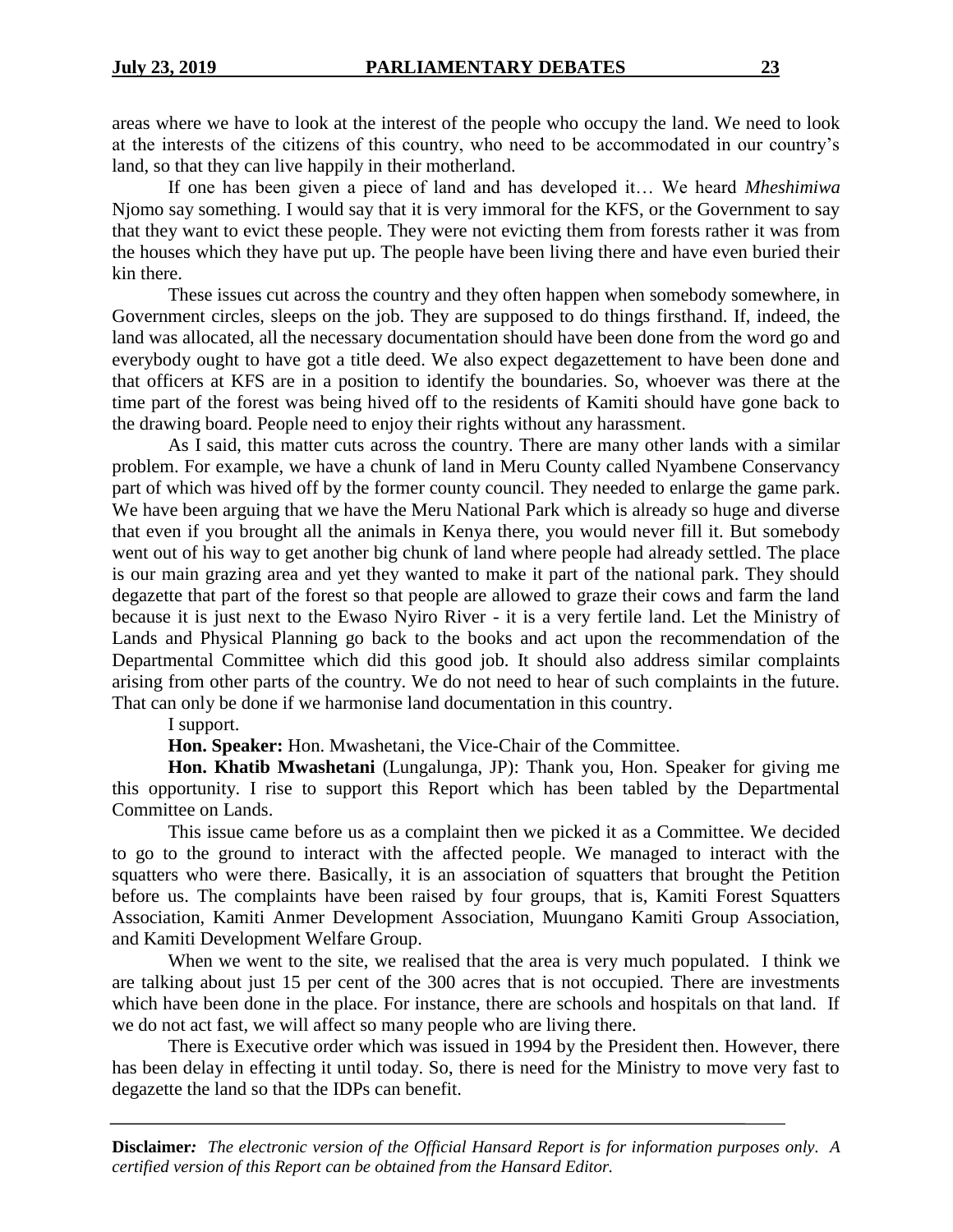areas where we have to look at the interest of the people who occupy the land. We need to look at the interests of the citizens of this country, who need to be accommodated in our country's land, so that they can live happily in their motherland.

If one has been given a piece of land and has developed it… We heard *Mheshimiwa* Njomo say something. I would say that it is very immoral for the KFS, or the Government to say that they want to evict these people. They were not evicting them from forests rather it was from the houses which they have put up. The people have been living there and have even buried their kin there.

These issues cut across the country and they often happen when somebody somewhere, in Government circles, sleeps on the job. They are supposed to do things firsthand. If, indeed, the land was allocated, all the necessary documentation should have been done from the word go and everybody ought to have got a title deed. We also expect degazettement to have been done and that officers at KFS are in a position to identify the boundaries. So, whoever was there at the time part of the forest was being hived off to the residents of Kamiti should have gone back to the drawing board. People need to enjoy their rights without any harassment.

As I said, this matter cuts across the country. There are many other lands with a similar problem. For example, we have a chunk of land in Meru County called Nyambene Conservancy part of which was hived off by the former county council. They needed to enlarge the game park. We have been arguing that we have the Meru National Park which is already so huge and diverse that even if you brought all the animals in Kenya there, you would never fill it. But somebody went out of his way to get another big chunk of land where people had already settled. The place is our main grazing area and yet they wanted to make it part of the national park. They should degazette that part of the forest so that people are allowed to graze their cows and farm the land because it is just next to the Ewaso Nyiro River - it is a very fertile land. Let the Ministry of Lands and Physical Planning go back to the books and act upon the recommendation of the Departmental Committee which did this good job. It should also address similar complaints arising from other parts of the country. We do not need to hear of such complaints in the future. That can only be done if we harmonise land documentation in this country.

I support.

**Hon. Speaker:** Hon. Mwashetani, the Vice-Chair of the Committee.

**Hon. Khatib Mwashetani** (Lungalunga, JP): Thank you, Hon. Speaker for giving me this opportunity. I rise to support this Report which has been tabled by the Departmental Committee on Lands.

This issue came before us as a complaint then we picked it as a Committee. We decided to go to the ground to interact with the affected people. We managed to interact with the squatters who were there. Basically, it is an association of squatters that brought the Petition before us. The complaints have been raised by four groups, that is, Kamiti Forest Squatters Association, Kamiti Anmer Development Association, Muungano Kamiti Group Association, and Kamiti Development Welfare Group.

When we went to the site, we realised that the area is very much populated. I think we are talking about just 15 per cent of the 300 acres that is not occupied. There are investments which have been done in the place. For instance, there are schools and hospitals on that land. If we do not act fast, we will affect so many people who are living there.

There is Executive order which was issued in 1994 by the President then. However, there has been delay in effecting it until today. So, there is need for the Ministry to move very fast to degazette the land so that the IDPs can benefit.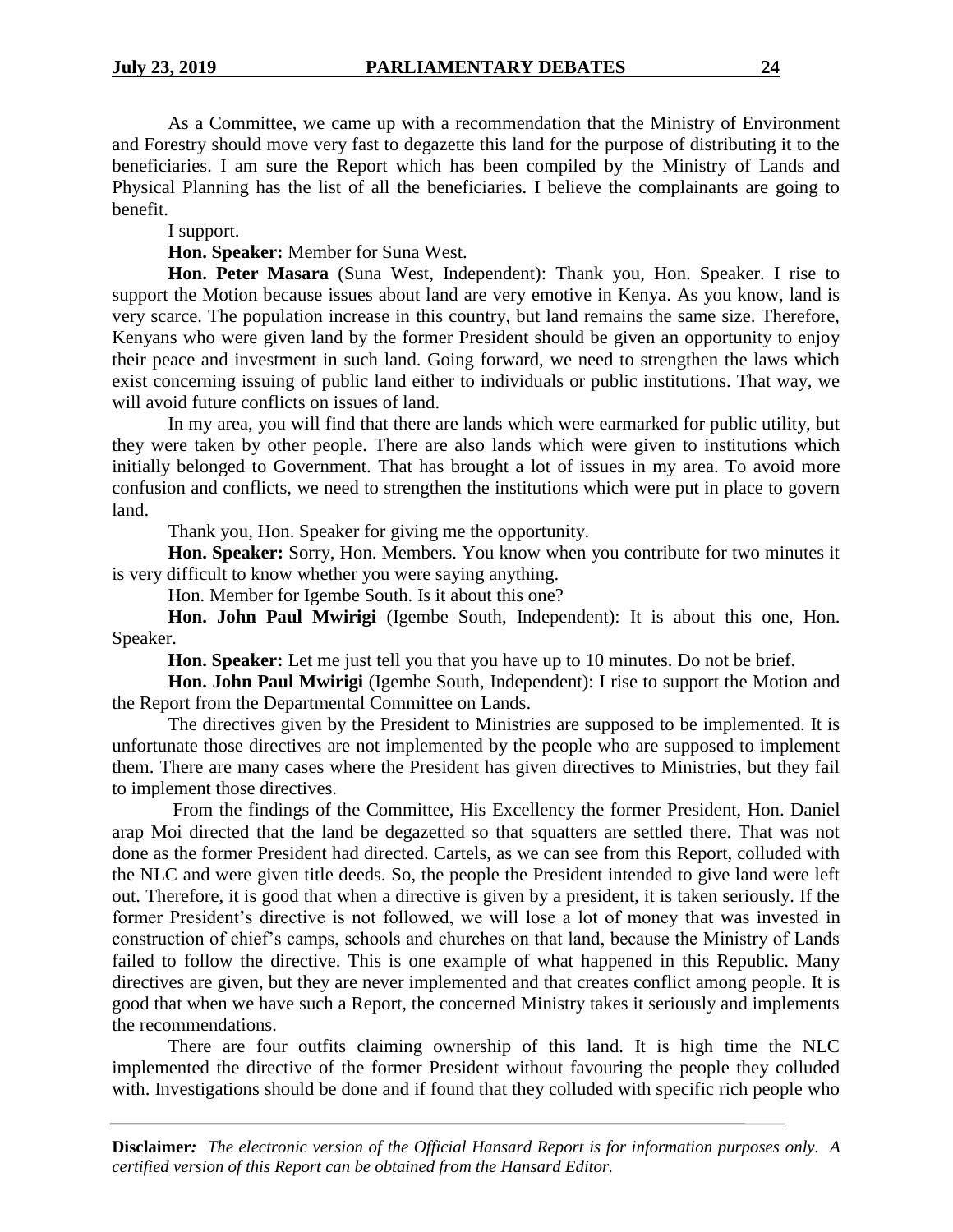As a Committee, we came up with a recommendation that the Ministry of Environment and Forestry should move very fast to degazette this land for the purpose of distributing it to the beneficiaries. I am sure the Report which has been compiled by the Ministry of Lands and Physical Planning has the list of all the beneficiaries. I believe the complainants are going to benefit.

I support.

**Hon. Speaker:** Member for Suna West.

**Hon. Peter Masara** (Suna West, Independent): Thank you, Hon. Speaker. I rise to support the Motion because issues about land are very emotive in Kenya. As you know, land is very scarce. The population increase in this country, but land remains the same size. Therefore, Kenyans who were given land by the former President should be given an opportunity to enjoy their peace and investment in such land. Going forward, we need to strengthen the laws which exist concerning issuing of public land either to individuals or public institutions. That way, we will avoid future conflicts on issues of land.

In my area, you will find that there are lands which were earmarked for public utility, but they were taken by other people. There are also lands which were given to institutions which initially belonged to Government. That has brought a lot of issues in my area. To avoid more confusion and conflicts, we need to strengthen the institutions which were put in place to govern land.

Thank you, Hon. Speaker for giving me the opportunity.

**Hon. Speaker:** Sorry, Hon. Members. You know when you contribute for two minutes it is very difficult to know whether you were saying anything.

Hon. Member for Igembe South. Is it about this one?

**Hon. John Paul Mwirigi** (Igembe South, Independent): It is about this one, Hon. Speaker.

**Hon. Speaker:** Let me just tell you that you have up to 10 minutes. Do not be brief.

**Hon. John Paul Mwirigi** (Igembe South, Independent): I rise to support the Motion and the Report from the Departmental Committee on Lands.

The directives given by the President to Ministries are supposed to be implemented. It is unfortunate those directives are not implemented by the people who are supposed to implement them. There are many cases where the President has given directives to Ministries, but they fail to implement those directives.

From the findings of the Committee, His Excellency the former President, Hon. Daniel arap Moi directed that the land be degazetted so that squatters are settled there. That was not done as the former President had directed. Cartels, as we can see from this Report, colluded with the NLC and were given title deeds. So, the people the President intended to give land were left out. Therefore, it is good that when a directive is given by a president, it is taken seriously. If the former President's directive is not followed, we will lose a lot of money that was invested in construction of chief's camps, schools and churches on that land, because the Ministry of Lands failed to follow the directive. This is one example of what happened in this Republic. Many directives are given, but they are never implemented and that creates conflict among people. It is good that when we have such a Report, the concerned Ministry takes it seriously and implements the recommendations.

There are four outfits claiming ownership of this land. It is high time the NLC implemented the directive of the former President without favouring the people they colluded with. Investigations should be done and if found that they colluded with specific rich people who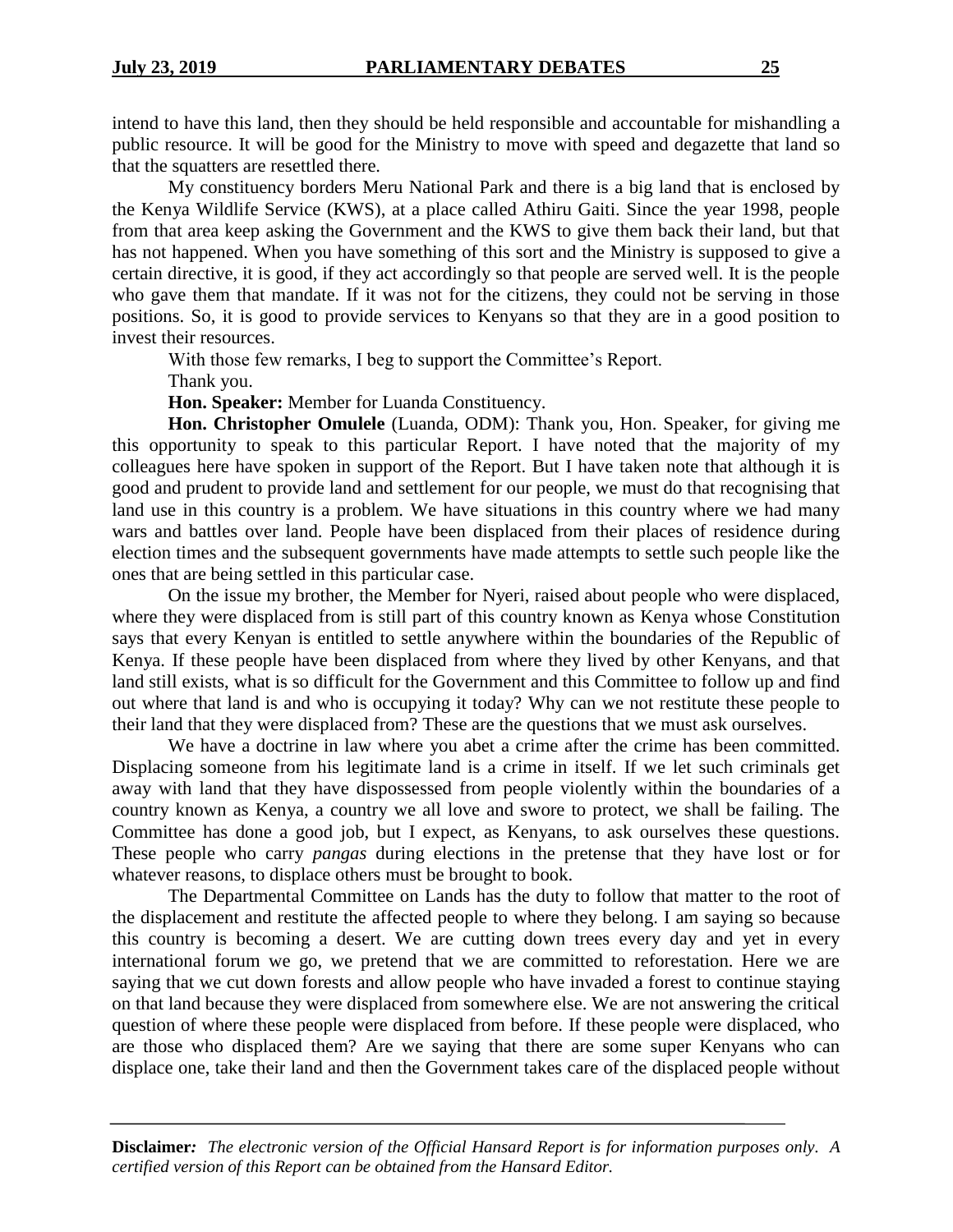intend to have this land, then they should be held responsible and accountable for mishandling a public resource. It will be good for the Ministry to move with speed and degazette that land so that the squatters are resettled there.

My constituency borders Meru National Park and there is a big land that is enclosed by the Kenya Wildlife Service (KWS), at a place called Athiru Gaiti. Since the year 1998, people from that area keep asking the Government and the KWS to give them back their land, but that has not happened. When you have something of this sort and the Ministry is supposed to give a certain directive, it is good, if they act accordingly so that people are served well. It is the people who gave them that mandate. If it was not for the citizens, they could not be serving in those positions. So, it is good to provide services to Kenyans so that they are in a good position to invest their resources.

With those few remarks, I beg to support the Committee's Report.

Thank you.

**Hon. Speaker:** Member for Luanda Constituency.

**Hon. Christopher Omulele** (Luanda, ODM): Thank you, Hon. Speaker, for giving me this opportunity to speak to this particular Report. I have noted that the majority of my colleagues here have spoken in support of the Report. But I have taken note that although it is good and prudent to provide land and settlement for our people, we must do that recognising that land use in this country is a problem. We have situations in this country where we had many wars and battles over land. People have been displaced from their places of residence during election times and the subsequent governments have made attempts to settle such people like the ones that are being settled in this particular case.

On the issue my brother, the Member for Nyeri, raised about people who were displaced, where they were displaced from is still part of this country known as Kenya whose Constitution says that every Kenyan is entitled to settle anywhere within the boundaries of the Republic of Kenya. If these people have been displaced from where they lived by other Kenyans, and that land still exists, what is so difficult for the Government and this Committee to follow up and find out where that land is and who is occupying it today? Why can we not restitute these people to their land that they were displaced from? These are the questions that we must ask ourselves.

We have a doctrine in law where you abet a crime after the crime has been committed. Displacing someone from his legitimate land is a crime in itself. If we let such criminals get away with land that they have dispossessed from people violently within the boundaries of a country known as Kenya, a country we all love and swore to protect, we shall be failing. The Committee has done a good job, but I expect, as Kenyans, to ask ourselves these questions. These people who carry *pangas* during elections in the pretense that they have lost or for whatever reasons, to displace others must be brought to book.

The Departmental Committee on Lands has the duty to follow that matter to the root of the displacement and restitute the affected people to where they belong. I am saying so because this country is becoming a desert. We are cutting down trees every day and yet in every international forum we go, we pretend that we are committed to reforestation. Here we are saying that we cut down forests and allow people who have invaded a forest to continue staying on that land because they were displaced from somewhere else. We are not answering the critical question of where these people were displaced from before. If these people were displaced, who are those who displaced them? Are we saying that there are some super Kenyans who can displace one, take their land and then the Government takes care of the displaced people without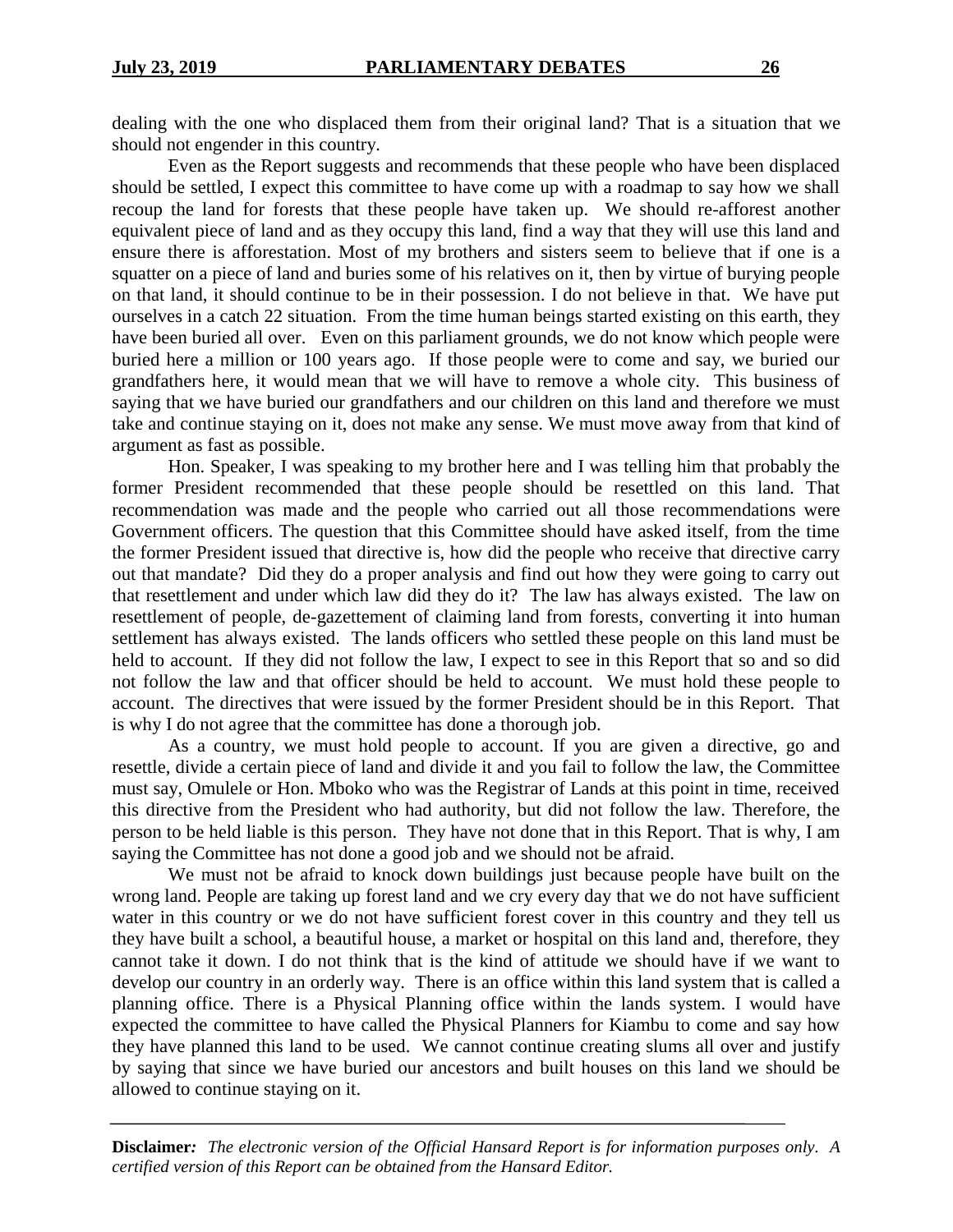dealing with the one who displaced them from their original land? That is a situation that we should not engender in this country.

Even as the Report suggests and recommends that these people who have been displaced should be settled, I expect this committee to have come up with a roadmap to say how we shall recoup the land for forests that these people have taken up. We should re-afforest another equivalent piece of land and as they occupy this land, find a way that they will use this land and ensure there is afforestation. Most of my brothers and sisters seem to believe that if one is a squatter on a piece of land and buries some of his relatives on it, then by virtue of burying people on that land, it should continue to be in their possession. I do not believe in that. We have put ourselves in a catch 22 situation. From the time human beings started existing on this earth, they have been buried all over. Even on this parliament grounds, we do not know which people were buried here a million or 100 years ago. If those people were to come and say, we buried our grandfathers here, it would mean that we will have to remove a whole city. This business of saying that we have buried our grandfathers and our children on this land and therefore we must take and continue staying on it, does not make any sense. We must move away from that kind of argument as fast as possible.

Hon. Speaker, I was speaking to my brother here and I was telling him that probably the former President recommended that these people should be resettled on this land. That recommendation was made and the people who carried out all those recommendations were Government officers. The question that this Committee should have asked itself, from the time the former President issued that directive is, how did the people who receive that directive carry out that mandate? Did they do a proper analysis and find out how they were going to carry out that resettlement and under which law did they do it? The law has always existed. The law on resettlement of people, de-gazettement of claiming land from forests, converting it into human settlement has always existed. The lands officers who settled these people on this land must be held to account. If they did not follow the law, I expect to see in this Report that so and so did not follow the law and that officer should be held to account. We must hold these people to account. The directives that were issued by the former President should be in this Report. That is why I do not agree that the committee has done a thorough job.

As a country, we must hold people to account. If you are given a directive, go and resettle, divide a certain piece of land and divide it and you fail to follow the law, the Committee must say, Omulele or Hon. Mboko who was the Registrar of Lands at this point in time, received this directive from the President who had authority, but did not follow the law. Therefore, the person to be held liable is this person. They have not done that in this Report. That is why, I am saying the Committee has not done a good job and we should not be afraid.

We must not be afraid to knock down buildings just because people have built on the wrong land. People are taking up forest land and we cry every day that we do not have sufficient water in this country or we do not have sufficient forest cover in this country and they tell us they have built a school, a beautiful house, a market or hospital on this land and, therefore, they cannot take it down. I do not think that is the kind of attitude we should have if we want to develop our country in an orderly way. There is an office within this land system that is called a planning office. There is a Physical Planning office within the lands system. I would have expected the committee to have called the Physical Planners for Kiambu to come and say how they have planned this land to be used. We cannot continue creating slums all over and justify by saying that since we have buried our ancestors and built houses on this land we should be allowed to continue staying on it.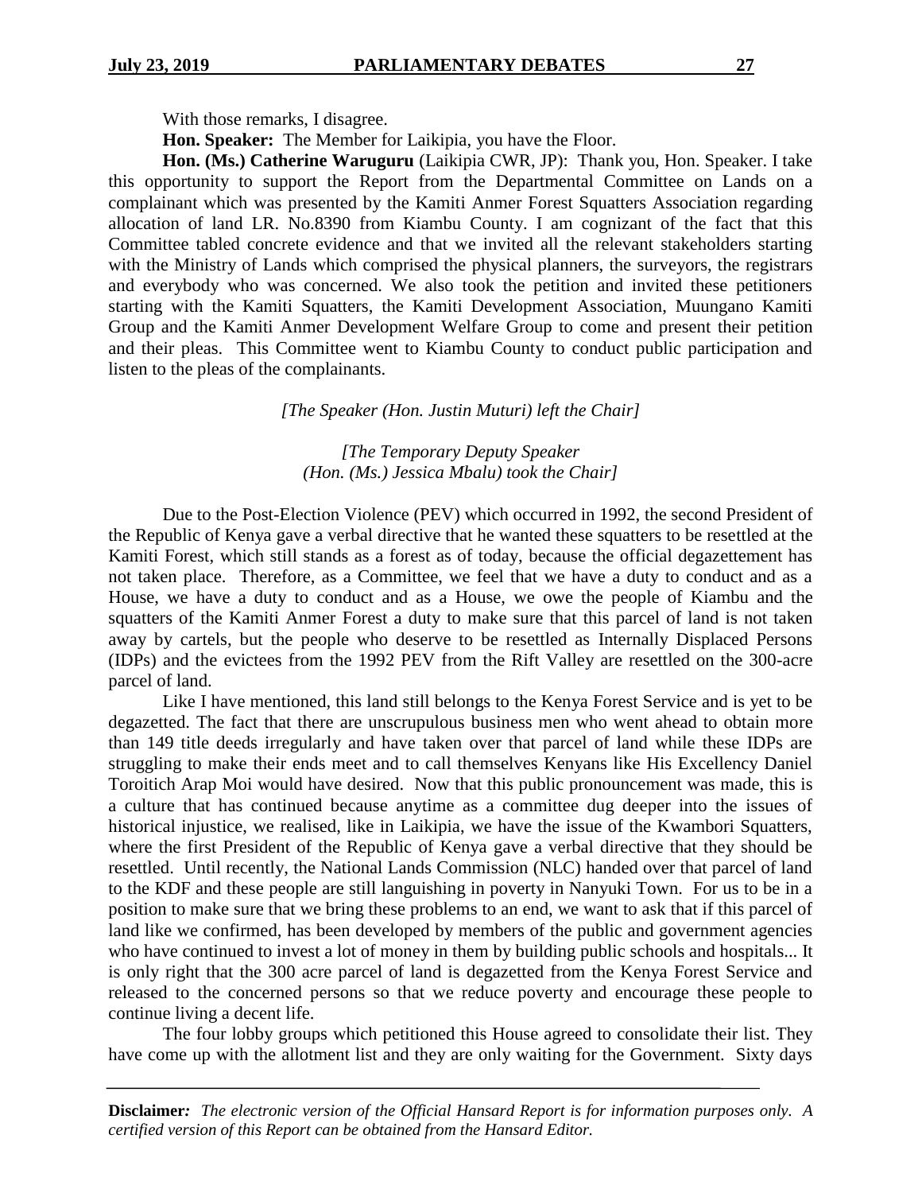With those remarks, I disagree.

**Hon. Speaker:** The Member for Laikipia, you have the Floor.

**Hon. (Ms.) Catherine Waruguru** (Laikipia CWR, JP): Thank you, Hon. Speaker. I take this opportunity to support the Report from the Departmental Committee on Lands on a complainant which was presented by the Kamiti Anmer Forest Squatters Association regarding allocation of land LR. No.8390 from Kiambu County. I am cognizant of the fact that this Committee tabled concrete evidence and that we invited all the relevant stakeholders starting with the Ministry of Lands which comprised the physical planners, the surveyors, the registrars and everybody who was concerned. We also took the petition and invited these petitioners starting with the Kamiti Squatters, the Kamiti Development Association, Muungano Kamiti Group and the Kamiti Anmer Development Welfare Group to come and present their petition and their pleas. This Committee went to Kiambu County to conduct public participation and listen to the pleas of the complainants.

*[The Speaker (Hon. Justin Muturi) left the Chair]*

*[The Temporary Deputy Speaker (Hon. (Ms.) Jessica Mbalu) took the Chair]*

Due to the Post-Election Violence (PEV) which occurred in 1992, the second President of the Republic of Kenya gave a verbal directive that he wanted these squatters to be resettled at the Kamiti Forest, which still stands as a forest as of today, because the official degazettement has not taken place. Therefore, as a Committee, we feel that we have a duty to conduct and as a House, we have a duty to conduct and as a House, we owe the people of Kiambu and the squatters of the Kamiti Anmer Forest a duty to make sure that this parcel of land is not taken away by cartels, but the people who deserve to be resettled as Internally Displaced Persons (IDPs) and the evictees from the 1992 PEV from the Rift Valley are resettled on the 300-acre parcel of land.

Like I have mentioned, this land still belongs to the Kenya Forest Service and is yet to be degazetted. The fact that there are unscrupulous business men who went ahead to obtain more than 149 title deeds irregularly and have taken over that parcel of land while these IDPs are struggling to make their ends meet and to call themselves Kenyans like His Excellency Daniel Toroitich Arap Moi would have desired. Now that this public pronouncement was made, this is a culture that has continued because anytime as a committee dug deeper into the issues of historical injustice, we realised, like in Laikipia, we have the issue of the Kwambori Squatters, where the first President of the Republic of Kenya gave a verbal directive that they should be resettled. Until recently, the National Lands Commission (NLC) handed over that parcel of land to the KDF and these people are still languishing in poverty in Nanyuki Town. For us to be in a position to make sure that we bring these problems to an end, we want to ask that if this parcel of land like we confirmed, has been developed by members of the public and government agencies who have continued to invest a lot of money in them by building public schools and hospitals... It is only right that the 300 acre parcel of land is degazetted from the Kenya Forest Service and released to the concerned persons so that we reduce poverty and encourage these people to continue living a decent life.

The four lobby groups which petitioned this House agreed to consolidate their list. They have come up with the allotment list and they are only waiting for the Government. Sixty days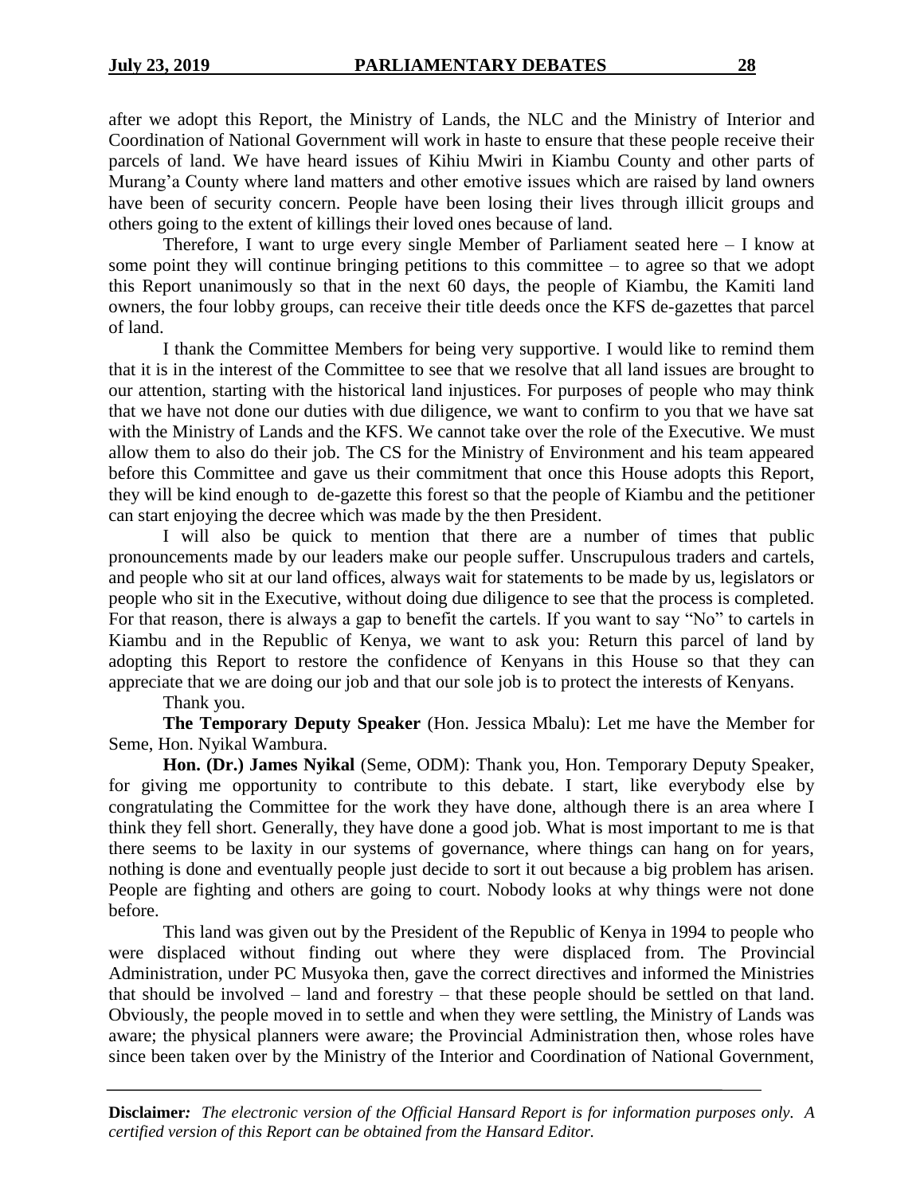after we adopt this Report, the Ministry of Lands, the NLC and the Ministry of Interior and Coordination of National Government will work in haste to ensure that these people receive their parcels of land. We have heard issues of Kihiu Mwiri in Kiambu County and other parts of Murang'a County where land matters and other emotive issues which are raised by land owners have been of security concern. People have been losing their lives through illicit groups and others going to the extent of killings their loved ones because of land.

Therefore, I want to urge every single Member of Parliament seated here – I know at some point they will continue bringing petitions to this committee – to agree so that we adopt this Report unanimously so that in the next 60 days, the people of Kiambu, the Kamiti land owners, the four lobby groups, can receive their title deeds once the KFS de-gazettes that parcel of land.

I thank the Committee Members for being very supportive. I would like to remind them that it is in the interest of the Committee to see that we resolve that all land issues are brought to our attention, starting with the historical land injustices. For purposes of people who may think that we have not done our duties with due diligence, we want to confirm to you that we have sat with the Ministry of Lands and the KFS. We cannot take over the role of the Executive. We must allow them to also do their job. The CS for the Ministry of Environment and his team appeared before this Committee and gave us their commitment that once this House adopts this Report, they will be kind enough to de-gazette this forest so that the people of Kiambu and the petitioner can start enjoying the decree which was made by the then President.

I will also be quick to mention that there are a number of times that public pronouncements made by our leaders make our people suffer. Unscrupulous traders and cartels, and people who sit at our land offices, always wait for statements to be made by us, legislators or people who sit in the Executive, without doing due diligence to see that the process is completed. For that reason, there is always a gap to benefit the cartels. If you want to say "No" to cartels in Kiambu and in the Republic of Kenya, we want to ask you: Return this parcel of land by adopting this Report to restore the confidence of Kenyans in this House so that they can appreciate that we are doing our job and that our sole job is to protect the interests of Kenyans.

Thank you.

**The Temporary Deputy Speaker** (Hon. Jessica Mbalu): Let me have the Member for Seme, Hon. Nyikal Wambura.

**Hon. (Dr.) James Nyikal** (Seme, ODM): Thank you, Hon. Temporary Deputy Speaker, for giving me opportunity to contribute to this debate. I start, like everybody else by congratulating the Committee for the work they have done, although there is an area where I think they fell short. Generally, they have done a good job. What is most important to me is that there seems to be laxity in our systems of governance, where things can hang on for years, nothing is done and eventually people just decide to sort it out because a big problem has arisen. People are fighting and others are going to court. Nobody looks at why things were not done before.

This land was given out by the President of the Republic of Kenya in 1994 to people who were displaced without finding out where they were displaced from. The Provincial Administration, under PC Musyoka then, gave the correct directives and informed the Ministries that should be involved – land and forestry – that these people should be settled on that land. Obviously, the people moved in to settle and when they were settling, the Ministry of Lands was aware; the physical planners were aware; the Provincial Administration then, whose roles have since been taken over by the Ministry of the Interior and Coordination of National Government,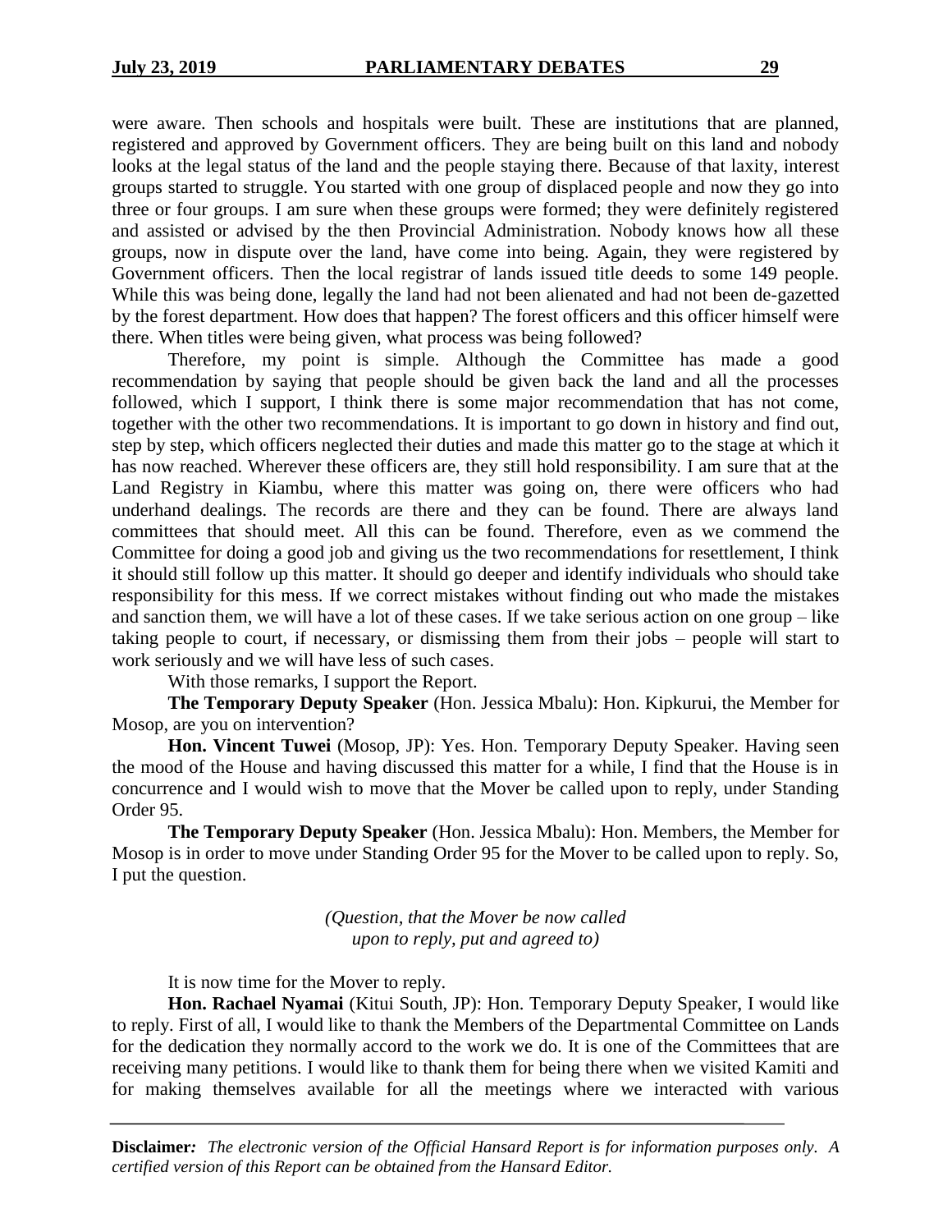were aware. Then schools and hospitals were built. These are institutions that are planned, registered and approved by Government officers. They are being built on this land and nobody looks at the legal status of the land and the people staying there. Because of that laxity, interest groups started to struggle. You started with one group of displaced people and now they go into three or four groups. I am sure when these groups were formed; they were definitely registered and assisted or advised by the then Provincial Administration. Nobody knows how all these groups, now in dispute over the land, have come into being. Again, they were registered by Government officers. Then the local registrar of lands issued title deeds to some 149 people. While this was being done, legally the land had not been alienated and had not been de-gazetted by the forest department. How does that happen? The forest officers and this officer himself were there. When titles were being given, what process was being followed?

Therefore, my point is simple. Although the Committee has made a good recommendation by saying that people should be given back the land and all the processes followed, which I support, I think there is some major recommendation that has not come, together with the other two recommendations. It is important to go down in history and find out, step by step, which officers neglected their duties and made this matter go to the stage at which it has now reached. Wherever these officers are, they still hold responsibility. I am sure that at the Land Registry in Kiambu, where this matter was going on, there were officers who had underhand dealings. The records are there and they can be found. There are always land committees that should meet. All this can be found. Therefore, even as we commend the Committee for doing a good job and giving us the two recommendations for resettlement, I think it should still follow up this matter. It should go deeper and identify individuals who should take responsibility for this mess. If we correct mistakes without finding out who made the mistakes and sanction them, we will have a lot of these cases. If we take serious action on one group – like taking people to court, if necessary, or dismissing them from their jobs – people will start to work seriously and we will have less of such cases.

With those remarks, I support the Report.

**The Temporary Deputy Speaker** (Hon. Jessica Mbalu): Hon. Kipkurui, the Member for Mosop, are you on intervention?

**Hon. Vincent Tuwei** (Mosop, JP): Yes. Hon. Temporary Deputy Speaker. Having seen the mood of the House and having discussed this matter for a while, I find that the House is in concurrence and I would wish to move that the Mover be called upon to reply, under Standing Order 95.

**The Temporary Deputy Speaker** (Hon. Jessica Mbalu): Hon. Members, the Member for Mosop is in order to move under Standing Order 95 for the Mover to be called upon to reply. So, I put the question.

*(Question, that the Mover be now called upon to reply, put and agreed to)*

It is now time for the Mover to reply.

**Hon. Rachael Nyamai** (Kitui South, JP): Hon. Temporary Deputy Speaker, I would like to reply. First of all, I would like to thank the Members of the Departmental Committee on Lands for the dedication they normally accord to the work we do. It is one of the Committees that are receiving many petitions. I would like to thank them for being there when we visited Kamiti and for making themselves available for all the meetings where we interacted with various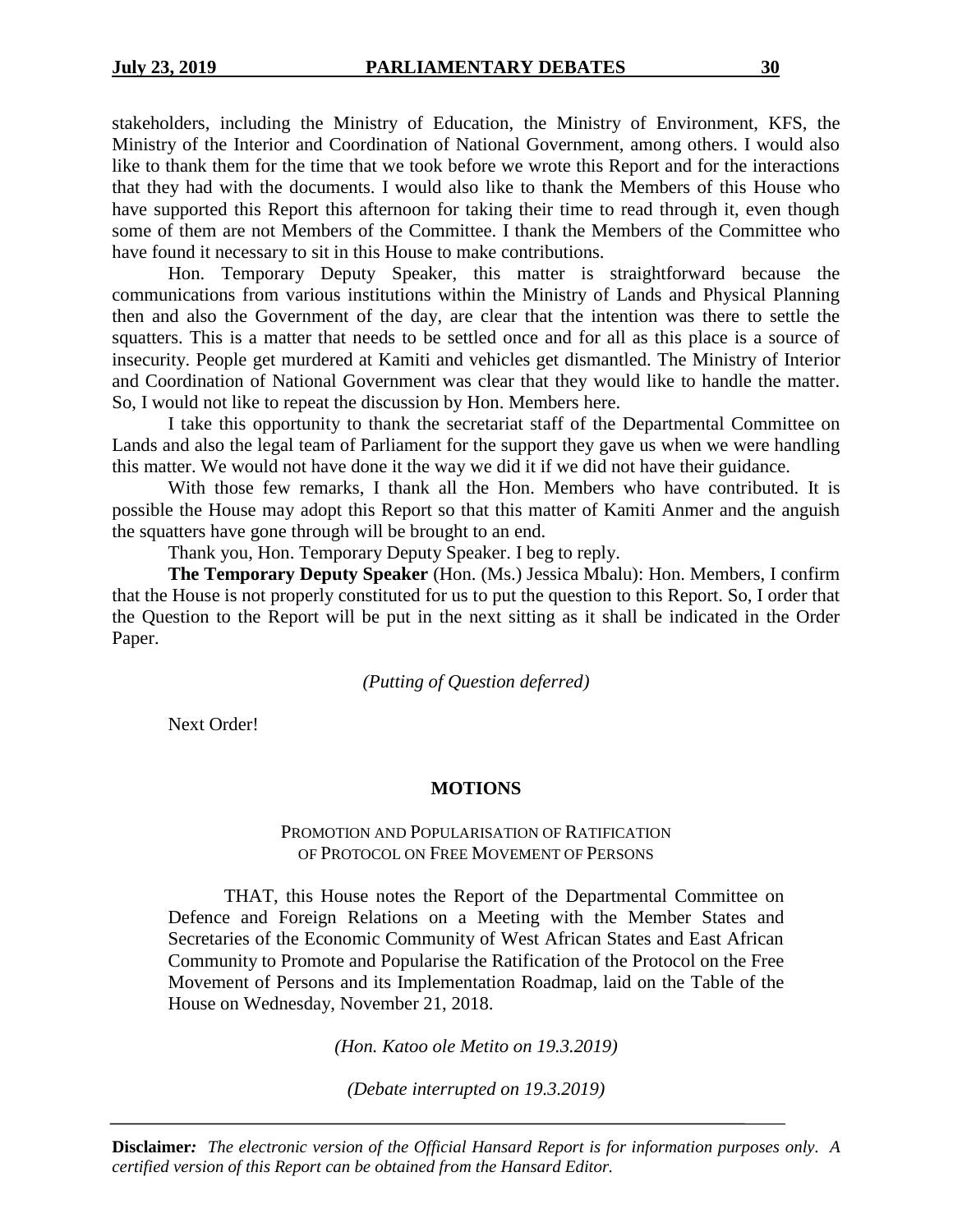stakeholders, including the Ministry of Education, the Ministry of Environment, KFS, the Ministry of the Interior and Coordination of National Government, among others. I would also like to thank them for the time that we took before we wrote this Report and for the interactions that they had with the documents. I would also like to thank the Members of this House who have supported this Report this afternoon for taking their time to read through it, even though some of them are not Members of the Committee. I thank the Members of the Committee who have found it necessary to sit in this House to make contributions.

Hon. Temporary Deputy Speaker, this matter is straightforward because the communications from various institutions within the Ministry of Lands and Physical Planning then and also the Government of the day, are clear that the intention was there to settle the squatters. This is a matter that needs to be settled once and for all as this place is a source of insecurity. People get murdered at Kamiti and vehicles get dismantled. The Ministry of Interior and Coordination of National Government was clear that they would like to handle the matter. So, I would not like to repeat the discussion by Hon. Members here.

I take this opportunity to thank the secretariat staff of the Departmental Committee on Lands and also the legal team of Parliament for the support they gave us when we were handling this matter. We would not have done it the way we did it if we did not have their guidance.

With those few remarks, I thank all the Hon. Members who have contributed. It is possible the House may adopt this Report so that this matter of Kamiti Anmer and the anguish the squatters have gone through will be brought to an end.

Thank you, Hon. Temporary Deputy Speaker. I beg to reply.

**The Temporary Deputy Speaker** (Hon. (Ms.) Jessica Mbalu): Hon. Members, I confirm that the House is not properly constituted for us to put the question to this Report. So, I order that the Question to the Report will be put in the next sitting as it shall be indicated in the Order Paper.

*(Putting of Question deferred)*

Next Order!

## MOTIONS

### PROMOTION AND POPULARISATION OF RATIFICATION OF PROTOCOL ON FREE MOVEMENT OF PERSONS

THAT, this House notes the Report of the Departmental Committee on Defence and Foreign Relations on a Meeting with the Member States and Secretaries of the Economic Community of West African States and East African Community to Promote and Popularise the Ratification of the Protocol on the Free Movement of Persons and its Implementation Roadmap, laid on the Table of the House on Wednesday, November 21, 2018.

*(Hon. Katoo ole Metito on 19.3.2019)*

*(Debate interrupted on 19.3.2019)*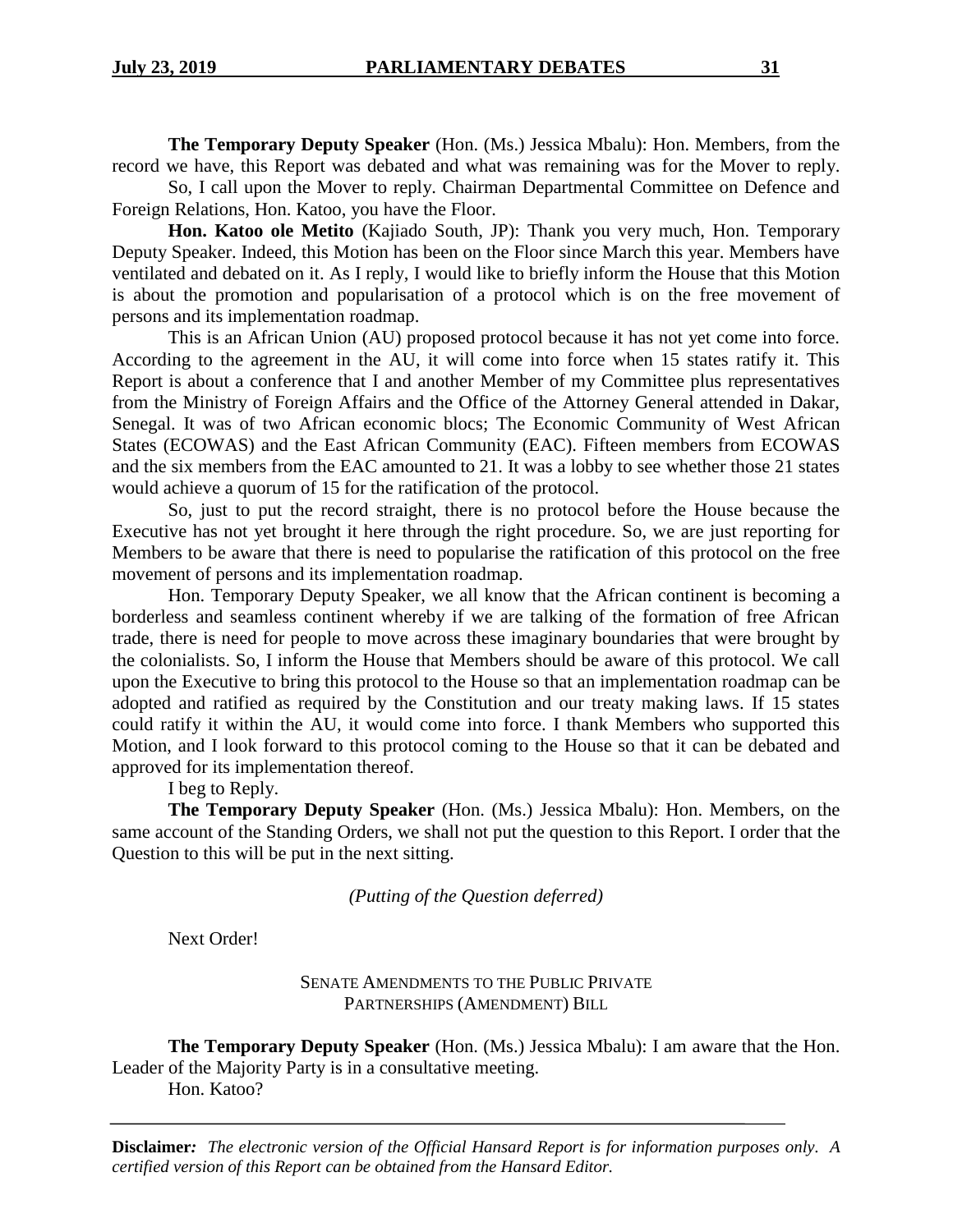**The Temporary Deputy Speaker** (Hon. (Ms.) Jessica Mbalu): Hon. Members, from the record we have, this Report was debated and what was remaining was for the Mover to reply.

So, I call upon the Mover to reply. Chairman Departmental Committee on Defence and Foreign Relations, Hon. Katoo, you have the Floor.

**Hon. Katoo ole Metito** (Kajiado South, JP): Thank you very much, Hon. Temporary Deputy Speaker. Indeed, this Motion has been on the Floor since March this year. Members have ventilated and debated on it. As I reply, I would like to briefly inform the House that this Motion is about the promotion and popularisation of a protocol which is on the free movement of persons and its implementation roadmap.

This is an African Union (AU) proposed protocol because it has not yet come into force. According to the agreement in the AU, it will come into force when 15 states ratify it. This Report is about a conference that I and another Member of my Committee plus representatives from the Ministry of Foreign Affairs and the Office of the Attorney General attended in Dakar, Senegal. It was of two African economic blocs; The Economic Community of West African States (ECOWAS) and the East African Community (EAC). Fifteen members from ECOWAS and the six members from the EAC amounted to 21. It was a lobby to see whether those 21 states would achieve a quorum of 15 for the ratification of the protocol.

So, just to put the record straight, there is no protocol before the House because the Executive has not yet brought it here through the right procedure. So, we are just reporting for Members to be aware that there is need to popularise the ratification of this protocol on the free movement of persons and its implementation roadmap.

Hon. Temporary Deputy Speaker, we all know that the African continent is becoming a borderless and seamless continent whereby if we are talking of the formation of free African trade, there is need for people to move across these imaginary boundaries that were brought by the colonialists. So, I inform the House that Members should be aware of this protocol. We call upon the Executive to bring this protocol to the House so that an implementation roadmap can be adopted and ratified as required by the Constitution and our treaty making laws. If 15 states could ratify it within the AU, it would come into force. I thank Members who supported this Motion, and I look forward to this protocol coming to the House so that it can be debated and approved for its implementation thereof.

I beg to Reply.

**The Temporary Deputy Speaker** (Hon. (Ms.) Jessica Mbalu): Hon. Members, on the same account of the Standing Orders, we shall not put the question to this Report. I order that the Question to this will be put in the next sitting.

*(Putting of the Question deferred)*

Next Order!

SENATE AMENDMENTS TO THE PUBLIC PRIVATE PARTNERSHIPS (AMENDMENT) BILL

**The Temporary Deputy Speaker** (Hon. (Ms.) Jessica Mbalu): I am aware that the Hon. Leader of the Majority Party is in a consultative meeting.

Hon. Katoo?

**Disclaimer***:* *The electronic version of the Official Hansard Report is for information purposes only. A certified version of this Report can be obtained from the Hansard Editor.*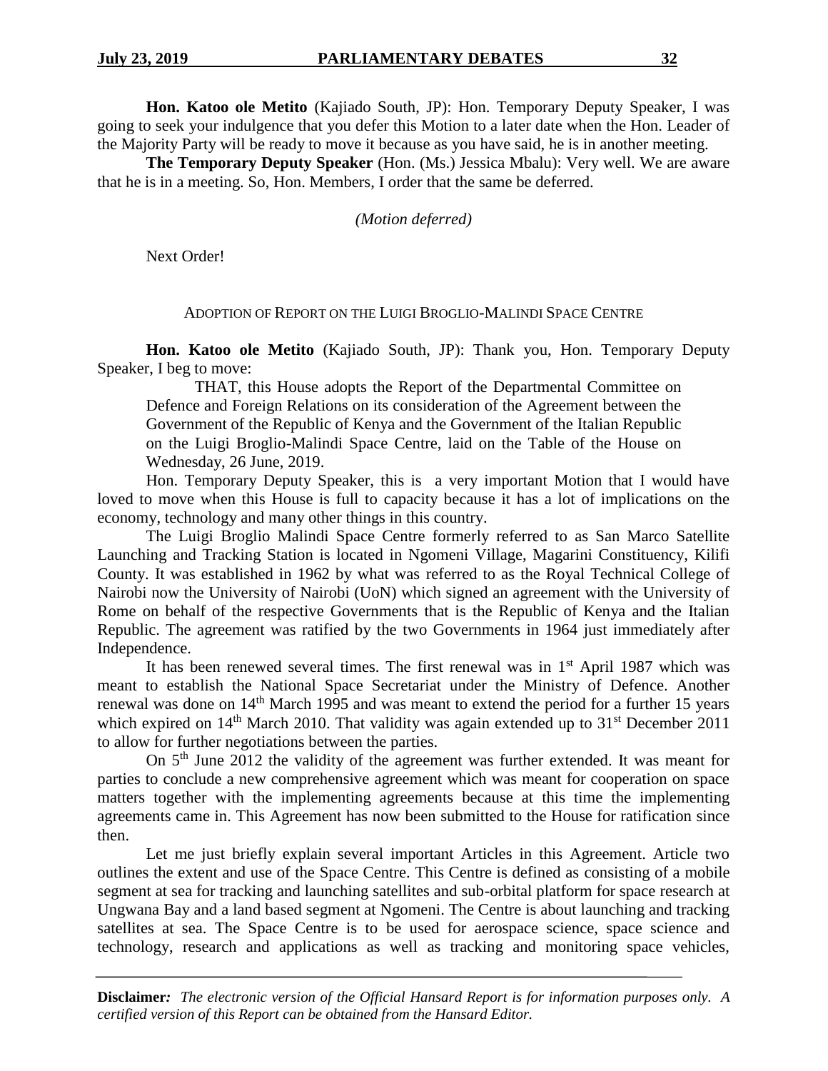**Hon. Katoo ole Metito** (Kajiado South, JP): Hon. Temporary Deputy Speaker, I was going to seek your indulgence that you defer this Motion to a later date when the Hon. Leader of the Majority Party will be ready to move it because as you have said, he is in another meeting.

**The Temporary Deputy Speaker** (Hon. (Ms.) Jessica Mbalu): Very well. We are aware that he is in a meeting. So, Hon. Members, I order that the same be deferred.

*(Motion deferred)*

Next Order!

ADOPTION OF REPORT ON THE LUIGI BROGLIO-MALINDI SPACE CENTRE

**Hon. Katoo ole Metito** (Kajiado South, JP): Thank you, Hon. Temporary Deputy Speaker, I beg to move:

> THAT, this House adopts the Report of the Departmental Committee on Defence and Foreign Relations on its consideration of the Agreement between the Government of the Republic of Kenya and the Government of the Italian Republic on the Luigi Broglio-Malindi Space Centre, laid on the Table of the House on Wednesday, 26 June, 2019.

Hon. Temporary Deputy Speaker, this is a very important Motion that I would have loved to move when this House is full to capacity because it has a lot of implications on the economy, technology and many other things in this country.

The Luigi Broglio Malindi Space Centre formerly referred to as San Marco Satellite Launching and Tracking Station is located in Ngomeni Village, Magarini Constituency, Kilifi County. It was established in 1962 by what was referred to as the Royal Technical College of Nairobi now the University of Nairobi (UoN) which signed an agreement with the University of Rome on behalf of the respective Governments that is the Republic of Kenya and the Italian Republic. The agreement was ratified by the two Governments in 1964 just immediately after Independence.

It has been renewed several times. The first renewal was in 1st April 1987 which was meant to establish the National Space Secretariat under the Ministry of Defence. Another renewal was done on 14th March 1995 and was meant to extend the period for a further 15 years which expired on 14th March 2010. That validity was again extended up to 31st December 2011 to allow for further negotiations between the parties.

On 5th June 2012 the validity of the agreement was further extended. It was meant for parties to conclude a new comprehensive agreement which was meant for cooperation on space matters together with the implementing agreements because at this time the implementing agreements came in. This Agreement has now been submitted to the House for ratification since then.

Let me just briefly explain several important Articles in this Agreement. Article two outlines the extent and use of the Space Centre. This Centre is defined as consisting of a mobile segment at sea for tracking and launching satellites and sub-orbital platform for space research at Ungwana Bay and a land based segment at Ngomeni. The Centre is about launching and tracking satellites at sea. The Space Centre is to be used for aerospace science, space science and technology, research and applications as well as tracking and monitoring space vehicles,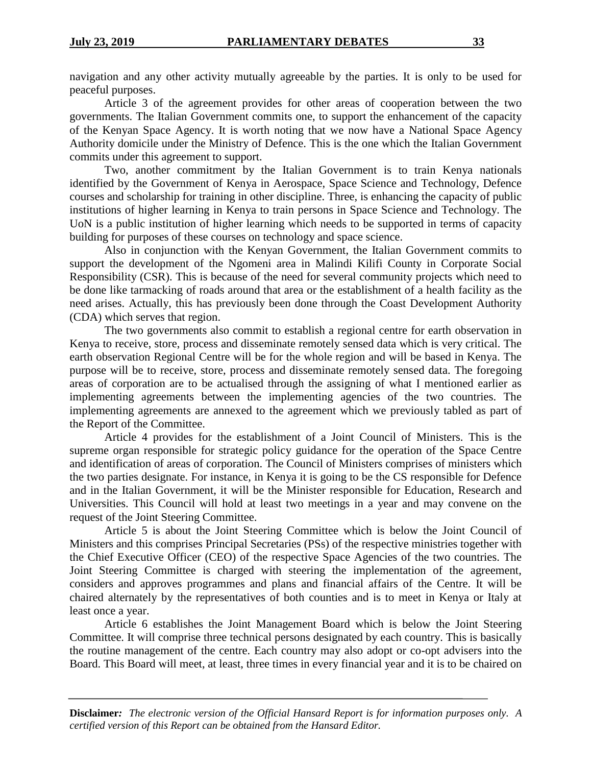navigation and any other activity mutually agreeable by the parties. It is only to be used for peaceful purposes.

Article 3 of the agreement provides for other areas of cooperation between the two governments. The Italian Government commits one, to support the enhancement of the capacity of the Kenyan Space Agency. It is worth noting that we now have a National Space Agency Authority domicile under the Ministry of Defence. This is the one which the Italian Government commits under this agreement to support.

Two, another commitment by the Italian Government is to train Kenya nationals identified by the Government of Kenya in Aerospace, Space Science and Technology, Defence courses and scholarship for training in other discipline. Three, is enhancing the capacity of public institutions of higher learning in Kenya to train persons in Space Science and Technology. The UoN is a public institution of higher learning which needs to be supported in terms of capacity building for purposes of these courses on technology and space science.

Also in conjunction with the Kenyan Government, the Italian Government commits to support the development of the Ngomeni area in Malindi Kilifi County in Corporate Social Responsibility (CSR). This is because of the need for several community projects which need to be done like tarmacking of roads around that area or the establishment of a health facility as the need arises. Actually, this has previously been done through the Coast Development Authority (CDA) which serves that region.

The two governments also commit to establish a regional centre for earth observation in Kenya to receive, store, process and disseminate remotely sensed data which is very critical. The earth observation Regional Centre will be for the whole region and will be based in Kenya. The purpose will be to receive, store, process and disseminate remotely sensed data. The foregoing areas of corporation are to be actualised through the assigning of what I mentioned earlier as implementing agreements between the implementing agencies of the two countries. The implementing agreements are annexed to the agreement which we previously tabled as part of the Report of the Committee.

Article 4 provides for the establishment of a Joint Council of Ministers. This is the supreme organ responsible for strategic policy guidance for the operation of the Space Centre and identification of areas of corporation. The Council of Ministers comprises of ministers which the two parties designate. For instance, in Kenya it is going to be the CS responsible for Defence and in the Italian Government, it will be the Minister responsible for Education, Research and Universities. This Council will hold at least two meetings in a year and may convene on the request of the Joint Steering Committee.

Article 5 is about the Joint Steering Committee which is below the Joint Council of Ministers and this comprises Principal Secretaries (PSs) of the respective ministries together with the Chief Executive Officer (CEO) of the respective Space Agencies of the two countries. The Joint Steering Committee is charged with steering the implementation of the agreement, considers and approves programmes and plans and financial affairs of the Centre. It will be chaired alternately by the representatives of both counties and is to meet in Kenya or Italy at least once a year.

Article 6 establishes the Joint Management Board which is below the Joint Steering Committee. It will comprise three technical persons designated by each country. This is basically the routine management of the centre. Each country may also adopt or co-opt advisers into the Board. This Board will meet, at least, three times in every financial year and it is to be chaired on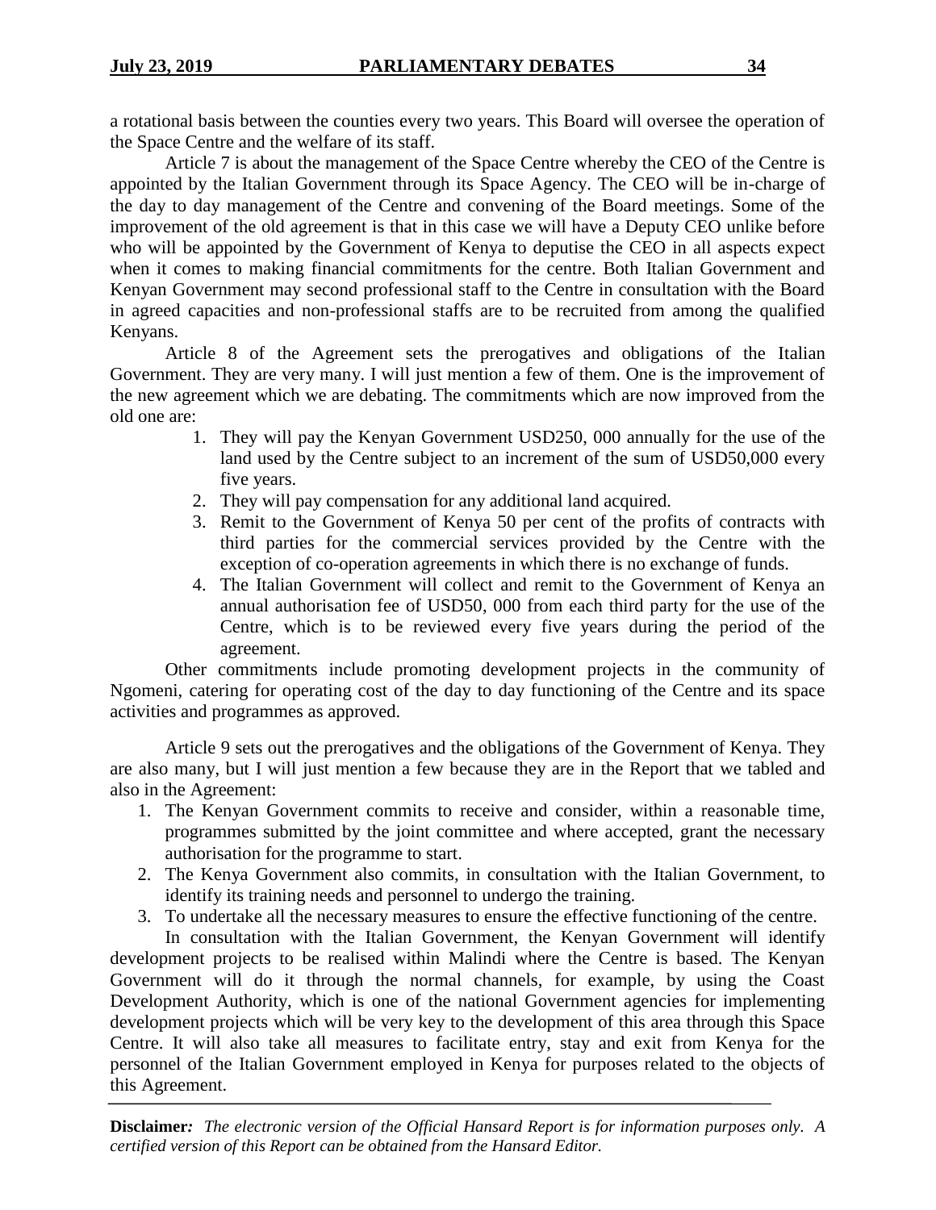a rotational basis between the counties every two years. This Board will oversee the operation of the Space Centre and the welfare of its staff.

Article 7 is about the management of the Space Centre whereby the CEO of the Centre is appointed by the Italian Government through its Space Agency. The CEO will be in-charge of the day to day management of the Centre and convening of the Board meetings. Some of the improvement of the old agreement is that in this case we will have a Deputy CEO unlike before who will be appointed by the Government of Kenya to deputise the CEO in all aspects expect when it comes to making financial commitments for the centre. Both Italian Government and Kenyan Government may second professional staff to the Centre in consultation with the Board in agreed capacities and non-professional staffs are to be recruited from among the qualified Kenyans.

Article 8 of the Agreement sets the prerogatives and obligations of the Italian Government. They are very many. I will just mention a few of them. One is the improvement of the new agreement which we are debating. The commitments which are now improved from the old one are:

1. They will pay the Kenyan Government USD250, 000 annually for the use of the land used by the Centre subject to an increment of the sum of USD50,000 every five years.
2. They will pay compensation for any additional land acquired.
3. Remit to the Government of Kenya 50 per cent of the profits of contracts with third parties for the commercial services provided by the Centre with the exception of co-operation agreements in which there is no exchange of funds.
4. The Italian Government will collect and remit to the Government of Kenya an annual authorisation fee of USD50, 000 from each third party for the use of the Centre, which is to be reviewed every five years during the period of the agreement.

Other commitments include promoting development projects in the community of Ngomeni, catering for operating cost of the day to day functioning of the Centre and its space activities and programmes as approved.

Article 9 sets out the prerogatives and the obligations of the Government of Kenya. They are also many, but I will just mention a few because they are in the Report that we tabled and also in the Agreement:

1. The Kenyan Government commits to receive and consider, within a reasonable time, programmes submitted by the joint committee and where accepted, grant the necessary authorisation for the programme to start.
2. The Kenya Government also commits, in consultation with the Italian Government, to identify its training needs and personnel to undergo the training.
3. To undertake all the necessary measures to ensure the effective functioning of the centre.

In consultation with the Italian Government, the Kenyan Government will identify development projects to be realised within Malindi where the Centre is based. The Kenyan Government will do it through the normal channels, for example, by using the Coast Development Authority, which is one of the national Government agencies for implementing development projects which will be very key to the development of this area through this Space Centre. It will also take all measures to facilitate entry, stay and exit from Kenya for the personnel of the Italian Government employed in Kenya for purposes related to the objects of this Agreement.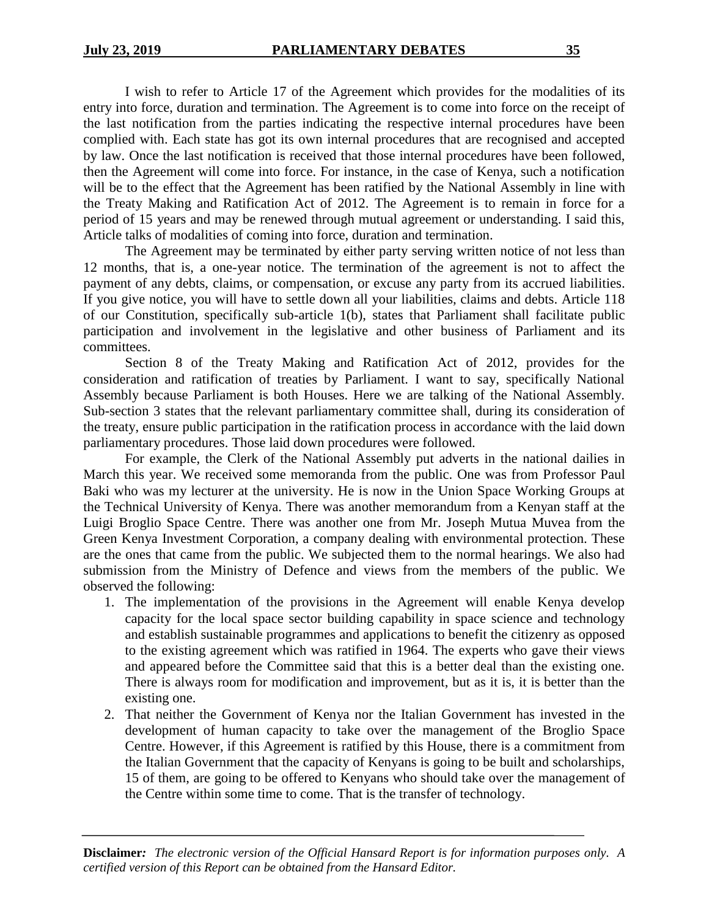I wish to refer to Article 17 of the Agreement which provides for the modalities of its entry into force, duration and termination. The Agreement is to come into force on the receipt of the last notification from the parties indicating the respective internal procedures have been complied with. Each state has got its own internal procedures that are recognised and accepted by law. Once the last notification is received that those internal procedures have been followed, then the Agreement will come into force. For instance, in the case of Kenya, such a notification will be to the effect that the Agreement has been ratified by the National Assembly in line with the Treaty Making and Ratification Act of 2012. The Agreement is to remain in force for a period of 15 years and may be renewed through mutual agreement or understanding. I said this, Article talks of modalities of coming into force, duration and termination.

The Agreement may be terminated by either party serving written notice of not less than 12 months, that is, a one-year notice. The termination of the agreement is not to affect the payment of any debts, claims, or compensation, or excuse any party from its accrued liabilities. If you give notice, you will have to settle down all your liabilities, claims and debts. Article 118 of our Constitution, specifically sub-article 1(b), states that Parliament shall facilitate public participation and involvement in the legislative and other business of Parliament and its committees.

Section 8 of the Treaty Making and Ratification Act of 2012, provides for the consideration and ratification of treaties by Parliament. I want to say, specifically National Assembly because Parliament is both Houses. Here we are talking of the National Assembly. Sub-section 3 states that the relevant parliamentary committee shall, during its consideration of the treaty, ensure public participation in the ratification process in accordance with the laid down parliamentary procedures. Those laid down procedures were followed.

For example, the Clerk of the National Assembly put adverts in the national dailies in March this year. We received some memoranda from the public. One was from Professor Paul Baki who was my lecturer at the university. He is now in the Union Space Working Groups at the Technical University of Kenya. There was another memorandum from a Kenyan staff at the Luigi Broglio Space Centre. There was another one from Mr. Joseph Mutua Muvea from the Green Kenya Investment Corporation, a company dealing with environmental protection. These are the ones that came from the public. We subjected them to the normal hearings. We also had submission from the Ministry of Defence and views from the members of the public. We observed the following:

1. The implementation of the provisions in the Agreement will enable Kenya develop capacity for the local space sector building capability in space science and technology and establish sustainable programmes and applications to benefit the citizenry as opposed to the existing agreement which was ratified in 1964. The experts who gave their views and appeared before the Committee said that this is a better deal than the existing one. There is always room for modification and improvement, but as it is, it is better than the existing one.
2. That neither the Government of Kenya nor the Italian Government has invested in the development of human capacity to take over the management of the Broglio Space Centre. However, if this Agreement is ratified by this House, there is a commitment from the Italian Government that the capacity of Kenyans is going to be built and scholarships, 15 of them, are going to be offered to Kenyans who should take over the management of the Centre within some time to come. That is the transfer of technology.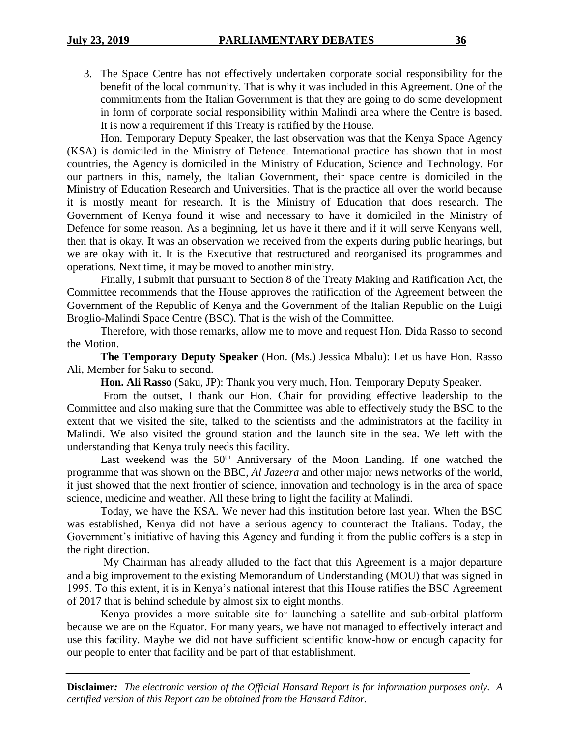3. The Space Centre has not effectively undertaken corporate social responsibility for the benefit of the local community. That is why it was included in this Agreement. One of the commitments from the Italian Government is that they are going to do some development in form of corporate social responsibility within Malindi area where the Centre is based. It is now a requirement if this Treaty is ratified by the House.

Hon. Temporary Deputy Speaker, the last observation was that the Kenya Space Agency (KSA) is domiciled in the Ministry of Defence. International practice has shown that in most countries, the Agency is domiciled in the Ministry of Education, Science and Technology. For our partners in this, namely, the Italian Government, their space centre is domiciled in the Ministry of Education Research and Universities. That is the practice all over the world because it is mostly meant for research. It is the Ministry of Education that does research. The Government of Kenya found it wise and necessary to have it domiciled in the Ministry of Defence for some reason. As a beginning, let us have it there and if it will serve Kenyans well, then that is okay. It was an observation we received from the experts during public hearings, but we are okay with it. It is the Executive that restructured and reorganised its programmes and operations. Next time, it may be moved to another ministry.

Finally, I submit that pursuant to Section 8 of the Treaty Making and Ratification Act, the Committee recommends that the House approves the ratification of the Agreement between the Government of the Republic of Kenya and the Government of the Italian Republic on the Luigi Broglio-Malindi Space Centre (BSC). That is the wish of the Committee.

Therefore, with those remarks, allow me to move and request Hon. Dida Rasso to second the Motion.

**The Temporary Deputy Speaker** (Hon. (Ms.) Jessica Mbalu): Let us have Hon. Rasso Ali, Member for Saku to second.

**Hon. Ali Rasso** (Saku, JP): Thank you very much, Hon. Temporary Deputy Speaker.

From the outset, I thank our Hon. Chair for providing effective leadership to the Committee and also making sure that the Committee was able to effectively study the BSC to the extent that we visited the site, talked to the scientists and the administrators at the facility in Malindi. We also visited the ground station and the launch site in the sea. We left with the understanding that Kenya truly needs this facility.

Last weekend was the 50th Anniversary of the Moon Landing. If one watched the programme that was shown on the BBC, *Al Jazeera* and other major news networks of the world, it just showed that the next frontier of science, innovation and technology is in the area of space science, medicine and weather. All these bring to light the facility at Malindi.

Today, we have the KSA. We never had this institution before last year. When the BSC was established, Kenya did not have a serious agency to counteract the Italians. Today, the Government's initiative of having this Agency and funding it from the public coffers is a step in the right direction.

My Chairman has already alluded to the fact that this Agreement is a major departure and a big improvement to the existing Memorandum of Understanding (MOU) that was signed in 1995. To this extent, it is in Kenya's national interest that this House ratifies the BSC Agreement of 2017 that is behind schedule by almost six to eight months.

Kenya provides a more suitable site for launching a satellite and sub-orbital platform because we are on the Equator. For many years, we have not managed to effectively interact and use this facility. Maybe we did not have sufficient scientific know-how or enough capacity for our people to enter that facility and be part of that establishment.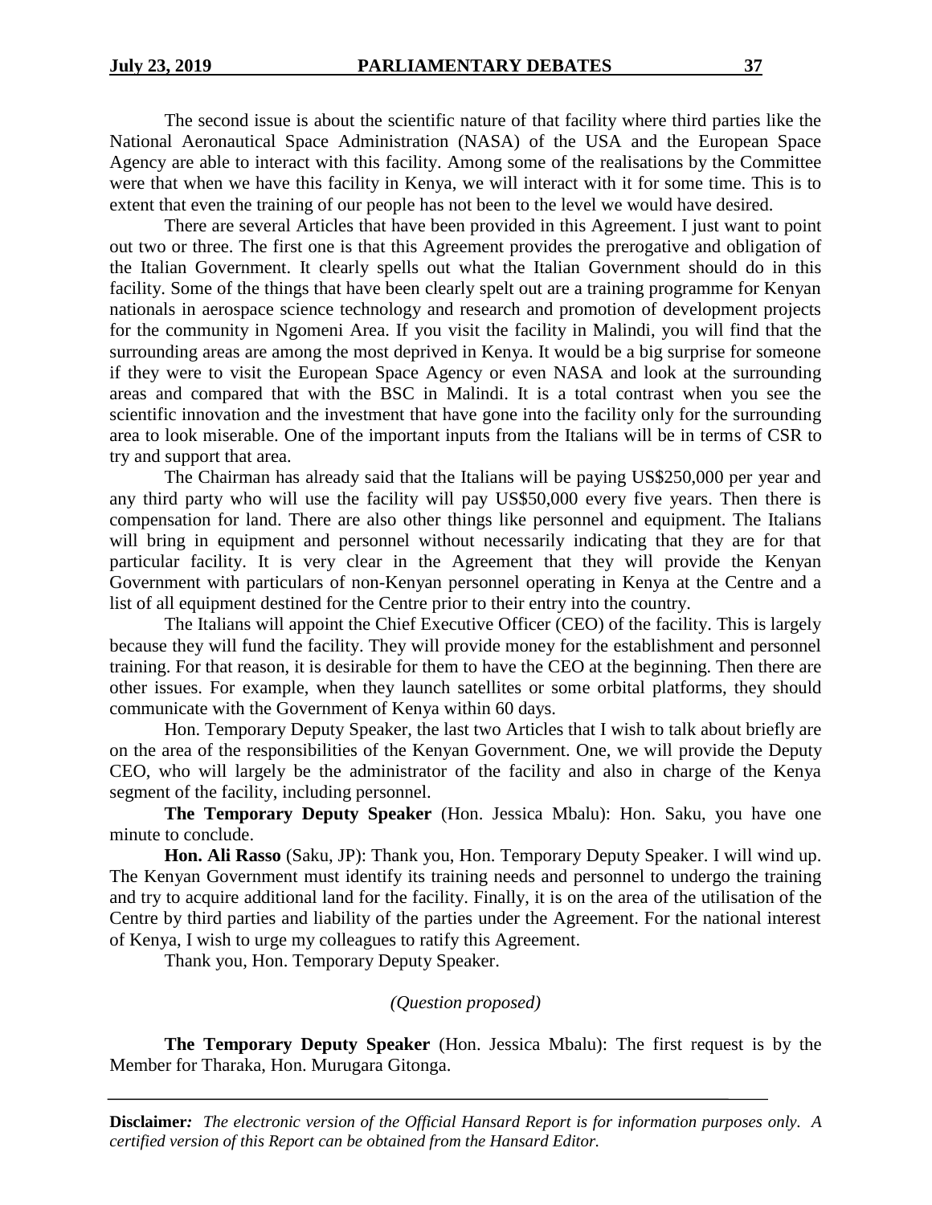The second issue is about the scientific nature of that facility where third parties like the National Aeronautical Space Administration (NASA) of the USA and the European Space Agency are able to interact with this facility. Among some of the realisations by the Committee were that when we have this facility in Kenya, we will interact with it for some time. This is to extent that even the training of our people has not been to the level we would have desired.

There are several Articles that have been provided in this Agreement. I just want to point out two or three. The first one is that this Agreement provides the prerogative and obligation of the Italian Government. It clearly spells out what the Italian Government should do in this facility. Some of the things that have been clearly spelt out are a training programme for Kenyan nationals in aerospace science technology and research and promotion of development projects for the community in Ngomeni Area. If you visit the facility in Malindi, you will find that the surrounding areas are among the most deprived in Kenya. It would be a big surprise for someone if they were to visit the European Space Agency or even NASA and look at the surrounding areas and compared that with the BSC in Malindi. It is a total contrast when you see the scientific innovation and the investment that have gone into the facility only for the surrounding area to look miserable. One of the important inputs from the Italians will be in terms of CSR to try and support that area.

The Chairman has already said that the Italians will be paying US$250,000 per year and any third party who will use the facility will pay US$50,000 every five years. Then there is compensation for land. There are also other things like personnel and equipment. The Italians will bring in equipment and personnel without necessarily indicating that they are for that particular facility. It is very clear in the Agreement that they will provide the Kenyan Government with particulars of non-Kenyan personnel operating in Kenya at the Centre and a list of all equipment destined for the Centre prior to their entry into the country.

The Italians will appoint the Chief Executive Officer (CEO) of the facility. This is largely because they will fund the facility. They will provide money for the establishment and personnel training. For that reason, it is desirable for them to have the CEO at the beginning. Then there are other issues. For example, when they launch satellites or some orbital platforms, they should communicate with the Government of Kenya within 60 days.

Hon. Temporary Deputy Speaker, the last two Articles that I wish to talk about briefly are on the area of the responsibilities of the Kenyan Government. One, we will provide the Deputy CEO, who will largely be the administrator of the facility and also in charge of the Kenya segment of the facility, including personnel.

**The Temporary Deputy Speaker** (Hon. Jessica Mbalu): Hon. Saku, you have one minute to conclude.

**Hon. Ali Rasso** (Saku, JP): Thank you, Hon. Temporary Deputy Speaker. I will wind up. The Kenyan Government must identify its training needs and personnel to undergo the training and try to acquire additional land for the facility. Finally, it is on the area of the utilisation of the Centre by third parties and liability of the parties under the Agreement. For the national interest of Kenya, I wish to urge my colleagues to ratify this Agreement.

Thank you, Hon. Temporary Deputy Speaker.

*(Question proposed)*

**The Temporary Deputy Speaker** (Hon. Jessica Mbalu): The first request is by the Member for Tharaka, Hon. Murugara Gitonga.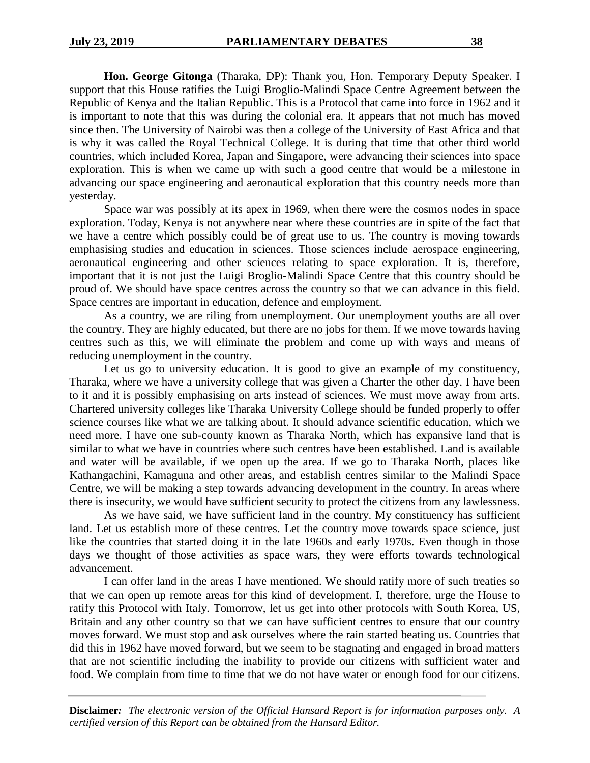**Hon. George Gitonga** (Tharaka, DP): Thank you, Hon. Temporary Deputy Speaker. I support that this House ratifies the Luigi Broglio-Malindi Space Centre Agreement between the Republic of Kenya and the Italian Republic. This is a Protocol that came into force in 1962 and it is important to note that this was during the colonial era. It appears that not much has moved since then. The University of Nairobi was then a college of the University of East Africa and that is why it was called the Royal Technical College. It is during that time that other third world countries, which included Korea, Japan and Singapore, were advancing their sciences into space exploration. This is when we came up with such a good centre that would be a milestone in advancing our space engineering and aeronautical exploration that this country needs more than yesterday.

Space war was possibly at its apex in 1969, when there were the cosmos nodes in space exploration. Today, Kenya is not anywhere near where these countries are in spite of the fact that we have a centre which possibly could be of great use to us. The country is moving towards emphasising studies and education in sciences. Those sciences include aerospace engineering, aeronautical engineering and other sciences relating to space exploration. It is, therefore, important that it is not just the Luigi Broglio-Malindi Space Centre that this country should be proud of. We should have space centres across the country so that we can advance in this field. Space centres are important in education, defence and employment.

As a country, we are riling from unemployment. Our unemployment youths are all over the country. They are highly educated, but there are no jobs for them. If we move towards having centres such as this, we will eliminate the problem and come up with ways and means of reducing unemployment in the country.

Let us go to university education. It is good to give an example of my constituency, Tharaka, where we have a university college that was given a Charter the other day. I have been to it and it is possibly emphasising on arts instead of sciences. We must move away from arts. Chartered university colleges like Tharaka University College should be funded properly to offer science courses like what we are talking about. It should advance scientific education, which we need more. I have one sub-county known as Tharaka North, which has expansive land that is similar to what we have in countries where such centres have been established. Land is available and water will be available, if we open up the area. If we go to Tharaka North, places like Kathangachini, Kamaguna and other areas, and establish centres similar to the Malindi Space Centre, we will be making a step towards advancing development in the country. In areas where there is insecurity, we would have sufficient security to protect the citizens from any lawlessness.

As we have said, we have sufficient land in the country. My constituency has sufficient land. Let us establish more of these centres. Let the country move towards space science, just like the countries that started doing it in the late 1960s and early 1970s. Even though in those days we thought of those activities as space wars, they were efforts towards technological advancement.

I can offer land in the areas I have mentioned. We should ratify more of such treaties so that we can open up remote areas for this kind of development. I, therefore, urge the House to ratify this Protocol with Italy. Tomorrow, let us get into other protocols with South Korea, US, Britain and any other country so that we can have sufficient centres to ensure that our country moves forward. We must stop and ask ourselves where the rain started beating us. Countries that did this in 1962 have moved forward, but we seem to be stagnating and engaged in broad matters that are not scientific including the inability to provide our citizens with sufficient water and food. We complain from time to time that we do not have water or enough food for our citizens.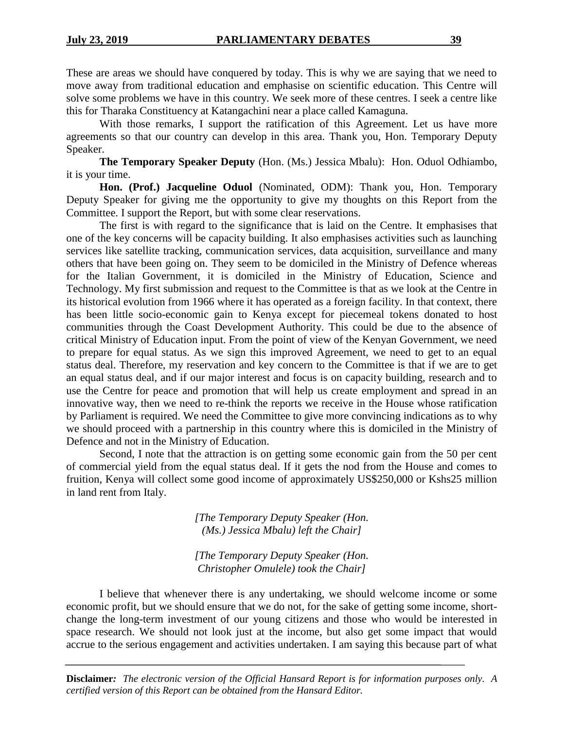These are areas we should have conquered by today. This is why we are saying that we need to move away from traditional education and emphasise on scientific education. This Centre will solve some problems we have in this country. We seek more of these centres. I seek a centre like this for Tharaka Constituency at Katangachini near a place called Kamaguna.

With those remarks, I support the ratification of this Agreement. Let us have more agreements so that our country can develop in this area. Thank you, Hon. Temporary Deputy Speaker.

**The Temporary Speaker Deputy** (Hon. (Ms.) Jessica Mbalu): Hon. Oduol Odhiambo, it is your time.

**Hon. (Prof.) Jacqueline Oduol** (Nominated, ODM): Thank you, Hon. Temporary Deputy Speaker for giving me the opportunity to give my thoughts on this Report from the Committee. I support the Report, but with some clear reservations.

The first is with regard to the significance that is laid on the Centre. It emphasises that one of the key concerns will be capacity building. It also emphasises activities such as launching services like satellite tracking, communication services, data acquisition, surveillance and many others that have been going on. They seem to be domiciled in the Ministry of Defence whereas for the Italian Government, it is domiciled in the Ministry of Education, Science and Technology. My first submission and request to the Committee is that as we look at the Centre in its historical evolution from 1966 where it has operated as a foreign facility. In that context, there has been little socio-economic gain to Kenya except for piecemeal tokens donated to host communities through the Coast Development Authority. This could be due to the absence of critical Ministry of Education input. From the point of view of the Kenyan Government, we need to prepare for equal status. As we sign this improved Agreement, we need to get to an equal status deal. Therefore, my reservation and key concern to the Committee is that if we are to get an equal status deal, and if our major interest and focus is on capacity building, research and to use the Centre for peace and promotion that will help us create employment and spread in an innovative way, then we need to re-think the reports we receive in the House whose ratification by Parliament is required. We need the Committee to give more convincing indications as to why we should proceed with a partnership in this country where this is domiciled in the Ministry of Defence and not in the Ministry of Education.

Second, I note that the attraction is on getting some economic gain from the 50 per cent of commercial yield from the equal status deal. If it gets the nod from the House and comes to fruition, Kenya will collect some good income of approximately US$250,000 or Kshs25 million in land rent from Italy.

*[The Temporary Deputy Speaker (Hon. (Ms.) Jessica Mbalu) left the Chair]*

*[The Temporary Deputy Speaker (Hon. Christopher Omulele) took the Chair]*

I believe that whenever there is any undertaking, we should welcome income or some economic profit, but we should ensure that we do not, for the sake of getting some income, short-change the long-term investment of our young citizens and those who would be interested in space research. We should not look just at the income, but also get some impact that would accrue to the serious engagement and activities undertaken. I am saying this because part of what

**Disclaimer:** *The electronic version of the Official Hansard Report is for information purposes only. A certified version of this Report can be obtained from the Hansard Editor.*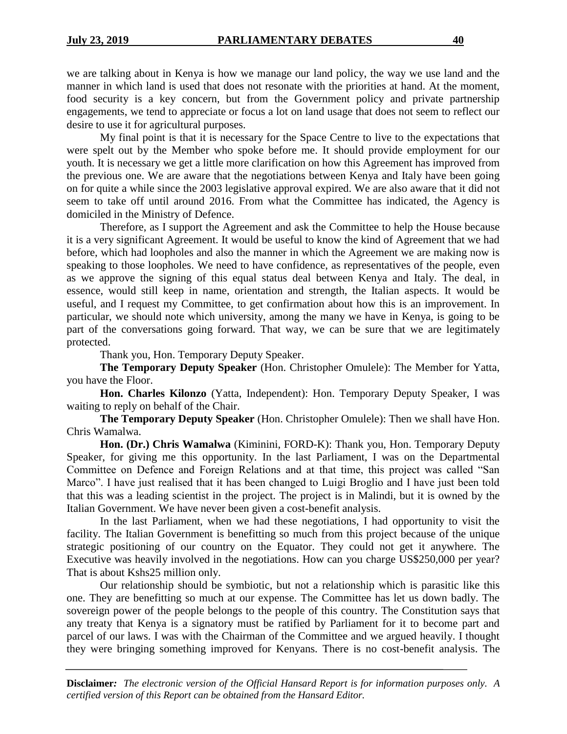we are talking about in Kenya is how we manage our land policy, the way we use land and the manner in which land is used that does not resonate with the priorities at hand. At the moment, food security is a key concern, but from the Government policy and private partnership engagements, we tend to appreciate or focus a lot on land usage that does not seem to reflect our desire to use it for agricultural purposes.

My final point is that it is necessary for the Space Centre to live to the expectations that were spelt out by the Member who spoke before me. It should provide employment for our youth. It is necessary we get a little more clarification on how this Agreement has improved from the previous one. We are aware that the negotiations between Kenya and Italy have been going on for quite a while since the 2003 legislative approval expired. We are also aware that it did not seem to take off until around 2016. From what the Committee has indicated, the Agency is domiciled in the Ministry of Defence.

Therefore, as I support the Agreement and ask the Committee to help the House because it is a very significant Agreement. It would be useful to know the kind of Agreement that we had before, which had loopholes and also the manner in which the Agreement we are making now is speaking to those loopholes. We need to have confidence, as representatives of the people, even as we approve the signing of this equal status deal between Kenya and Italy. The deal, in essence, would still keep in name, orientation and strength, the Italian aspects. It would be useful, and I request my Committee, to get confirmation about how this is an improvement. In particular, we should note which university, among the many we have in Kenya, is going to be part of the conversations going forward. That way, we can be sure that we are legitimately protected.

Thank you, Hon. Temporary Deputy Speaker.

**The Temporary Deputy Speaker** (Hon. Christopher Omulele): The Member for Yatta, you have the Floor.

**Hon. Charles Kilonzo** (Yatta, Independent): Hon. Temporary Deputy Speaker, I was waiting to reply on behalf of the Chair.

**The Temporary Deputy Speaker** (Hon. Christopher Omulele): Then we shall have Hon. Chris Wamalwa.

**Hon. (Dr.) Chris Wamalwa** (Kiminini, FORD-K): Thank you, Hon. Temporary Deputy Speaker, for giving me this opportunity. In the last Parliament, I was on the Departmental Committee on Defence and Foreign Relations and at that time, this project was called "San Marco". I have just realised that it has been changed to Luigi Broglio and I have just been told that this was a leading scientist in the project. The project is in Malindi, but it is owned by the Italian Government. We have never been given a cost-benefit analysis.

In the last Parliament, when we had these negotiations, I had opportunity to visit the facility. The Italian Government is benefitting so much from this project because of the unique strategic positioning of our country on the Equator. They could not get it anywhere. The Executive was heavily involved in the negotiations. How can you charge US$250,000 per year? That is about Kshs25 million only.

Our relationship should be symbiotic, but not a relationship which is parasitic like this one. They are benefitting so much at our expense. The Committee has let us down badly. The sovereign power of the people belongs to the people of this country. The Constitution says that any treaty that Kenya is a signatory must be ratified by Parliament for it to become part and parcel of our laws. I was with the Chairman of the Committee and we argued heavily. I thought they were bringing something improved for Kenyans. There is no cost-benefit analysis. The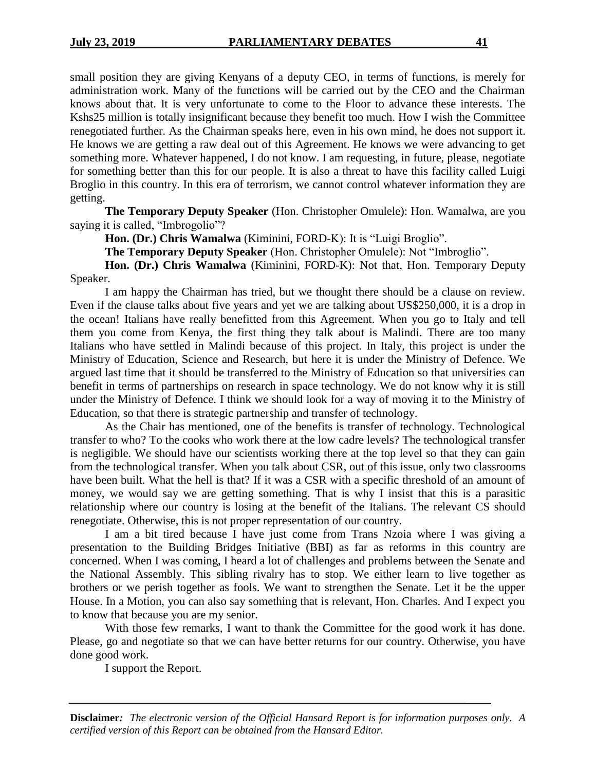small position they are giving Kenyans of a deputy CEO, in terms of functions, is merely for administration work. Many of the functions will be carried out by the CEO and the Chairman knows about that. It is very unfortunate to come to the Floor to advance these interests. The Kshs25 million is totally insignificant because they benefit too much. How I wish the Committee renegotiated further. As the Chairman speaks here, even in his own mind, he does not support it. He knows we are getting a raw deal out of this Agreement. He knows we were advancing to get something more. Whatever happened, I do not know. I am requesting, in future, please, negotiate for something better than this for our people. It is also a threat to have this facility called Luigi Broglio in this country. In this era of terrorism, we cannot control whatever information they are getting.

**The Temporary Deputy Speaker** (Hon. Christopher Omulele): Hon. Wamalwa, are you saying it is called, "Imbrogolio"?

**Hon. (Dr.) Chris Wamalwa** (Kiminini, FORD-K): It is "Luigi Broglio".

**The Temporary Deputy Speaker** (Hon. Christopher Omulele): Not "Imbroglio".

**Hon. (Dr.) Chris Wamalwa** (Kiminini, FORD-K): Not that, Hon. Temporary Deputy Speaker.

I am happy the Chairman has tried, but we thought there should be a clause on review. Even if the clause talks about five years and yet we are talking about US$250,000, it is a drop in the ocean! Italians have really benefitted from this Agreement. When you go to Italy and tell them you come from Kenya, the first thing they talk about is Malindi. There are too many Italians who have settled in Malindi because of this project. In Italy, this project is under the Ministry of Education, Science and Research, but here it is under the Ministry of Defence. We argued last time that it should be transferred to the Ministry of Education so that universities can benefit in terms of partnerships on research in space technology. We do not know why it is still under the Ministry of Defence. I think we should look for a way of moving it to the Ministry of Education, so that there is strategic partnership and transfer of technology.

As the Chair has mentioned, one of the benefits is transfer of technology. Technological transfer to who? To the cooks who work there at the low cadre levels? The technological transfer is negligible. We should have our scientists working there at the top level so that they can gain from the technological transfer. When you talk about CSR, out of this issue, only two classrooms have been built. What the hell is that? If it was a CSR with a specific threshold of an amount of money, we would say we are getting something. That is why I insist that this is a parasitic relationship where our country is losing at the benefit of the Italians. The relevant CS should renegotiate. Otherwise, this is not proper representation of our country.

I am a bit tired because I have just come from Trans Nzoia where I was giving a presentation to the Building Bridges Initiative (BBI) as far as reforms in this country are concerned. When I was coming, I heard a lot of challenges and problems between the Senate and the National Assembly. This sibling rivalry has to stop. We either learn to live together as brothers or we perish together as fools. We want to strengthen the Senate. Let it be the upper House. In a Motion, you can also say something that is relevant, Hon. Charles. And I expect you to know that because you are my senior.

With those few remarks, I want to thank the Committee for the good work it has done. Please, go and negotiate so that we can have better returns for our country. Otherwise, you have done good work.

I support the Report.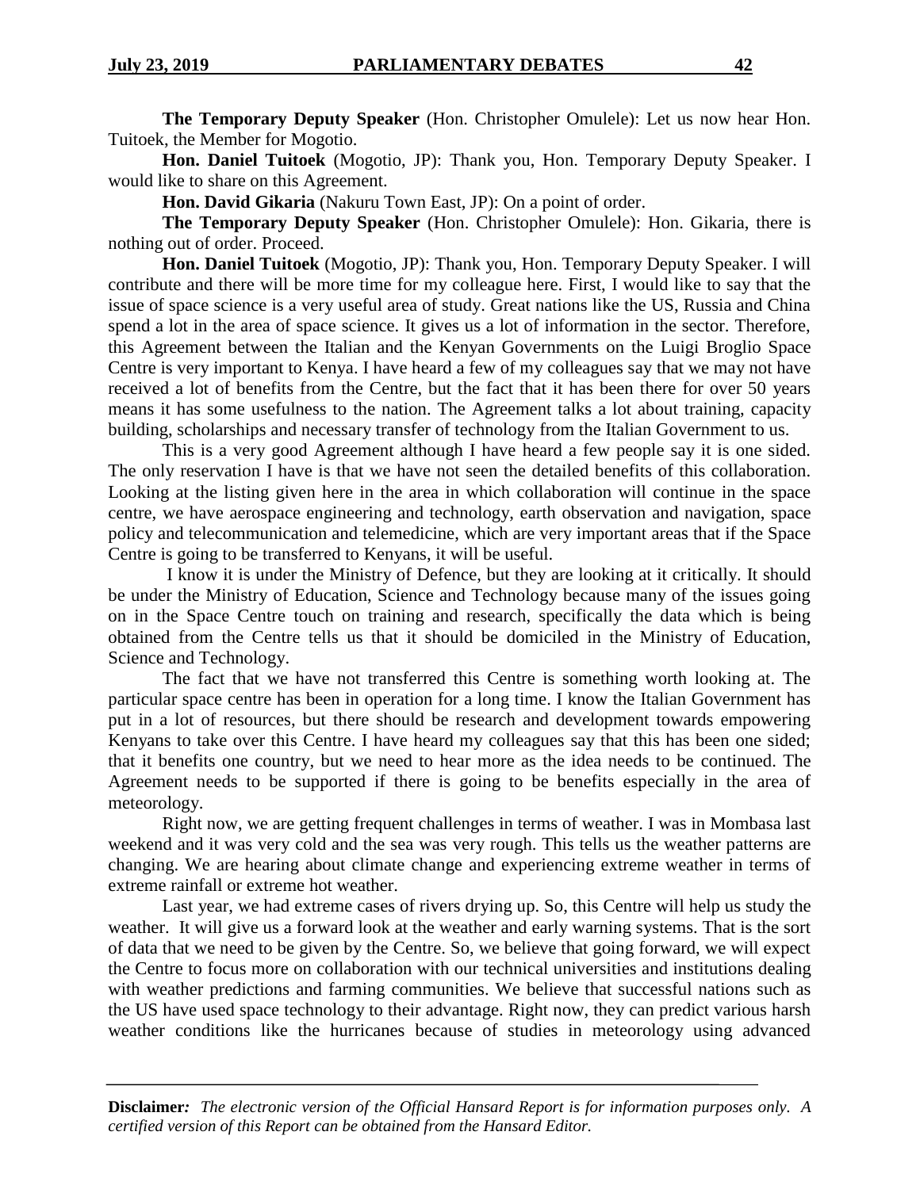**The Temporary Deputy Speaker** (Hon. Christopher Omulele): Let us now hear Hon. Tuitoek, the Member for Mogotio.

**Hon. Daniel Tuitoek** (Mogotio, JP): Thank you, Hon. Temporary Deputy Speaker. I would like to share on this Agreement.

**Hon. David Gikaria** (Nakuru Town East, JP): On a point of order.

**The Temporary Deputy Speaker** (Hon. Christopher Omulele): Hon. Gikaria, there is nothing out of order. Proceed.

**Hon. Daniel Tuitoek** (Mogotio, JP): Thank you, Hon. Temporary Deputy Speaker. I will contribute and there will be more time for my colleague here. First, I would like to say that the issue of space science is a very useful area of study. Great nations like the US, Russia and China spend a lot in the area of space science. It gives us a lot of information in the sector. Therefore, this Agreement between the Italian and the Kenyan Governments on the Luigi Broglio Space Centre is very important to Kenya. I have heard a few of my colleagues say that we may not have received a lot of benefits from the Centre, but the fact that it has been there for over 50 years means it has some usefulness to the nation. The Agreement talks a lot about training, capacity building, scholarships and necessary transfer of technology from the Italian Government to us.

This is a very good Agreement although I have heard a few people say it is one sided. The only reservation I have is that we have not seen the detailed benefits of this collaboration. Looking at the listing given here in the area in which collaboration will continue in the space centre, we have aerospace engineering and technology, earth observation and navigation, space policy and telecommunication and telemedicine, which are very important areas that if the Space Centre is going to be transferred to Kenyans, it will be useful.

I know it is under the Ministry of Defence, but they are looking at it critically. It should be under the Ministry of Education, Science and Technology because many of the issues going on in the Space Centre touch on training and research, specifically the data which is being obtained from the Centre tells us that it should be domiciled in the Ministry of Education, Science and Technology.

The fact that we have not transferred this Centre is something worth looking at. The particular space centre has been in operation for a long time. I know the Italian Government has put in a lot of resources, but there should be research and development towards empowering Kenyans to take over this Centre. I have heard my colleagues say that this has been one sided; that it benefits one country, but we need to hear more as the idea needs to be continued. The Agreement needs to be supported if there is going to be benefits especially in the area of meteorology.

Right now, we are getting frequent challenges in terms of weather. I was in Mombasa last weekend and it was very cold and the sea was very rough. This tells us the weather patterns are changing. We are hearing about climate change and experiencing extreme weather in terms of extreme rainfall or extreme hot weather.

Last year, we had extreme cases of rivers drying up. So, this Centre will help us study the weather. It will give us a forward look at the weather and early warning systems. That is the sort of data that we need to be given by the Centre. So, we believe that going forward, we will expect the Centre to focus more on collaboration with our technical universities and institutions dealing with weather predictions and farming communities. We believe that successful nations such as the US have used space technology to their advantage. Right now, they can predict various harsh weather conditions like the hurricanes because of studies in meteorology using advanced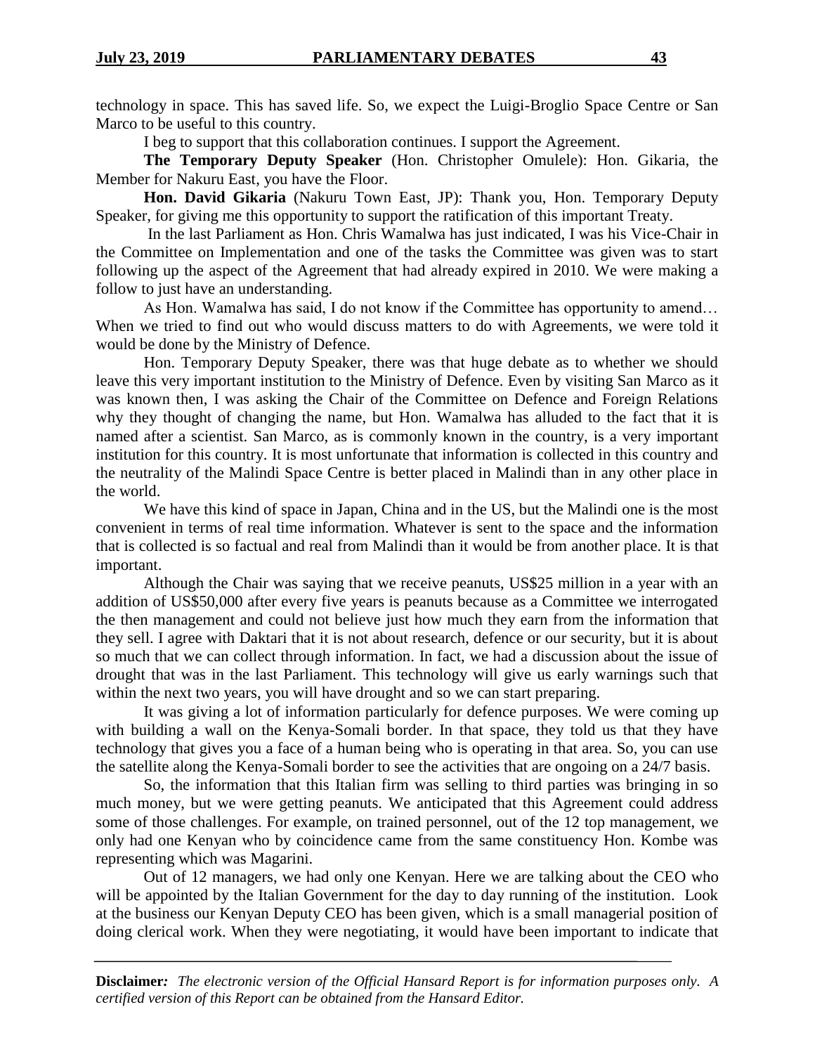technology in space. This has saved life. So, we expect the Luigi-Broglio Space Centre or San Marco to be useful to this country.

I beg to support that this collaboration continues. I support the Agreement.

**The Temporary Deputy Speaker** (Hon. Christopher Omulele): Hon. Gikaria, the Member for Nakuru East, you have the Floor.

**Hon. David Gikaria** (Nakuru Town East, JP): Thank you, Hon. Temporary Deputy Speaker, for giving me this opportunity to support the ratification of this important Treaty.

In the last Parliament as Hon. Chris Wamalwa has just indicated, I was his Vice-Chair in the Committee on Implementation and one of the tasks the Committee was given was to start following up the aspect of the Agreement that had already expired in 2010. We were making a follow to just have an understanding.

As Hon. Wamalwa has said, I do not know if the Committee has opportunity to amend… When we tried to find out who would discuss matters to do with Agreements, we were told it would be done by the Ministry of Defence.

Hon. Temporary Deputy Speaker, there was that huge debate as to whether we should leave this very important institution to the Ministry of Defence. Even by visiting San Marco as it was known then, I was asking the Chair of the Committee on Defence and Foreign Relations why they thought of changing the name, but Hon. Wamalwa has alluded to the fact that it is named after a scientist. San Marco, as is commonly known in the country, is a very important institution for this country. It is most unfortunate that information is collected in this country and the neutrality of the Malindi Space Centre is better placed in Malindi than in any other place in the world.

We have this kind of space in Japan, China and in the US, but the Malindi one is the most convenient in terms of real time information. Whatever is sent to the space and the information that is collected is so factual and real from Malindi than it would be from another place. It is that important.

Although the Chair was saying that we receive peanuts, US$25 million in a year with an addition of US$50,000 after every five years is peanuts because as a Committee we interrogated the then management and could not believe just how much they earn from the information that they sell. I agree with Daktari that it is not about research, defence or our security, but it is about so much that we can collect through information. In fact, we had a discussion about the issue of drought that was in the last Parliament. This technology will give us early warnings such that within the next two years, you will have drought and so we can start preparing.

It was giving a lot of information particularly for defence purposes. We were coming up with building a wall on the Kenya-Somali border. In that space, they told us that they have technology that gives you a face of a human being who is operating in that area. So, you can use the satellite along the Kenya-Somali border to see the activities that are ongoing on a 24/7 basis.

So, the information that this Italian firm was selling to third parties was bringing in so much money, but we were getting peanuts. We anticipated that this Agreement could address some of those challenges. For example, on trained personnel, out of the 12 top management, we only had one Kenyan who by coincidence came from the same constituency Hon. Kombe was representing which was Magarini.

Out of 12 managers, we had only one Kenyan. Here we are talking about the CEO who will be appointed by the Italian Government for the day to day running of the institution. Look at the business our Kenyan Deputy CEO has been given, which is a small managerial position of doing clerical work. When they were negotiating, it would have been important to indicate that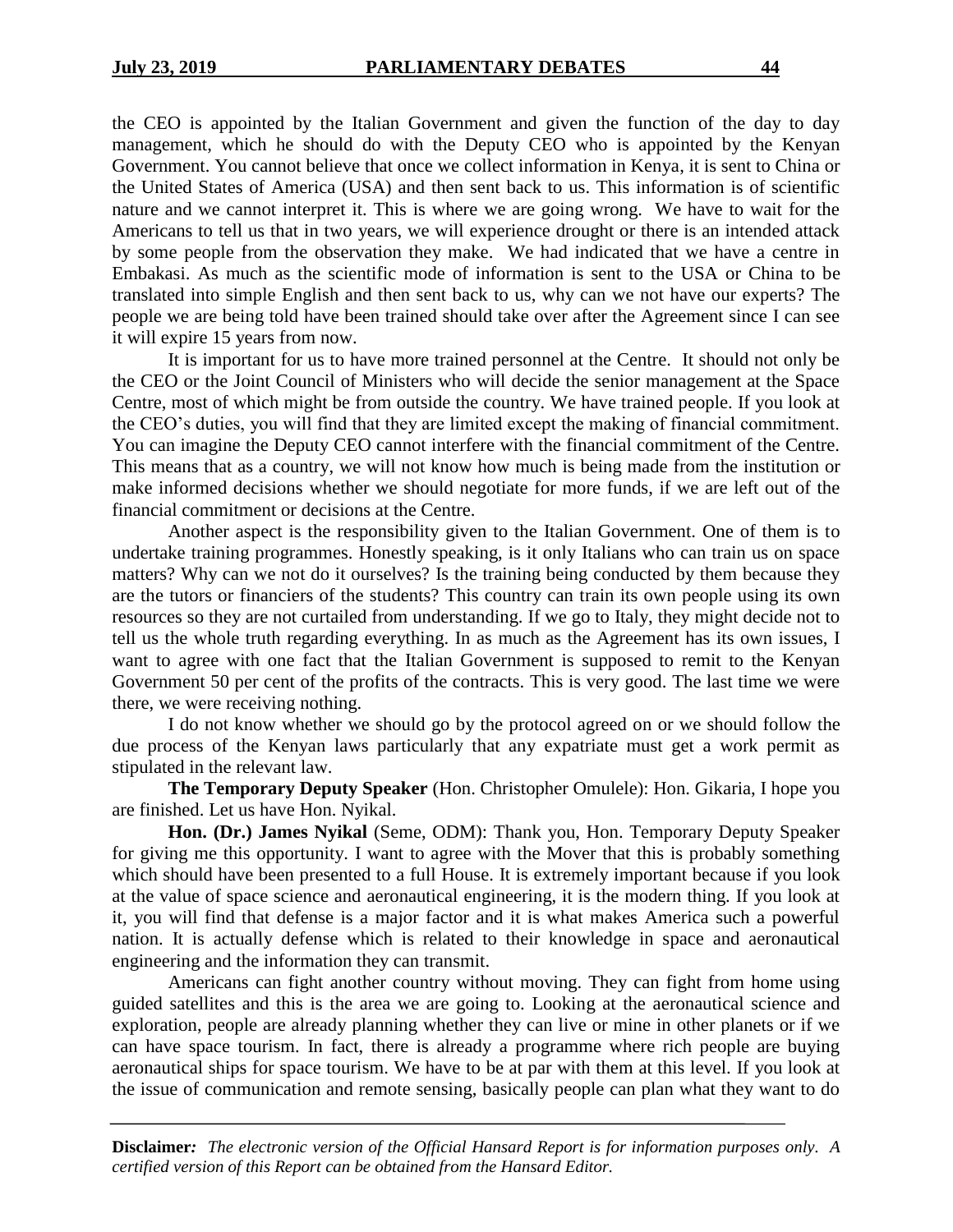the CEO is appointed by the Italian Government and given the function of the day to day management, which he should do with the Deputy CEO who is appointed by the Kenyan Government. You cannot believe that once we collect information in Kenya, it is sent to China or the United States of America (USA) and then sent back to us. This information is of scientific nature and we cannot interpret it. This is where we are going wrong. We have to wait for the Americans to tell us that in two years, we will experience drought or there is an intended attack by some people from the observation they make. We had indicated that we have a centre in Embakasi. As much as the scientific mode of information is sent to the USA or China to be translated into simple English and then sent back to us, why can we not have our experts? The people we are being told have been trained should take over after the Agreement since I can see it will expire 15 years from now.

It is important for us to have more trained personnel at the Centre. It should not only be the CEO or the Joint Council of Ministers who will decide the senior management at the Space Centre, most of which might be from outside the country. We have trained people. If you look at the CEO's duties, you will find that they are limited except the making of financial commitment. You can imagine the Deputy CEO cannot interfere with the financial commitment of the Centre. This means that as a country, we will not know how much is being made from the institution or make informed decisions whether we should negotiate for more funds, if we are left out of the financial commitment or decisions at the Centre.

Another aspect is the responsibility given to the Italian Government. One of them is to undertake training programmes. Honestly speaking, is it only Italians who can train us on space matters? Why can we not do it ourselves? Is the training being conducted by them because they are the tutors or financiers of the students? This country can train its own people using its own resources so they are not curtailed from understanding. If we go to Italy, they might decide not to tell us the whole truth regarding everything. In as much as the Agreement has its own issues, I want to agree with one fact that the Italian Government is supposed to remit to the Kenyan Government 50 per cent of the profits of the contracts. This is very good. The last time we were there, we were receiving nothing.

I do not know whether we should go by the protocol agreed on or we should follow the due process of the Kenyan laws particularly that any expatriate must get a work permit as stipulated in the relevant law.

**The Temporary Deputy Speaker** (Hon. Christopher Omulele): Hon. Gikaria, I hope you are finished. Let us have Hon. Nyikal.

**Hon. (Dr.) James Nyikal** (Seme, ODM): Thank you, Hon. Temporary Deputy Speaker for giving me this opportunity. I want to agree with the Mover that this is probably something which should have been presented to a full House. It is extremely important because if you look at the value of space science and aeronautical engineering, it is the modern thing. If you look at it, you will find that defense is a major factor and it is what makes America such a powerful nation. It is actually defense which is related to their knowledge in space and aeronautical engineering and the information they can transmit.

Americans can fight another country without moving. They can fight from home using guided satellites and this is the area we are going to. Looking at the aeronautical science and exploration, people are already planning whether they can live or mine in other planets or if we can have space tourism. In fact, there is already a programme where rich people are buying aeronautical ships for space tourism. We have to be at par with them at this level. If you look at the issue of communication and remote sensing, basically people can plan what they want to do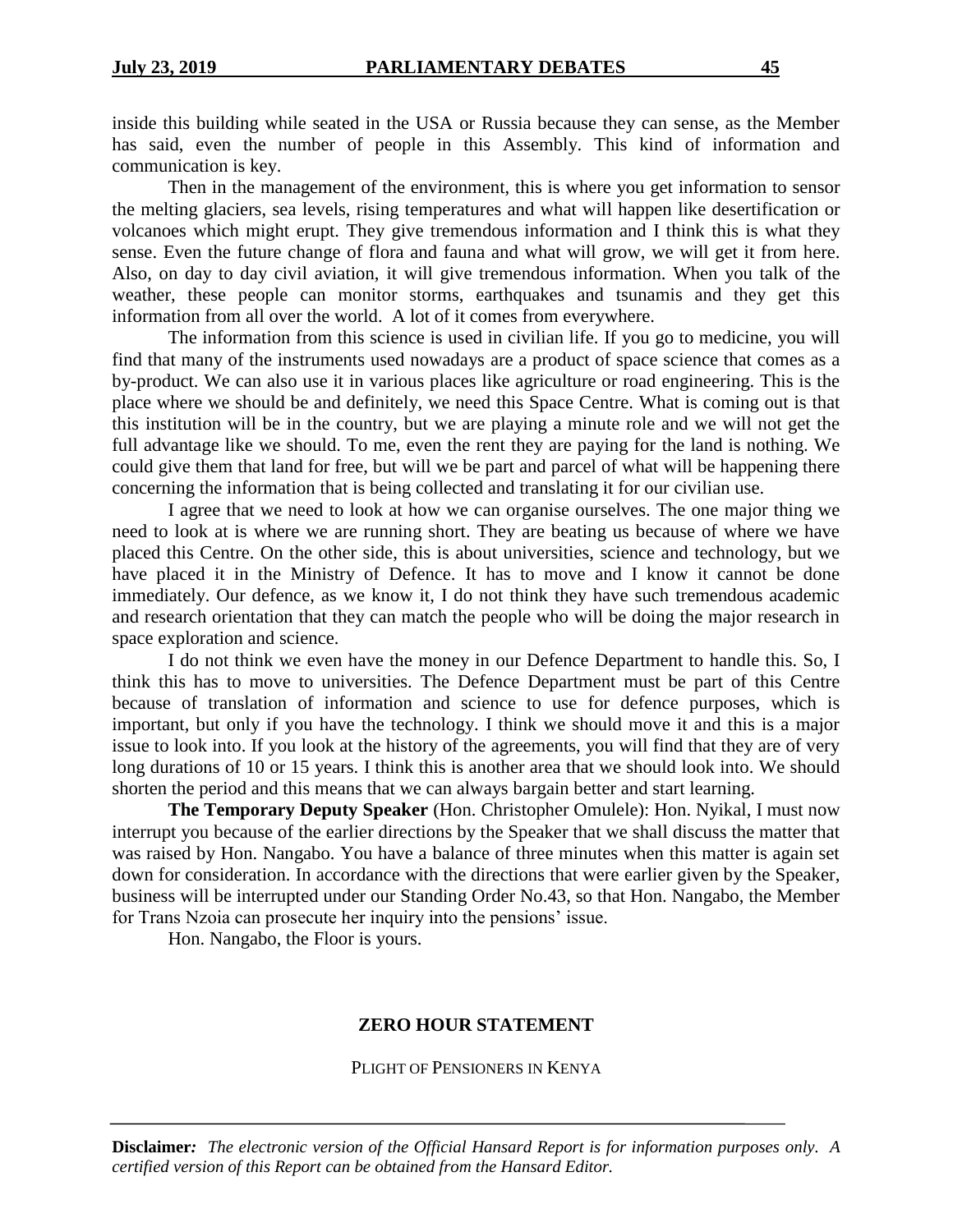inside this building while seated in the USA or Russia because they can sense, as the Member has said, even the number of people in this Assembly. This kind of information and communication is key.

Then in the management of the environment, this is where you get information to sensor the melting glaciers, sea levels, rising temperatures and what will happen like desertification or volcanoes which might erupt. They give tremendous information and I think this is what they sense. Even the future change of flora and fauna and what will grow, we will get it from here. Also, on day to day civil aviation, it will give tremendous information. When you talk of the weather, these people can monitor storms, earthquakes and tsunamis and they get this information from all over the world. A lot of it comes from everywhere.

The information from this science is used in civilian life. If you go to medicine, you will find that many of the instruments used nowadays are a product of space science that comes as a by-product. We can also use it in various places like agriculture or road engineering. This is the place where we should be and definitely, we need this Space Centre. What is coming out is that this institution will be in the country, but we are playing a minute role and we will not get the full advantage like we should. To me, even the rent they are paying for the land is nothing. We could give them that land for free, but will we be part and parcel of what will be happening there concerning the information that is being collected and translating it for our civilian use.

I agree that we need to look at how we can organise ourselves. The one major thing we need to look at is where we are running short. They are beating us because of where we have placed this Centre. On the other side, this is about universities, science and technology, but we have placed it in the Ministry of Defence. It has to move and I know it cannot be done immediately. Our defence, as we know it, I do not think they have such tremendous academic and research orientation that they can match the people who will be doing the major research in space exploration and science.

I do not think we even have the money in our Defence Department to handle this. So, I think this has to move to universities. The Defence Department must be part of this Centre because of translation of information and science to use for defence purposes, which is important, but only if you have the technology. I think we should move it and this is a major issue to look into. If you look at the history of the agreements, you will find that they are of very long durations of 10 or 15 years. I think this is another area that we should look into. We should shorten the period and this means that we can always bargain better and start learning.

**The Temporary Deputy Speaker** (Hon. Christopher Omulele): Hon. Nyikal, I must now interrupt you because of the earlier directions by the Speaker that we shall discuss the matter that was raised by Hon. Nangabo. You have a balance of three minutes when this matter is again set down for consideration. In accordance with the directions that were earlier given by the Speaker, business will be interrupted under our Standing Order No.43, so that Hon. Nangabo, the Member for Trans Nzoia can prosecute her inquiry into the pensions' issue.

Hon. Nangabo, the Floor is yours.

## ZERO HOUR STATEMENT

PLIGHT OF PENSIONERS IN KENYA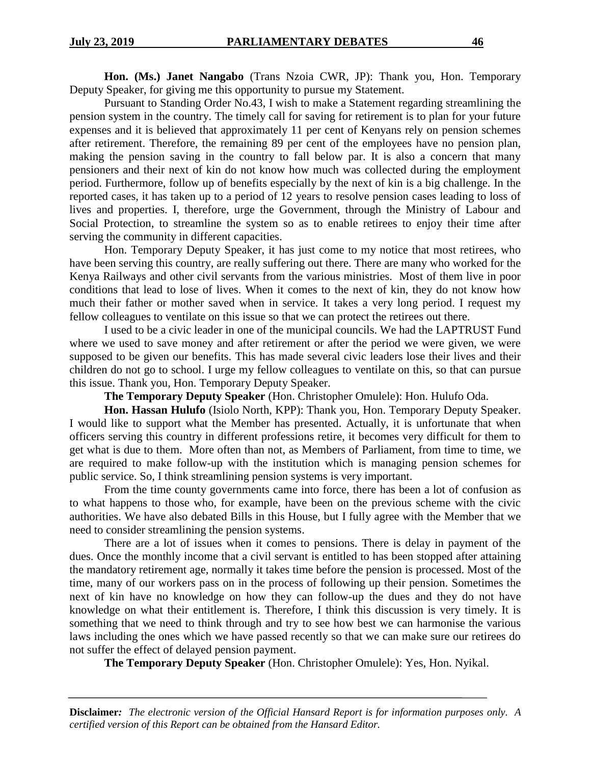**Hon. (Ms.) Janet Nangabo** (Trans Nzoia CWR, JP): Thank you, Hon. Temporary Deputy Speaker, for giving me this opportunity to pursue my Statement.

Pursuant to Standing Order No.43, I wish to make a Statement regarding streamlining the pension system in the country. The timely call for saving for retirement is to plan for your future expenses and it is believed that approximately 11 per cent of Kenyans rely on pension schemes after retirement. Therefore, the remaining 89 per cent of the employees have no pension plan, making the pension saving in the country to fall below par. It is also a concern that many pensioners and their next of kin do not know how much was collected during the employment period. Furthermore, follow up of benefits especially by the next of kin is a big challenge. In the reported cases, it has taken up to a period of 12 years to resolve pension cases leading to loss of lives and properties. I, therefore, urge the Government, through the Ministry of Labour and Social Protection, to streamline the system so as to enable retirees to enjoy their time after serving the community in different capacities.

Hon. Temporary Deputy Speaker, it has just come to my notice that most retirees, who have been serving this country, are really suffering out there. There are many who worked for the Kenya Railways and other civil servants from the various ministries. Most of them live in poor conditions that lead to lose of lives. When it comes to the next of kin, they do not know how much their father or mother saved when in service. It takes a very long period. I request my fellow colleagues to ventilate on this issue so that we can protect the retirees out there.

I used to be a civic leader in one of the municipal councils. We had the LAPTRUST Fund where we used to save money and after retirement or after the period we were given, we were supposed to be given our benefits. This has made several civic leaders lose their lives and their children do not go to school. I urge my fellow colleagues to ventilate on this, so that can pursue this issue. Thank you, Hon. Temporary Deputy Speaker.

**The Temporary Deputy Speaker** (Hon. Christopher Omulele): Hon. Hulufo Oda.

**Hon. Hassan Hulufo** (Isiolo North, KPP): Thank you, Hon. Temporary Deputy Speaker. I would like to support what the Member has presented. Actually, it is unfortunate that when officers serving this country in different professions retire, it becomes very difficult for them to get what is due to them. More often than not, as Members of Parliament, from time to time, we are required to make follow-up with the institution which is managing pension schemes for public service. So, I think streamlining pension systems is very important.

From the time county governments came into force, there has been a lot of confusion as to what happens to those who, for example, have been on the previous scheme with the civic authorities. We have also debated Bills in this House, but I fully agree with the Member that we need to consider streamlining the pension systems.

There are a lot of issues when it comes to pensions. There is delay in payment of the dues. Once the monthly income that a civil servant is entitled to has been stopped after attaining the mandatory retirement age, normally it takes time before the pension is processed. Most of the time, many of our workers pass on in the process of following up their pension. Sometimes the next of kin have no knowledge on how they can follow-up the dues and they do not have knowledge on what their entitlement is. Therefore, I think this discussion is very timely. It is something that we need to think through and try to see how best we can harmonise the various laws including the ones which we have passed recently so that we can make sure our retirees do not suffer the effect of delayed pension payment.

**The Temporary Deputy Speaker** (Hon. Christopher Omulele): Yes, Hon. Nyikal.

**Disclaimer***:* *The electronic version of the Official Hansard Report is for information purposes only. A certified version of this Report can be obtained from the Hansard Editor.*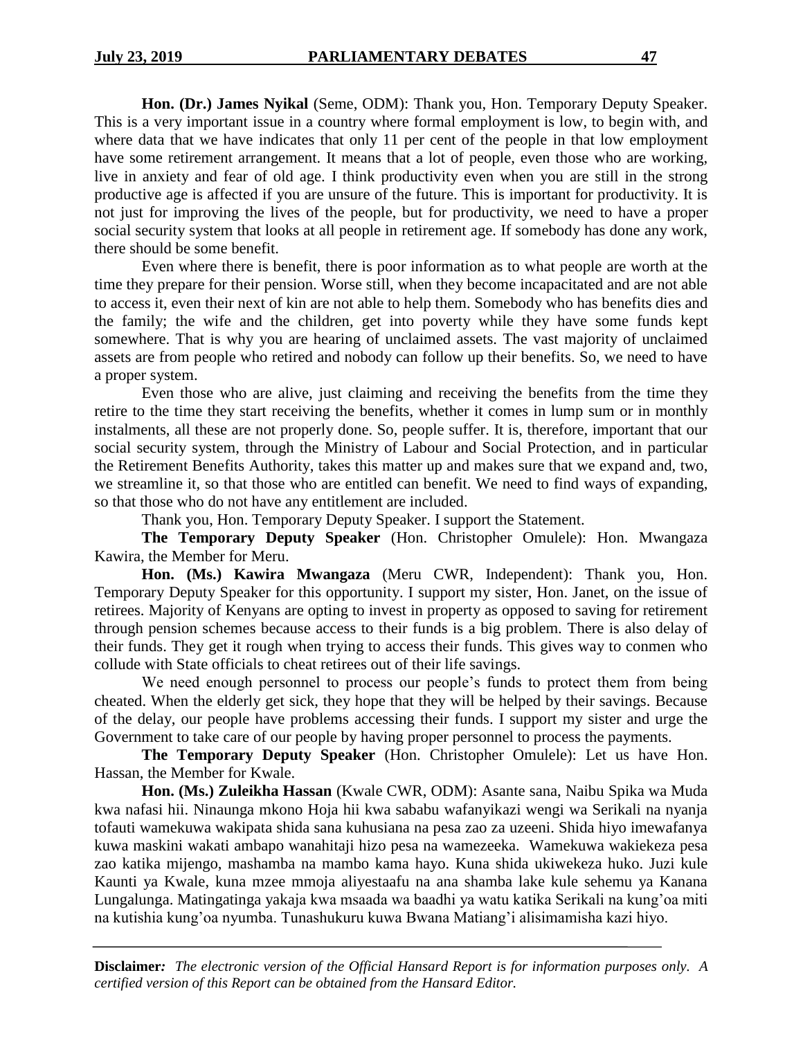**Hon. (Dr.) James Nyikal** (Seme, ODM): Thank you, Hon. Temporary Deputy Speaker. This is a very important issue in a country where formal employment is low, to begin with, and where data that we have indicates that only 11 per cent of the people in that low employment have some retirement arrangement. It means that a lot of people, even those who are working, live in anxiety and fear of old age. I think productivity even when you are still in the strong productive age is affected if you are unsure of the future. This is important for productivity. It is not just for improving the lives of the people, but for productivity, we need to have a proper social security system that looks at all people in retirement age. If somebody has done any work, there should be some benefit.

Even where there is benefit, there is poor information as to what people are worth at the time they prepare for their pension. Worse still, when they become incapacitated and are not able to access it, even their next of kin are not able to help them. Somebody who has benefits dies and the family; the wife and the children, get into poverty while they have some funds kept somewhere. That is why you are hearing of unclaimed assets. The vast majority of unclaimed assets are from people who retired and nobody can follow up their benefits. So, we need to have a proper system.

Even those who are alive, just claiming and receiving the benefits from the time they retire to the time they start receiving the benefits, whether it comes in lump sum or in monthly instalments, all these are not properly done. So, people suffer. It is, therefore, important that our social security system, through the Ministry of Labour and Social Protection, and in particular the Retirement Benefits Authority, takes this matter up and makes sure that we expand and, two, we streamline it, so that those who are entitled can benefit. We need to find ways of expanding, so that those who do not have any entitlement are included.

Thank you, Hon. Temporary Deputy Speaker. I support the Statement.

**The Temporary Deputy Speaker** (Hon. Christopher Omulele): Hon. Mwangaza Kawira, the Member for Meru.

**Hon. (Ms.) Kawira Mwangaza** (Meru CWR, Independent): Thank you, Hon. Temporary Deputy Speaker for this opportunity. I support my sister, Hon. Janet, on the issue of retirees. Majority of Kenyans are opting to invest in property as opposed to saving for retirement through pension schemes because access to their funds is a big problem. There is also delay of their funds. They get it rough when trying to access their funds. This gives way to conmen who collude with State officials to cheat retirees out of their life savings.

We need enough personnel to process our people's funds to protect them from being cheated. When the elderly get sick, they hope that they will be helped by their savings. Because of the delay, our people have problems accessing their funds. I support my sister and urge the Government to take care of our people by having proper personnel to process the payments.

**The Temporary Deputy Speaker** (Hon. Christopher Omulele): Let us have Hon. Hassan, the Member for Kwale.

**Hon. (Ms.) Zuleikha Hassan** (Kwale CWR, ODM): Asante sana, Naibu Spika wa Muda kwa nafasi hii. Ninaunga mkono Hoja hii kwa sababu wafanyikazi wengi wa Serikali na nyanja tofauti wamekuwa wakipata shida sana kuhusiana na pesa zao za uzeeni. Shida hiyo imewafanya kuwa maskini wakati ambapo wanahitaji hizo pesa na wamezeeka. Wamekuwa wakiekeza pesa zao katika mijengo, mashamba na mambo kama hayo. Kuna shida ukiwekeza huko. Juzi kule Kaunti ya Kwale, kuna mzee mmoja aliyestaafu na ana shamba lake kule sehemu ya Kanana Lungalunga. Matingatinga yakaja kwa msaada wa baadhi ya watu katika Serikali na kung'oa miti na kutishia kung'oa nyumba. Tunashukuru kuwa Bwana Matiang'i alisimamisha kazi hiyo.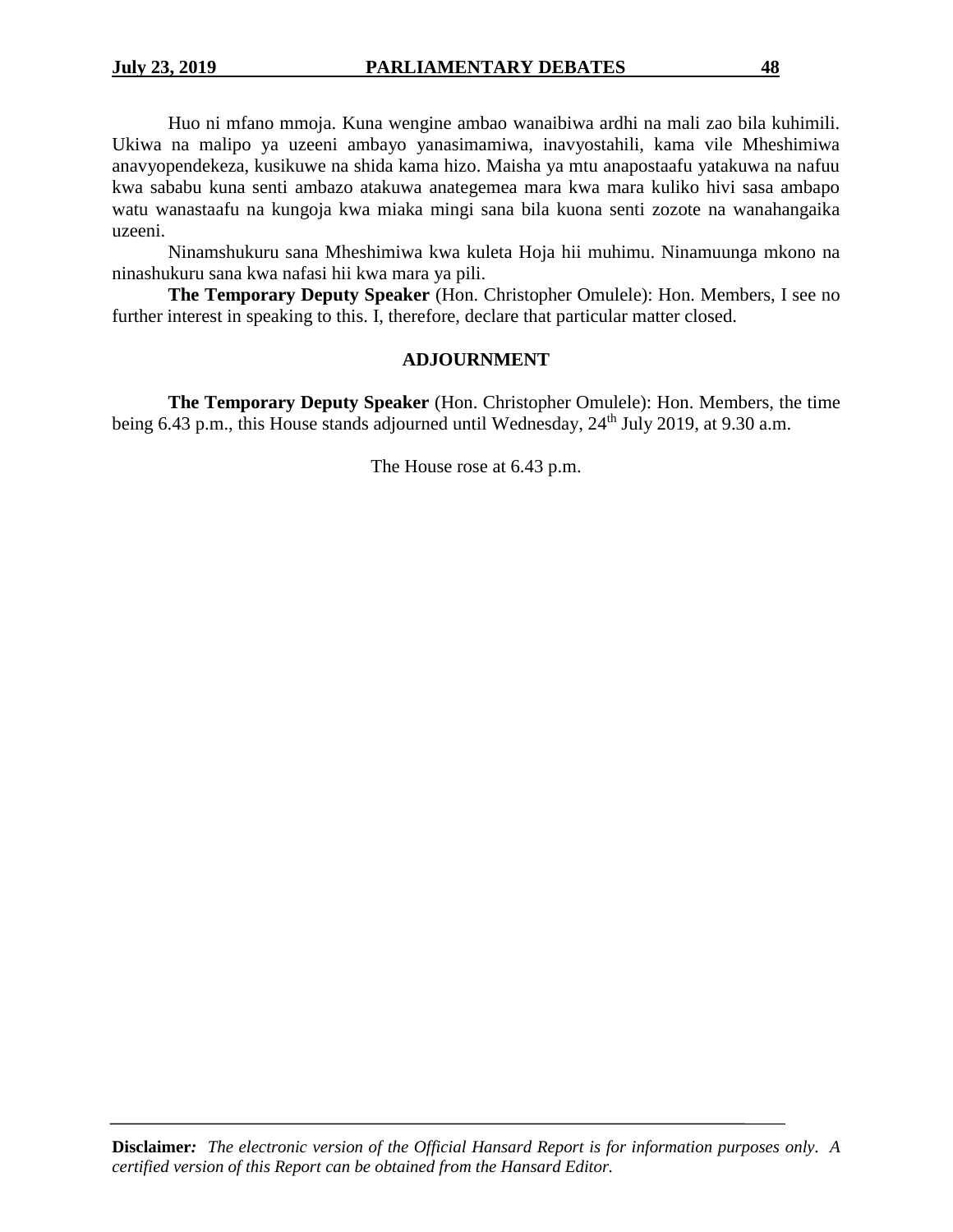Huo ni mfano mmoja. Kuna wengine ambao wanaibiwa ardhi na mali zao bila kuhimili. Ukiwa na malipo ya uzeeni ambayo yanasimamiwa, inavyostahili, kama vile Mheshimiwa anavyopendekeza, kusikuwe na shida kama hizo. Maisha ya mtu anapostaafu yatakuwa na nafuu kwa sababu kuna senti ambazo atakuwa anategemea mara kwa mara kuliko hivi sasa ambapo watu wanastaafu na kungoja kwa miaka mingi sana bila kuona senti zozote na wanahangaika uzeeni.

Ninamshukuru sana Mheshimiwa kwa kuleta Hoja hii muhimu. Ninamuunga mkono na ninashukuru sana kwa nafasi hii kwa mara ya pili.

**The Temporary Deputy Speaker** (Hon. Christopher Omulele): Hon. Members, I see no further interest in speaking to this. I, therefore, declare that particular matter closed.

## ADJOURNMENT

**The Temporary Deputy Speaker** (Hon. Christopher Omulele): Hon. Members, the time being 6.43 p.m., this House stands adjourned until Wednesday, 24th July 2019, at 9.30 a.m.

The House rose at 6.43 p.m.

**Disclaimer:** *The electronic version of the Official Hansard Report is for information purposes only. A certified version of this Report can be obtained from the Hansard Editor.*